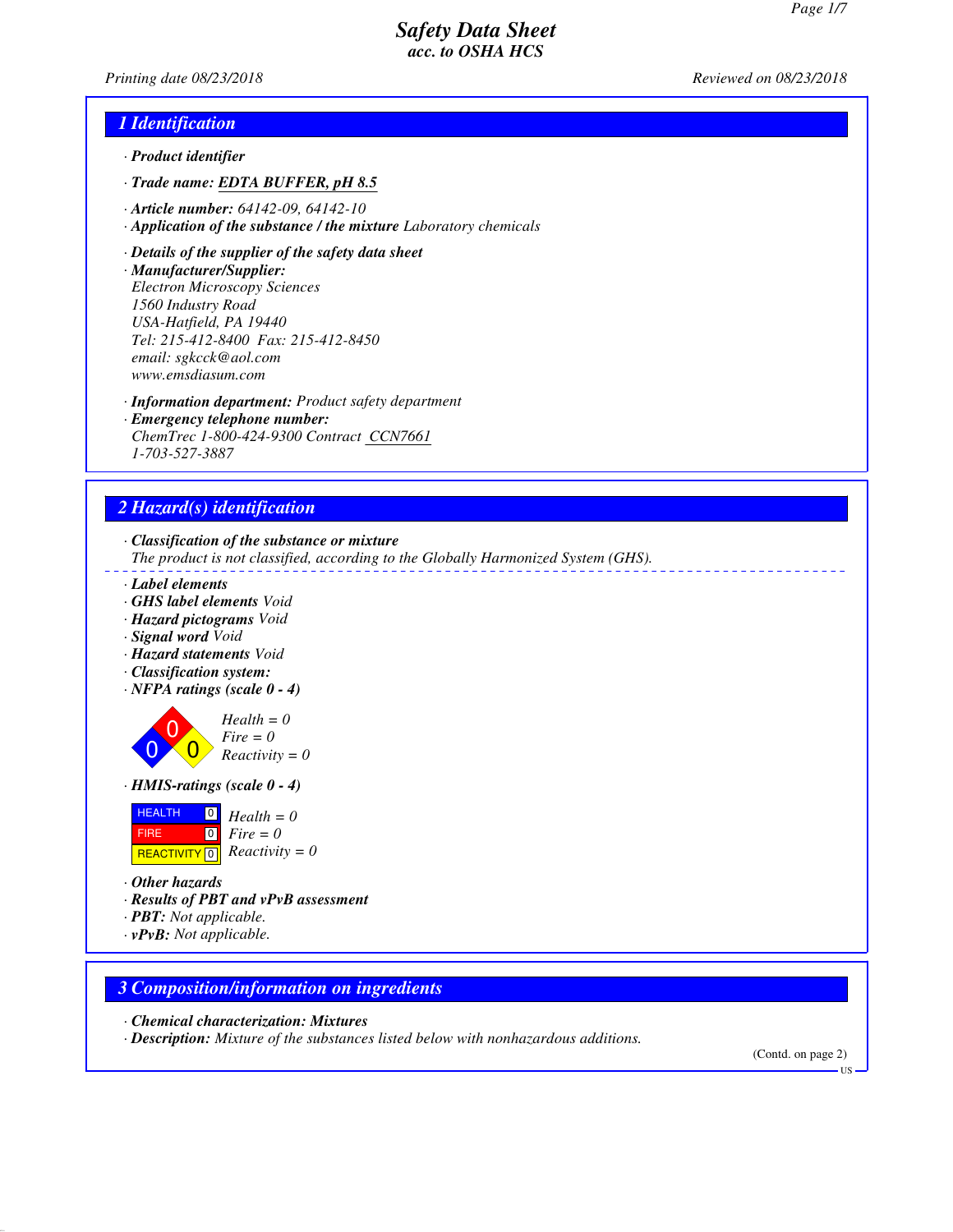# Safety Data Sheet
*acc. to OSHA HCS*

Printing date 08/23/2018 Reviewed on 08/23/2018

## 1 Identification

· **Product identifier**

· **Trade name: EDTA BUFFER, pH 8.5**

· **Article number:** 64142-09, 64142-10
· **Application of the substance / the mixture** Laboratory chemicals

· **Details of the supplier of the safety data sheet**
· **Manufacturer/Supplier:**
Electron Microscopy Sciences
1560 Industry Road
USA-Hatfield, PA 19440
Tel: 215-412-8400 Fax: 215-412-8450
email: sgkcck@aol.com
www.emsdiasum.com

· **Information department:** Product safety department
· **Emergency telephone number:**
ChemTrec 1-800-424-9300 Contract CCN7661
1-703-527-3887

## 2 Hazard(s) identification

· **Classification of the substance or mixture**
The product is not classified, according to the Globally Harmonized System (GHS).

· **Label elements**
· **GHS label elements** Void
· **Hazard pictograms** Void
· **Signal word** Void
· **Hazard statements** Void
· **Classification system:**
· **NFPA ratings (scale 0 - 4)**

Health = 0
Fire = 0
Reactivity = 0

· **HMIS-ratings (scale 0 - 4)**

| | | |
|---|---|---|
| HEALTH | 0 | Health = 0 |
| FIRE | 0 | Fire = 0 |
| REACTIVITY | 0 | Reactivity = 0 |

· **Other hazards**
· **Results of PBT and vPvB assessment**
· **PBT:** Not applicable.
· **vPvB:** Not applicable.

## 3 Composition/information on ingredients

· **Chemical characterization: Mixtures**
· **Description:** Mixture of the substances listed below with nonhazardous additions.

(Contd. on page 2)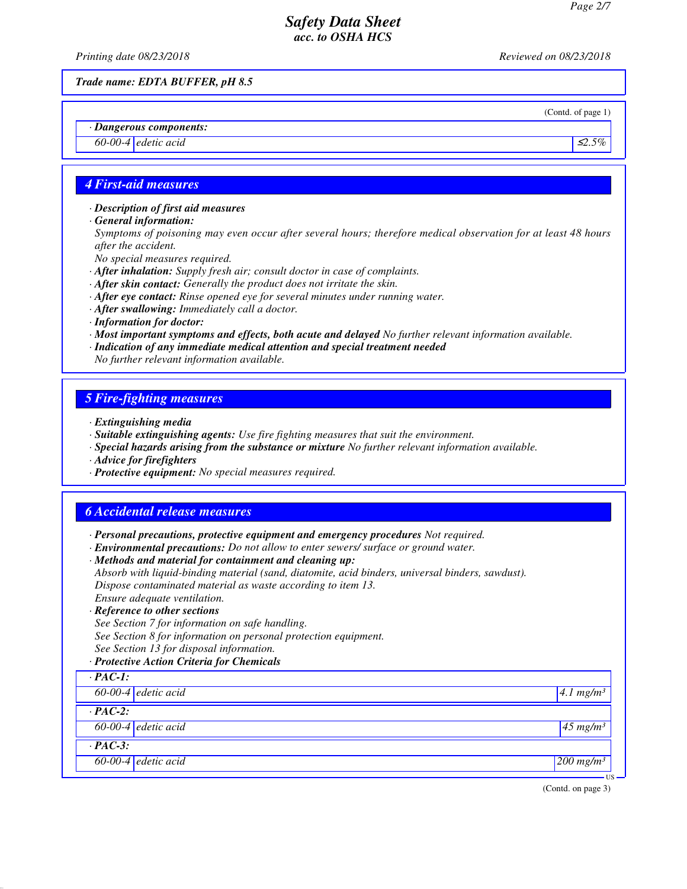**Trade name: EDTA BUFFER, pH 8.5**

(Contd. of page 1)

· **Dangerous components:**

| | | |
|---|---|---|
| 60-00-4 | edetic acid | ≤2.5% |

## 4 First-aid measures

· **Description of first aid measures**
· **General information:**
Symptoms of poisoning may even occur after several hours; therefore medical observation for at least 48 hours after the accident.
No special measures required.
· **After inhalation:** Supply fresh air; consult doctor in case of complaints.
· **After skin contact:** Generally the product does not irritate the skin.
· **After eye contact:** Rinse opened eye for several minutes under running water.
· **After swallowing:** Immediately call a doctor.
· **Information for doctor:**
· **Most important symptoms and effects, both acute and delayed** No further relevant information available.
· **Indication of any immediate medical attention and special treatment needed**
No further relevant information available.

## 5 Fire-fighting measures

· **Extinguishing media**
· **Suitable extinguishing agents:** Use fire fighting measures that suit the environment.
· **Special hazards arising from the substance or mixture** No further relevant information available.
· **Advice for firefighters**
· **Protective equipment:** No special measures required.

## 6 Accidental release measures

· **Personal precautions, protective equipment and emergency procedures** Not required.
· **Environmental precautions:** Do not allow to enter sewers/ surface or ground water.
· **Methods and material for containment and cleaning up:**
Absorb with liquid-binding material (sand, diatomite, acid binders, universal binders, sawdust).
Dispose contaminated material as waste according to item 13.
Ensure adequate ventilation.
· **Reference to other sections**
See Section 7 for information on safe handling.
See Section 8 for information on personal protection equipment.
See Section 13 for disposal information.
· **Protective Action Criteria for Chemicals**

| | | |
|---|---|---|
| · **PAC-1:** | | |
| 60-00-4 | edetic acid | 4.1 mg/m³ |
| · **PAC-2:** | | |
| 60-00-4 | edetic acid | 45 mg/m³ |
| · **PAC-3:** | | |
| 60-00-4 | edetic acid | 200 mg/m³ |

(Contd. on page 3)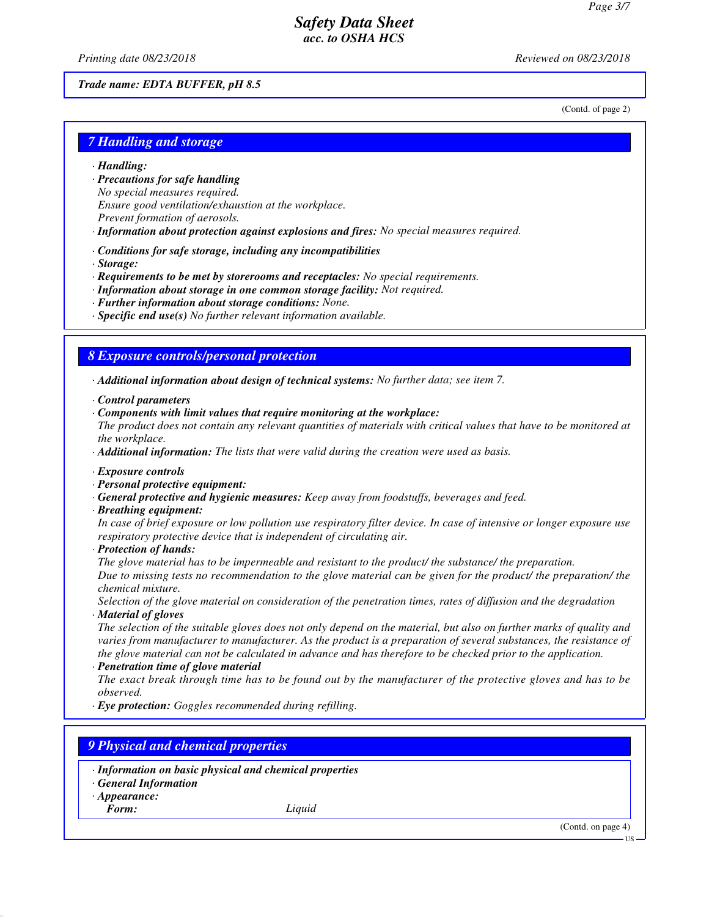*Trade name: EDTA BUFFER, pH 8.5*

(Contd. of page 2)

## 7 Handling and storage

· **Handling:**
· **Precautions for safe handling**
No special measures required.
Ensure good ventilation/exhaustion at the workplace.
Prevent formation of aerosols.
· **Information about protection against explosions and fires:** No special measures required.

· **Conditions for safe storage, including any incompatibilities**
· **Storage:**
· **Requirements to be met by storerooms and receptacles:** No special requirements.
· **Information about storage in one common storage facility:** Not required.
· **Further information about storage conditions:** None.
· **Specific end use(s)** No further relevant information available.

## 8 Exposure controls/personal protection

· **Additional information about design of technical systems:** No further data; see item 7.

· **Control parameters**
· **Components with limit values that require monitoring at the workplace:**
The product does not contain any relevant quantities of materials with critical values that have to be monitored at the workplace.
· **Additional information:** The lists that were valid during the creation were used as basis.

· **Exposure controls**
· **Personal protective equipment:**
· **General protective and hygienic measures:** Keep away from foodstuffs, beverages and feed.
· **Breathing equipment:**
In case of brief exposure or low pollution use respiratory filter device. In case of intensive or longer exposure use respiratory protective device that is independent of circulating air.
· **Protection of hands:**
The glove material has to be impermeable and resistant to the product/ the substance/ the preparation.
Due to missing tests no recommendation to the glove material can be given for the product/ the preparation/ the chemical mixture.
Selection of the glove material on consideration of the penetration times, rates of diffusion and the degradation
· **Material of gloves**
The selection of the suitable gloves does not only depend on the material, but also on further marks of quality and varies from manufacturer to manufacturer. As the product is a preparation of several substances, the resistance of the glove material can not be calculated in advance and has therefore to be checked prior to the application.
· **Penetration time of glove material**
The exact break through time has to be found out by the manufacturer of the protective gloves and has to be observed.
· **Eye protection:** Goggles recommended during refilling.

## 9 Physical and chemical properties

· **Information on basic physical and chemical properties**
· **General Information**
· **Appearance:**
**Form:** Liquid

(Contd. on page 4)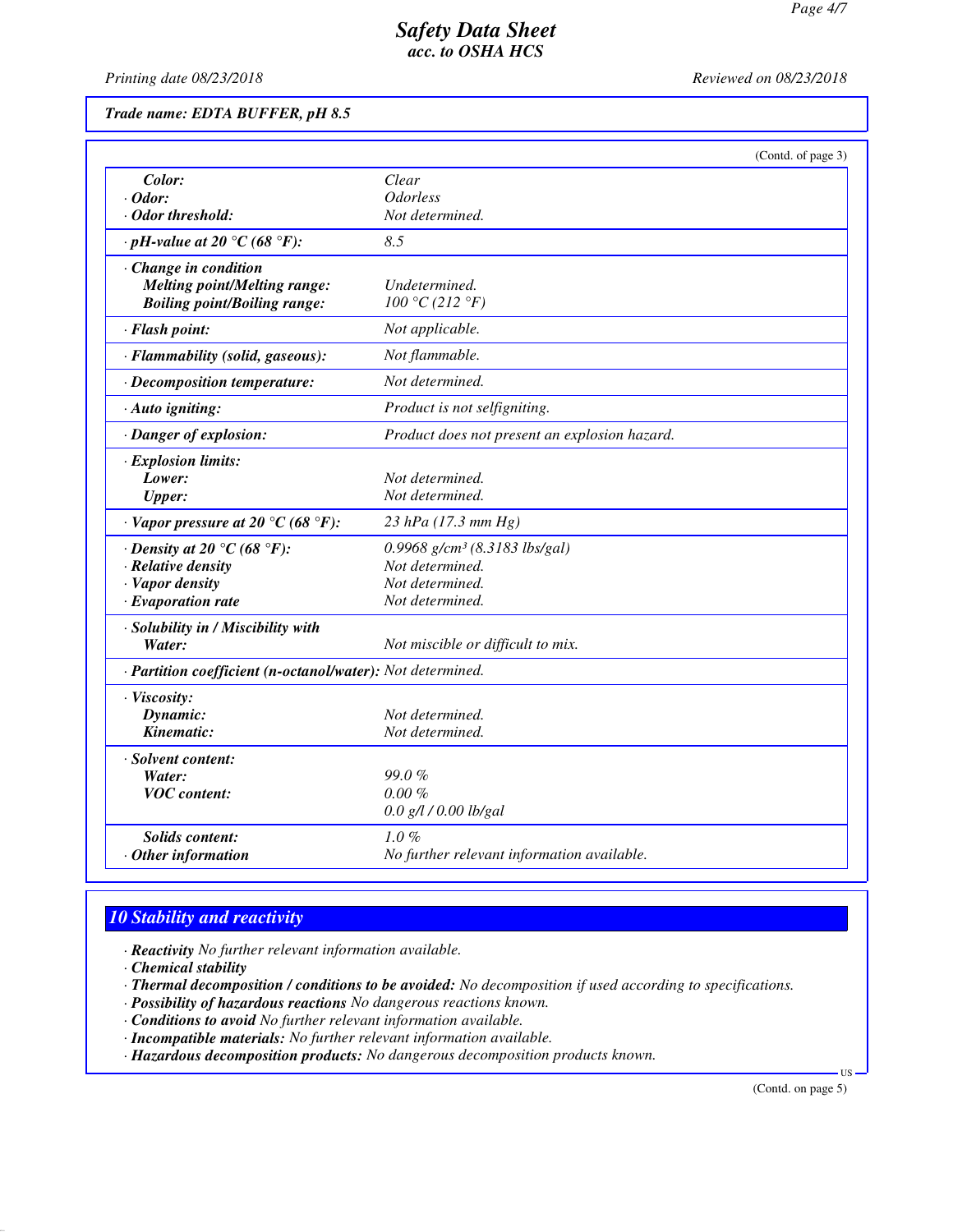Trade name: EDTA BUFFER, pH 8.5

(Contd. of page 3)

| | |
|---|---|
| **Color:** | Clear |
| **· Odor:** | Odorless |
| **· Odor threshold:** | Not determined. |
| **· pH-value at 20 °C (68 °F):** | 8.5 |
| **· Change in condition** | |
| **Melting point/Melting range:** | Undetermined. |
| **Boiling point/Boiling range:** | 100 °C (212 °F) |
| **· Flash point:** | Not applicable. |
| **· Flammability (solid, gaseous):** | Not flammable. |
| **· Decomposition temperature:** | Not determined. |
| **· Auto igniting:** | Product is not selfigniting. |
| **· Danger of explosion:** | Product does not present an explosion hazard. |
| **· Explosion limits:** | |
| **Lower:** | Not determined. |
| **Upper:** | Not determined. |
| **· Vapor pressure at 20 °C (68 °F):** | 23 hPa (17.3 mm Hg) |
| **· Density at 20 °C (68 °F):** | 0.9968 g/cm³ (8.3183 lbs/gal) |
| **· Relative density** | Not determined. |
| **· Vapor density** | Not determined. |
| **· Evaporation rate** | Not determined. |
| **· Solubility in / Miscibility with** | |
| **Water:** | Not miscible or difficult to mix. |
| **· Partition coefficient (n-octanol/water):** | Not determined. |
| **· Viscosity:** | |
| **Dynamic:** | Not determined. |
| **Kinematic:** | Not determined. |
| **· Solvent content:** | |
| **Water:** | 99.0 % |
| **VOC content:** | 0.00 % |
| | 0.0 g/l / 0.00 lb/gal |
| **Solids content:** | 1.0 % |
| **· Other information** | No further relevant information available. |

## 10 Stability and reactivity

· **Reactivity** No further relevant information available.
· **Chemical stability**
· **Thermal decomposition / conditions to be avoided:** No decomposition if used according to specifications.
· **Possibility of hazardous reactions** No dangerous reactions known.
· **Conditions to avoid** No further relevant information available.
· **Incompatible materials:** No further relevant information available.
· **Hazardous decomposition products:** No dangerous decomposition products known.

(Contd. on page 5)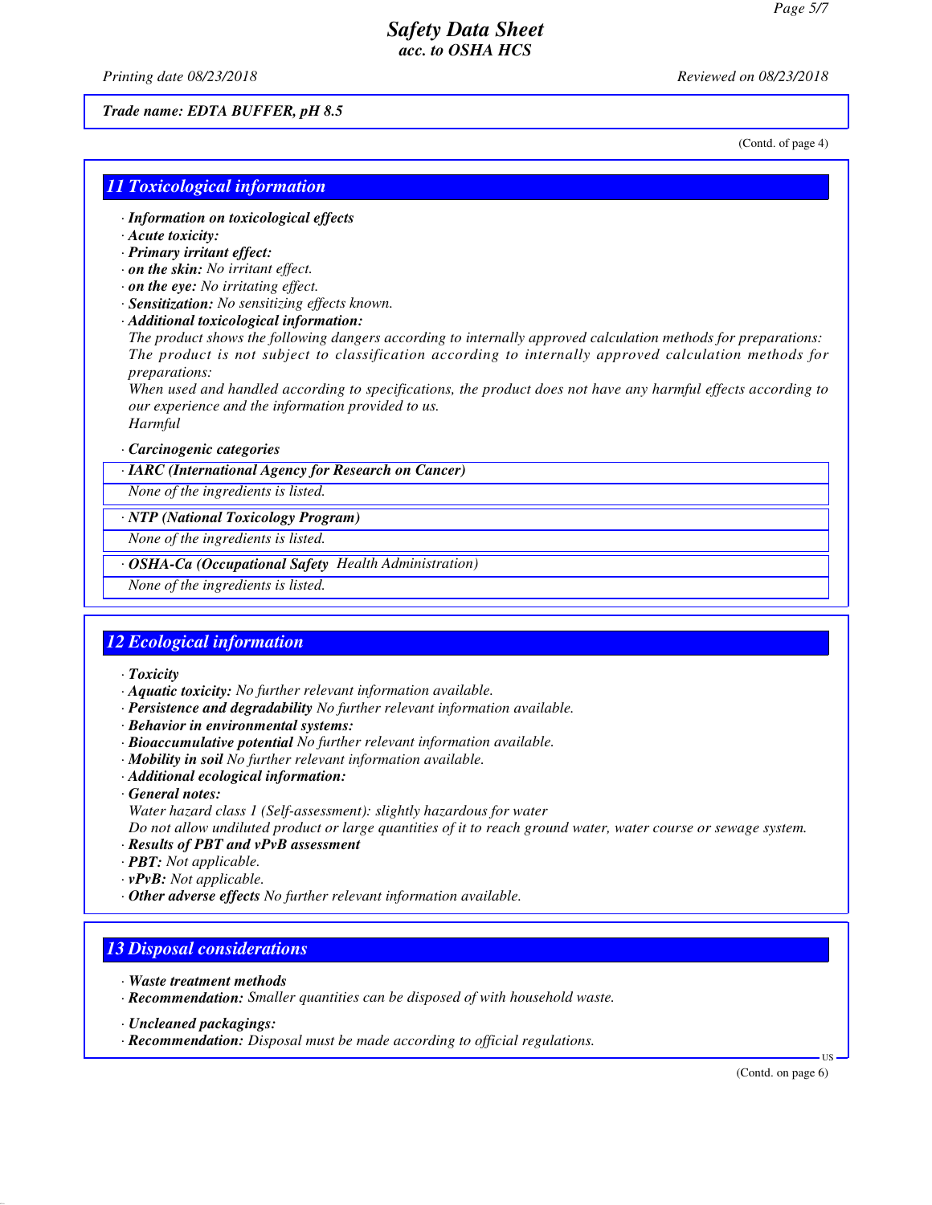**Trade name: EDTA BUFFER, pH 8.5**

(Contd. of page 4)

## 11 Toxicological information

· ***Information on toxicological effects***
· ***Acute toxicity:***
· ***Primary irritant effect:***
· ***on the skin:*** *No irritant effect.*
· ***on the eye:*** *No irritating effect.*
· ***Sensitization:*** *No sensitizing effects known.*
· ***Additional toxicological information:***
*The product shows the following dangers according to internally approved calculation methods for preparations:*
*The product is not subject to classification according to internally approved calculation methods for preparations:*
*When used and handled according to specifications, the product does not have any harmful effects according to our experience and the information provided to us.*
*Harmful*

· ***Carcinogenic categories***

· ***IARC (International Agency for Research on Cancer)***
*None of the ingredients is listed.*

· ***NTP (National Toxicology Program)***
*None of the ingredients is listed.*

· ***OSHA-Ca (Occupational Safety Health Administration)***
*None of the ingredients is listed.*

## 12 Ecological information

· ***Toxicity***
· ***Aquatic toxicity:*** *No further relevant information available.*
· ***Persistence and degradability*** *No further relevant information available.*
· ***Behavior in environmental systems:***
· ***Bioaccumulative potential*** *No further relevant information available.*
· ***Mobility in soil*** *No further relevant information available.*
· ***Additional ecological information:***
· ***General notes:***
*Water hazard class 1 (Self-assessment): slightly hazardous for water*
*Do not allow undiluted product or large quantities of it to reach ground water, water course or sewage system.*
· ***Results of PBT and vPvB assessment***
· ***PBT:*** *Not applicable.*
· ***vPvB:*** *Not applicable.*
· ***Other adverse effects*** *No further relevant information available.*

## 13 Disposal considerations

· ***Waste treatment methods***
· ***Recommendation:*** *Smaller quantities can be disposed of with household waste.*

· ***Uncleaned packagings:***
· ***Recommendation:*** *Disposal must be made according to official regulations.*

(Contd. on page 6)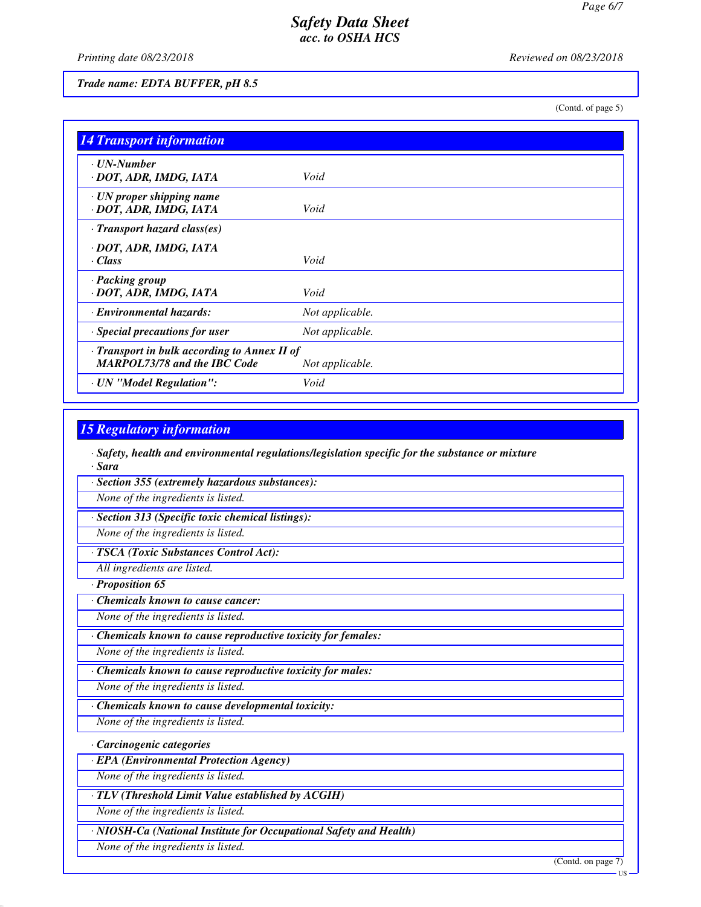# Safety Data Sheet
*acc. to OSHA HCS*

*Printing date 08/23/2018* *Reviewed on 08/23/2018*

**Trade name: EDTA BUFFER, pH 8.5**

(Contd. of page 5)

## 14 Transport information

| | |
|---|---|
| · **UN-Number** · **DOT, ADR, IMDG, IATA** | *Void* |
| · **UN proper shipping name** · **DOT, ADR, IMDG, IATA** | *Void* |
| · **Transport hazard class(es)** · **DOT, ADR, IMDG, IATA** · **Class** | *Void* |
| · **Packing group** · **DOT, ADR, IMDG, IATA** | *Void* |
| · **Environmental hazards:** | *Not applicable.* |
| · **Special precautions for user** | *Not applicable.* |
| · **Transport in bulk according to Annex II of MARPOL73/78 and the IBC Code** | *Not applicable.* |
| · **UN "Model Regulation":** | *Void* |

## 15 Regulatory information

· **Safety, health and environmental regulations/legislation specific for the substance or mixture**

· **Sara**

· **Section 355 (extremely hazardous substances):**

*None of the ingredients is listed.*

· **Section 313 (Specific toxic chemical listings):**

*None of the ingredients is listed.*

· **TSCA (Toxic Substances Control Act):**

*All ingredients are listed.*

· **Proposition 65**

· **Chemicals known to cause cancer:**

*None of the ingredients is listed.*

· **Chemicals known to cause reproductive toxicity for females:**

*None of the ingredients is listed.*

· **Chemicals known to cause reproductive toxicity for males:**

*None of the ingredients is listed.*

· **Chemicals known to cause developmental toxicity:**

*None of the ingredients is listed.*

· **Carcinogenic categories**

· **EPA (Environmental Protection Agency)**

*None of the ingredients is listed.*

· **TLV (Threshold Limit Value established by ACGIH)**

*None of the ingredients is listed.*

· **NIOSH-Ca (National Institute for Occupational Safety and Health)**

*None of the ingredients is listed.*

(Contd. on page 7)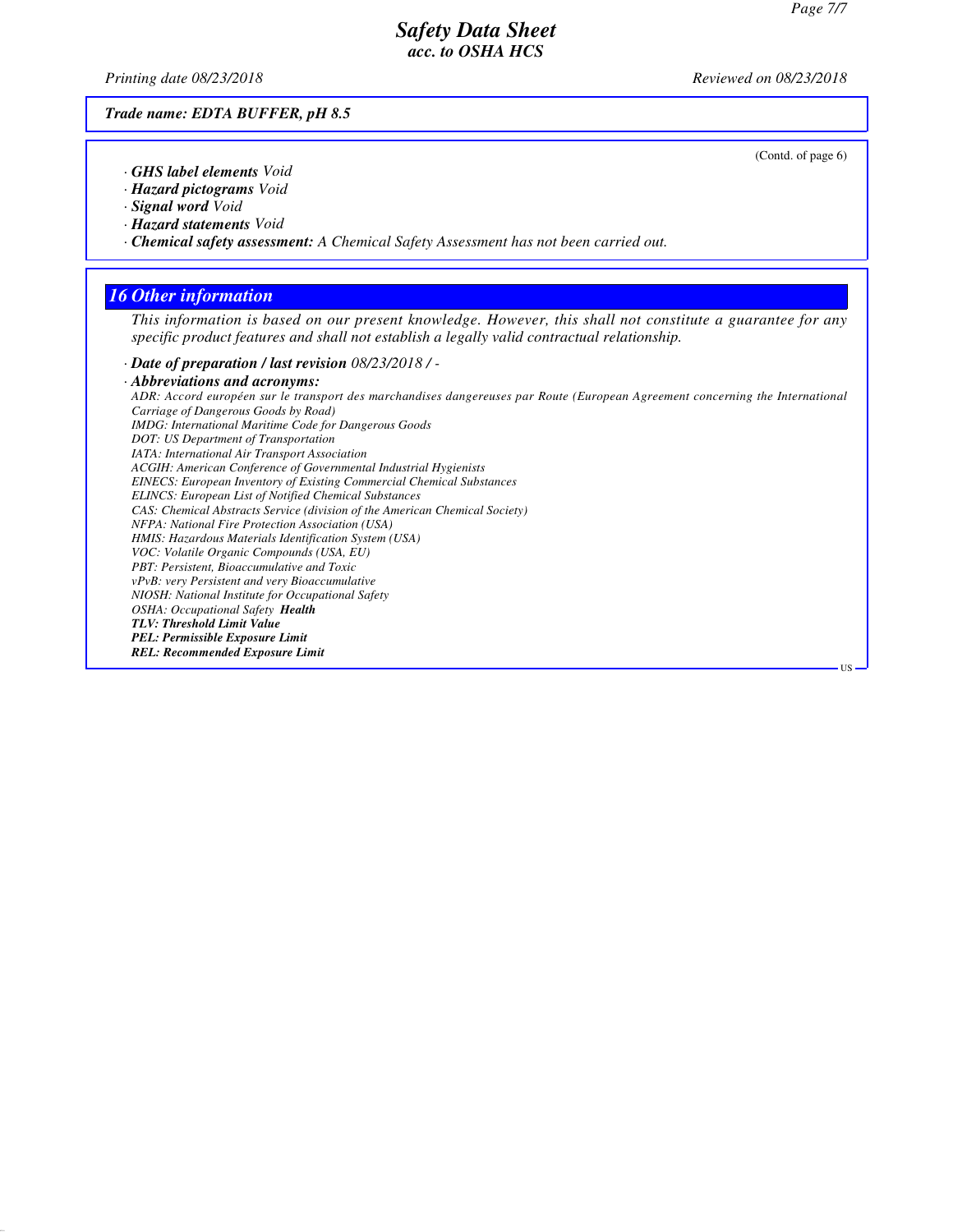(Contd. of page 6)

· **GHS label elements** *Void*
· **Hazard pictograms** *Void*
· **Signal word** *Void*
· **Hazard statements** *Void*
· **Chemical safety assessment:** *A Chemical Safety Assessment has not been carried out.*

## 16 Other information

*This information is based on our present knowledge. However, this shall not constitute a guarantee for any specific product features and shall not establish a legally valid contractual relationship.*

· **Date of preparation / last revision** *08/23/2018 / -*

· **Abbreviations and acronyms:**

*ADR: Accord européen sur le transport des marchandises dangereuses par Route (European Agreement concerning the International Carriage of Dangerous Goods by Road)*
*IMDG: International Maritime Code for Dangerous Goods*
*DOT: US Department of Transportation*
*IATA: International Air Transport Association*
*ACGIH: American Conference of Governmental Industrial Hygienists*
*EINECS: European Inventory of Existing Commercial Chemical Substances*
*ELINCS: European List of Notified Chemical Substances*
*CAS: Chemical Abstracts Service (division of the American Chemical Society)*
*NFPA: National Fire Protection Association (USA)*
*HMIS: Hazardous Materials Identification System (USA)*
*VOC: Volatile Organic Compounds (USA, EU)*
*PBT: Persistent, Bioaccumulative and Toxic*
*vPvB: very Persistent and very Bioaccumulative*
*NIOSH: National Institute for Occupational Safety*
*OSHA: Occupational Safety* ***Health***
***TLV: Threshold Limit Value***
***PEL: Permissible Exposure Limit***
***REL: Recommended Exposure Limit***

US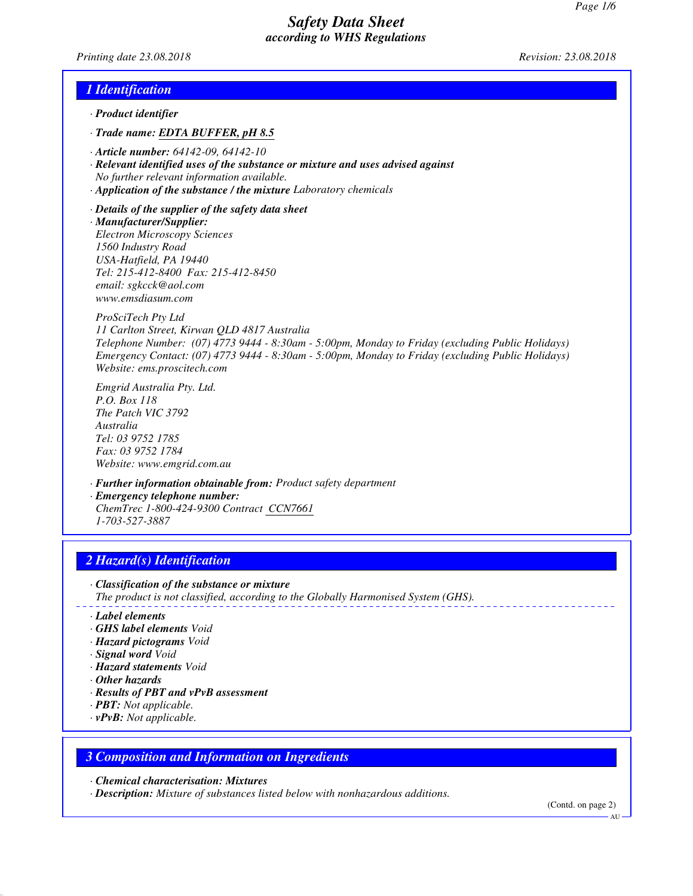# Safety Data Sheet
## according to WHS Regulations

*Printing date 23.08.2018* *Revision: 23.08.2018*

## 1 Identification

· ***Product identifier***

· ***Trade name: EDTA BUFFER, pH 8.5***

· ***Article number:*** *64142-09, 64142-10*
· ***Relevant identified uses of the substance or mixture and uses advised against***
*No further relevant information available.*
· ***Application of the substance / the mixture*** *Laboratory chemicals*

· ***Details of the supplier of the safety data sheet***
· ***Manufacturer/Supplier:***
*Electron Microscopy Sciences*
*1560 Industry Road*
*USA-Hatfield, PA 19440*
*Tel: 215-412-8400 Fax: 215-412-8450*
*email: sgkcck@aol.com*
*www.emsdiasum.com*

*ProSciTech Pty Ltd*
*11 Carlton Street, Kirwan QLD 4817 Australia*
*Telephone Number: (07) 4773 9444 - 8:30am - 5:00pm, Monday to Friday (excluding Public Holidays)*
*Emergency Contact: (07) 4773 9444 - 8:30am - 5:00pm, Monday to Friday (excluding Public Holidays)*
*Website: ems.proscitech.com*

*Emgrid Australia Pty. Ltd.*
*P.O. Box 118*
*The Patch VIC 3792*
*Australia*
*Tel: 03 9752 1785*
*Fax: 03 9752 1784*
*Website: www.emgrid.com.au*

· ***Further information obtainable from:*** *Product safety department*
· ***Emergency telephone number:***
*ChemTrec 1-800-424-9300 Contract CCN7661*
*1-703-527-3887*

## 2 Hazard(s) Identification

· ***Classification of the substance or mixture***
*The product is not classified, according to the Globally Harmonised System (GHS).*

· ***Label elements***
· ***GHS label elements*** *Void*
· ***Hazard pictograms*** *Void*
· ***Signal word*** *Void*
· ***Hazard statements*** *Void*
· ***Other hazards***
· ***Results of PBT and vPvB assessment***
· ***PBT:*** *Not applicable.*
· ***vPvB:*** *Not applicable.*

## 3 Composition and Information on Ingredients

· ***Chemical characterisation: Mixtures***
· ***Description:*** *Mixture of substances listed below with nonhazardous additions.*

(Contd. on page 2)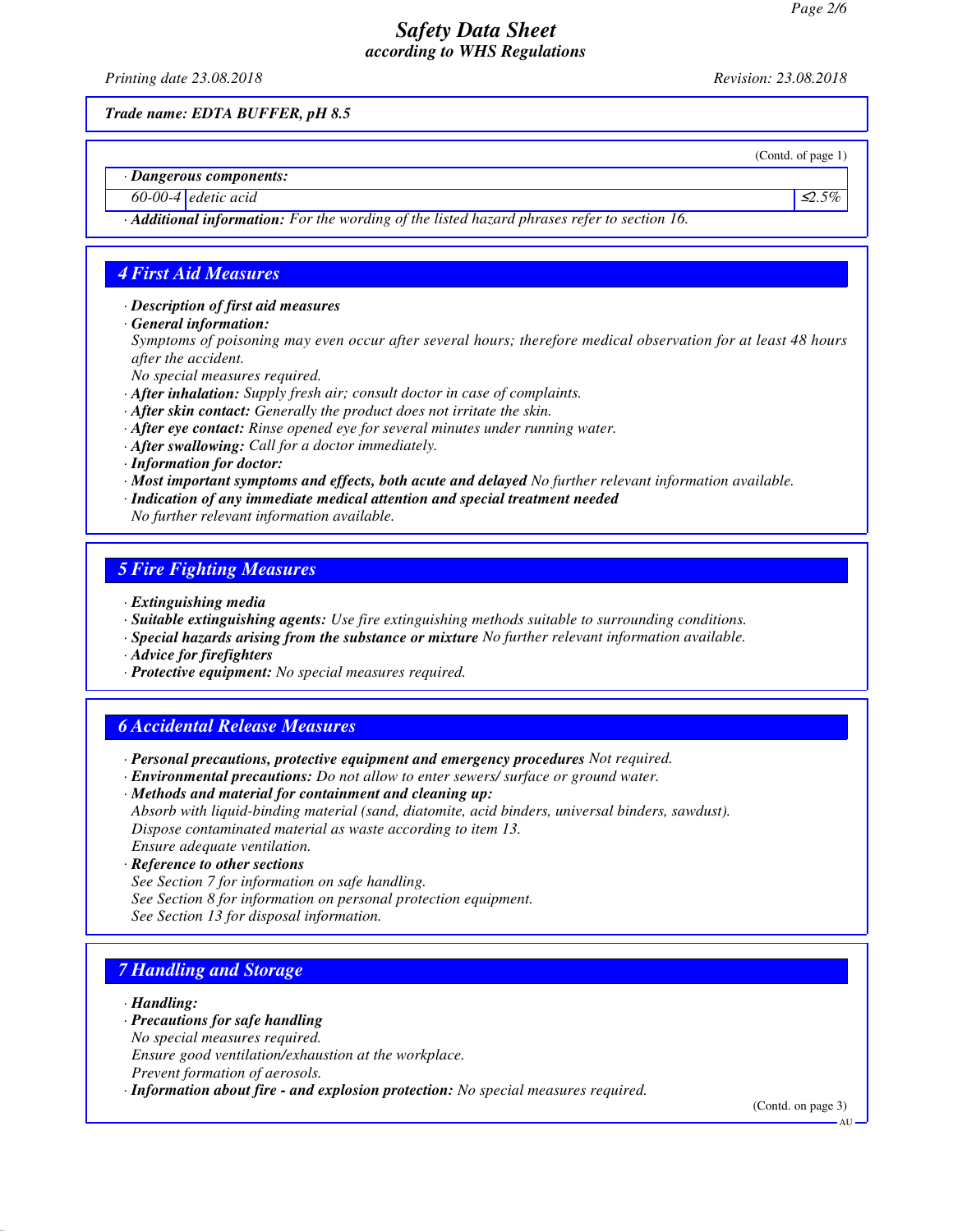*Trade name: EDTA BUFFER, pH 8.5*

(Contd. of page 1)

· **Dangerous components:**

| | | |
|---|---|---|
| 60-00-4 | edetic acid | ≤2.5% |

· **Additional information:** For the wording of the listed hazard phrases refer to section 16.

## 4 First Aid Measures

· **Description of first aid measures**
· **General information:**
Symptoms of poisoning may even occur after several hours; therefore medical observation for at least 48 hours after the accident.
No special measures required.
· **After inhalation:** Supply fresh air; consult doctor in case of complaints.
· **After skin contact:** Generally the product does not irritate the skin.
· **After eye contact:** Rinse opened eye for several minutes under running water.
· **After swallowing:** Call for a doctor immediately.
· **Information for doctor:**
· **Most important symptoms and effects, both acute and delayed** No further relevant information available.
· **Indication of any immediate medical attention and special treatment needed**
No further relevant information available.

## 5 Fire Fighting Measures

· **Extinguishing media**
· **Suitable extinguishing agents:** Use fire extinguishing methods suitable to surrounding conditions.
· **Special hazards arising from the substance or mixture** No further relevant information available.
· **Advice for firefighters**
· **Protective equipment:** No special measures required.

## 6 Accidental Release Measures

· **Personal precautions, protective equipment and emergency procedures** Not required.
· **Environmental precautions:** Do not allow to enter sewers/ surface or ground water.
· **Methods and material for containment and cleaning up:**
Absorb with liquid-binding material (sand, diatomite, acid binders, universal binders, sawdust).
Dispose contaminated material as waste according to item 13.
Ensure adequate ventilation.
· **Reference to other sections**
See Section 7 for information on safe handling.
See Section 8 for information on personal protection equipment.
See Section 13 for disposal information.

## 7 Handling and Storage

· **Handling:**
· **Precautions for safe handling**
No special measures required.
Ensure good ventilation/exhaustion at the workplace.
Prevent formation of aerosols.
· **Information about fire - and explosion protection:** No special measures required.

(Contd. on page 3)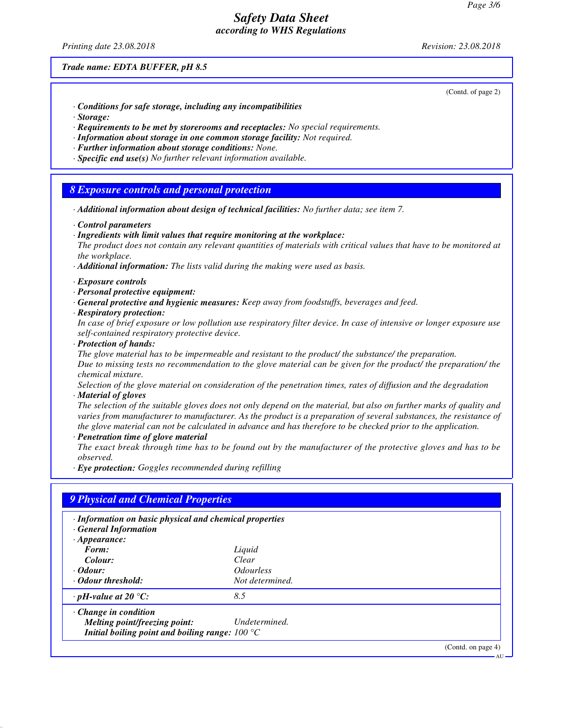Trade name: **EDTA BUFFER, pH 8.5**

(Contd. of page 2)

· **Conditions for safe storage, including any incompatibilities**
· **Storage:**
· **Requirements to be met by storerooms and receptacles:** No special requirements.
· **Information about storage in one common storage facility:** Not required.
· **Further information about storage conditions:** None.
· **Specific end use(s)** No further relevant information available.

## 8 Exposure controls and personal protection

· **Additional information about design of technical facilities:** No further data; see item 7.

· **Control parameters**
· **Ingredients with limit values that require monitoring at the workplace:**
The product does not contain any relevant quantities of materials with critical values that have to be monitored at the workplace.
· **Additional information:** The lists valid during the making were used as basis.

· **Exposure controls**
· **Personal protective equipment:**
· **General protective and hygienic measures:** Keep away from foodstuffs, beverages and feed.
· **Respiratory protection:**
In case of brief exposure or low pollution use respiratory filter device. In case of intensive or longer exposure use self-contained respiratory protective device.
· **Protection of hands:**
The glove material has to be impermeable and resistant to the product/ the substance/ the preparation.
Due to missing tests no recommendation to the glove material can be given for the product/ the preparation/ the chemical mixture.
Selection of the glove material on consideration of the penetration times, rates of diffusion and the degradation
· **Material of gloves**
The selection of the suitable gloves does not only depend on the material, but also on further marks of quality and varies from manufacturer to manufacturer. As the product is a preparation of several substances, the resistance of the glove material can not be calculated in advance and has therefore to be checked prior to the application.
· **Penetration time of glove material**
The exact break through time has to be found out by the manufacturer of the protective gloves and has to be observed.
· **Eye protection:** Goggles recommended during refilling

## 9 Physical and Chemical Properties

· **Information on basic physical and chemical properties**
· **General Information**
· **Appearance:**

| | |
|---|---|
| **Form:** | Liquid |
| **Colour:** | Clear |
| · **Odour:** | Odourless |
| · **Odour threshold:** | Not determined. |
| · **pH-value at 20 °C:** | 8.5 |
| · **Change in condition** | |
| **Melting point/freezing point:** | Undetermined. |
| **Initial boiling point and boiling range:** | 100 °C |

(Contd. on page 4)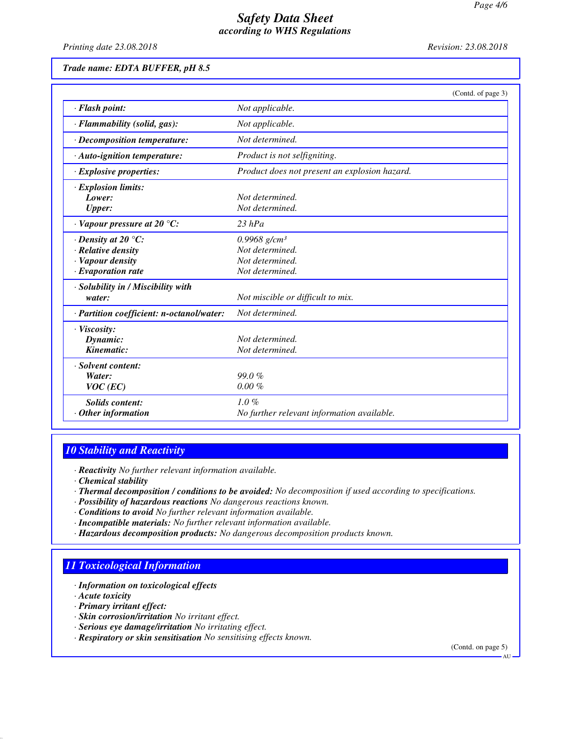**Trade name: EDTA BUFFER, pH 8.5**

(Contd. of page 3)

| | |
|---|---|
| · **Flash point:** | Not applicable. |
| · **Flammability (solid, gas):** | Not applicable. |
| · **Decomposition temperature:** | Not determined. |
| · **Auto-ignition temperature:** | Product is not selfigniting. |
| · **Explosive properties:** | Product does not present an explosion hazard. |
| · **Explosion limits:** | |
| **Lower:** | Not determined. |
| **Upper:** | Not determined. |
| · **Vapour pressure at 20 °C:** | 23 hPa |
| · **Density at 20 °C:** | 0.9968 g/cm³ |
| · **Relative density** | Not determined. |
| · **Vapour density** | Not determined. |
| · **Evaporation rate** | Not determined. |
| · **Solubility in / Miscibility with water:** | Not miscible or difficult to mix. |
| · **Partition coefficient: n-octanol/water:** | Not determined. |
| · **Viscosity:** | |
| **Dynamic:** | Not determined. |
| **Kinematic:** | Not determined. |
| · **Solvent content:** | |
| **Water:** | 99.0 % |
| **VOC (EC)** | 0.00 % |
| **Solids content:** | 1.0 % |
| · **Other information** | No further relevant information available. |

## 10 Stability and Reactivity

· **Reactivity** No further relevant information available.
· **Chemical stability**
· **Thermal decomposition / conditions to be avoided:** No decomposition if used according to specifications.
· **Possibility of hazardous reactions** No dangerous reactions known.
· **Conditions to avoid** No further relevant information available.
· **Incompatible materials:** No further relevant information available.
· **Hazardous decomposition products:** No dangerous decomposition products known.

## 11 Toxicological Information

· **Information on toxicological effects**
· **Acute toxicity**
· **Primary irritant effect:**
· **Skin corrosion/irritation** No irritant effect.
· **Serious eye damage/irritation** No irritating effect.
· **Respiratory or skin sensitisation** No sensitising effects known.

(Contd. on page 5)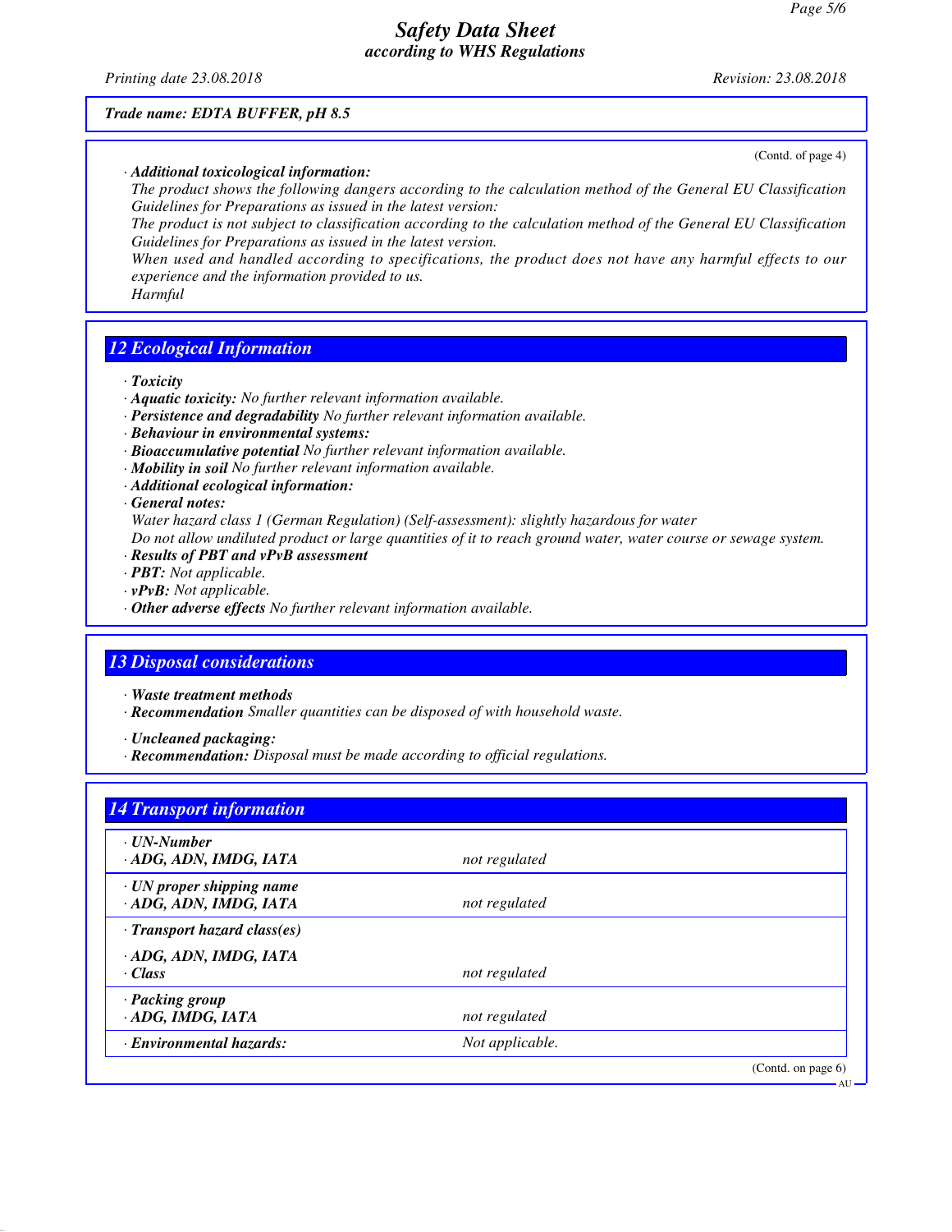**Trade name: EDTA BUFFER, pH 8.5**

(Contd. of page 4)

· **Additional toxicological information:**
The product shows the following dangers according to the calculation method of the General EU Classification Guidelines for Preparations as issued in the latest version:
The product is not subject to classification according to the calculation method of the General EU Classification Guidelines for Preparations as issued in the latest version.
When used and handled according to specifications, the product does not have any harmful effects to our experience and the information provided to us.
Harmful

## 12 Ecological Information

· **Toxicity**
· **Aquatic toxicity:** No further relevant information available.
· **Persistence and degradability** No further relevant information available.
· **Behaviour in environmental systems:**
· **Bioaccumulative potential** No further relevant information available.
· **Mobility in soil** No further relevant information available.
· **Additional ecological information:**
· **General notes:**
Water hazard class 1 (German Regulation) (Self-assessment): slightly hazardous for water
Do not allow undiluted product or large quantities of it to reach ground water, water course or sewage system.
· **Results of PBT and vPvB assessment**
· **PBT:** Not applicable.
· **vPvB:** Not applicable.
· **Other adverse effects** No further relevant information available.

## 13 Disposal considerations

· **Waste treatment methods**
· **Recommendation** Smaller quantities can be disposed of with household waste.

· **Uncleaned packaging:**
· **Recommendation:** Disposal must be made according to official regulations.

## 14 Transport information

| | |
|---|---|
| · **UN-Number** <br> · **ADG, ADN, IMDG, IATA** | not regulated |
| · **UN proper shipping name** <br> · **ADG, ADN, IMDG, IATA** | not regulated |
| · **Transport hazard class(es)** <br> · **ADG, ADN, IMDG, IATA** <br> · **Class** | not regulated |
| · **Packing group** <br> · **ADG, IMDG, IATA** | not regulated |
| · **Environmental hazards:** | Not applicable. |

(Contd. on page 6)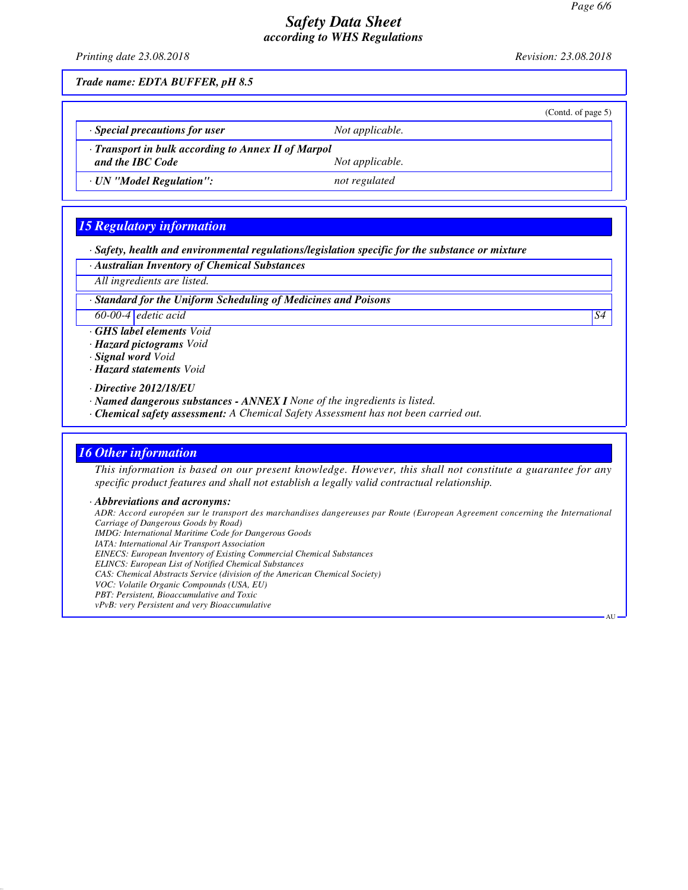**Trade name: EDTA BUFFER, pH 8.5**

(Contd. of page 5)

| | |
|---|---|
| · **Special precautions for user** | Not applicable. |
| · **Transport in bulk according to Annex II of Marpol and the IBC Code** | Not applicable. |
| · **UN "Model Regulation":** | not regulated |

## 15 Regulatory information

· **Safety, health and environmental regulations/legislation specific for the substance or mixture**

· **Australian Inventory of Chemical Substances**

All ingredients are listed.

· **Standard for the Uniform Scheduling of Medicines and Poisons**

| | | |
|---|---|---|
| 60-00-4 | edetic acid | S4 |

· **GHS label elements** Void
· **Hazard pictograms** Void
· **Signal word** Void
· **Hazard statements** Void

· **Directive 2012/18/EU**
· **Named dangerous substances - ANNEX I** None of the ingredients is listed.
· **Chemical safety assessment:** A Chemical Safety Assessment has not been carried out.

## 16 Other information

This information is based on our present knowledge. However, this shall not constitute a guarantee for any specific product features and shall not establish a legally valid contractual relationship.

· **Abbreviations and acronyms:**

ADR: Accord européen sur le transport des marchandises dangereuses par Route (European Agreement concerning the International Carriage of Dangerous Goods by Road)
IMDG: International Maritime Code for Dangerous Goods
IATA: International Air Transport Association
EINECS: European Inventory of Existing Commercial Chemical Substances
ELINCS: European List of Notified Chemical Substances
CAS: Chemical Abstracts Service (division of the American Chemical Society)
VOC: Volatile Organic Compounds (USA, EU)
PBT: Persistent, Bioaccumulative and Toxic
vPvB: very Persistent and very Bioaccumulative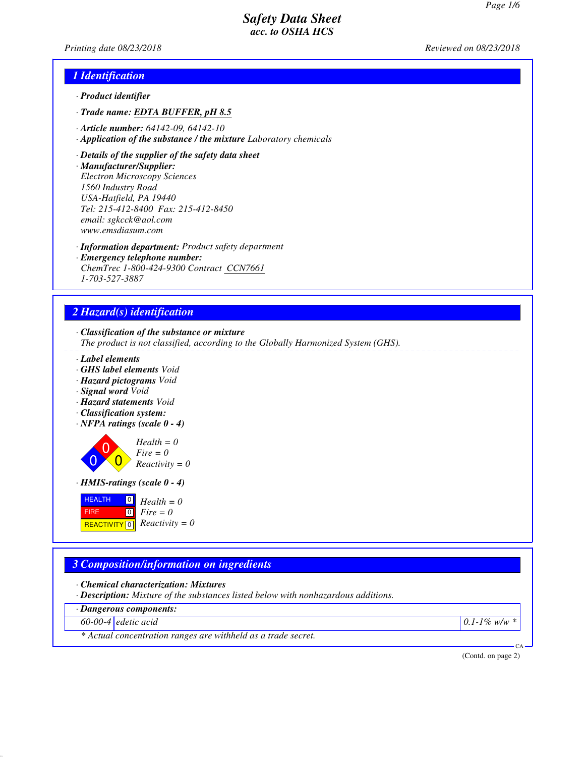# Safety Data Sheet
*acc. to OSHA HCS*

Printing date 08/23/2018 Reviewed on 08/23/2018

## 1 Identification

· **Product identifier**

· **Trade name: EDTA BUFFER, pH 8.5**

· **Article number:** 64142-09, 64142-10

· **Application of the substance / the mixture** Laboratory chemicals

· **Details of the supplier of the safety data sheet**

· **Manufacturer/Supplier:**
Electron Microscopy Sciences
1560 Industry Road
USA-Hatfield, PA 19440
Tel: 215-412-8400 Fax: 215-412-8450
email: sgkcck@aol.com
www.emsdiasum.com

· **Information department:** Product safety department

· **Emergency telephone number:**
ChemTrec 1-800-424-9300 Contract CCN7661
1-703-527-3887

## 2 Hazard(s) identification

· **Classification of the substance or mixture**
The product is not classified, according to the Globally Harmonized System (GHS).

· **Label elements**
· **GHS label elements** Void
· **Hazard pictograms** Void
· **Signal word** Void
· **Hazard statements** Void
· **Classification system:**
· **NFPA ratings (scale 0 - 4)**

Health = 0
Fire = 0
Reactivity = 0

· **HMIS-ratings (scale 0 - 4)**

| | | |
|---|---|---|
| HEALTH | 0 | Health = 0 |
| FIRE | 0 | Fire = 0 |
| REACTIVITY | 0 | Reactivity = 0 |

## 3 Composition/information on ingredients

· **Chemical characterization: Mixtures**
· **Description:** Mixture of the substances listed below with nonhazardous additions.

| · Dangerous components: | | |
|---|---|---|
| 60-00-4 | edetic acid | 0.1-1% w/w * |

\* Actual concentration ranges are withheld as a trade secret.

(Contd. on page 2)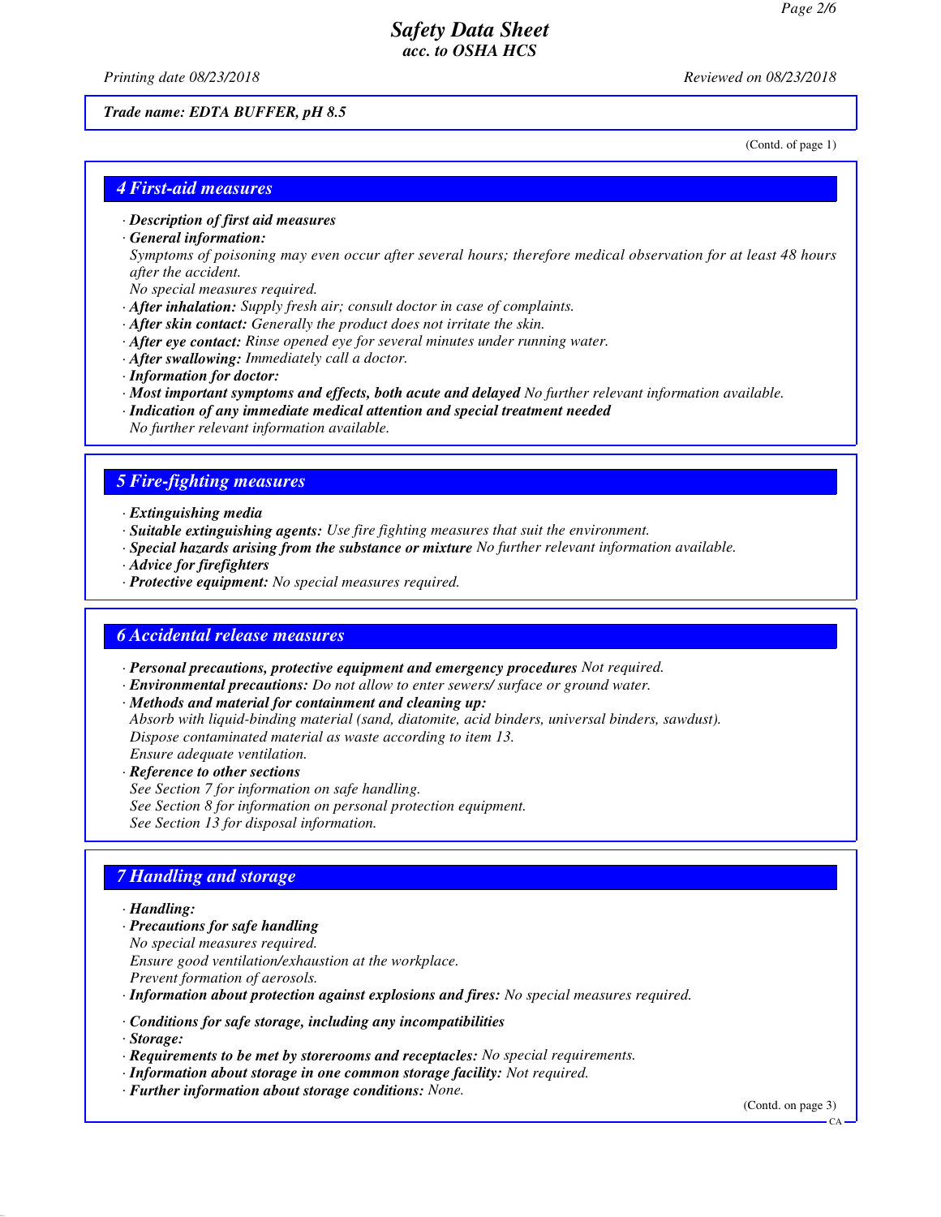*Trade name: EDTA BUFFER, pH 8.5*

(Contd. of page 1)

## 4 First-aid measures

- ***Description of first aid measures***
- ***General information:***
  *Symptoms of poisoning may even occur after several hours; therefore medical observation for at least 48 hours after the accident.*
  *No special measures required.*
- ***After inhalation:*** *Supply fresh air; consult doctor in case of complaints.*
- ***After skin contact:*** *Generally the product does not irritate the skin.*
- ***After eye contact:*** *Rinse opened eye for several minutes under running water.*
- ***After swallowing:*** *Immediately call a doctor.*
- ***Information for doctor:***
- ***Most important symptoms and effects, both acute and delayed*** *No further relevant information available.*
- ***Indication of any immediate medical attention and special treatment needed***
  *No further relevant information available.*

## 5 Fire-fighting measures

- ***Extinguishing media***
- ***Suitable extinguishing agents:*** *Use fire fighting measures that suit the environment.*
- ***Special hazards arising from the substance or mixture*** *No further relevant information available.*
- ***Advice for firefighters***
- ***Protective equipment:*** *No special measures required.*

## 6 Accidental release measures

- ***Personal precautions, protective equipment and emergency procedures*** *Not required.*
- ***Environmental precautions:*** *Do not allow to enter sewers/ surface or ground water.*
- ***Methods and material for containment and cleaning up:***
  *Absorb with liquid-binding material (sand, diatomite, acid binders, universal binders, sawdust).*
  *Dispose contaminated material as waste according to item 13.*
  *Ensure adequate ventilation.*
- ***Reference to other sections***
  *See Section 7 for information on safe handling.*
  *See Section 8 for information on personal protection equipment.*
  *See Section 13 for disposal information.*

## 7 Handling and storage

- ***Handling:***
- ***Precautions for safe handling***
  *No special measures required.*
  *Ensure good ventilation/exhaustion at the workplace.*
  *Prevent formation of aerosols.*
- ***Information about protection against explosions and fires:*** *No special measures required.*
- ***Conditions for safe storage, including any incompatibilities***
- ***Storage:***
- ***Requirements to be met by storerooms and receptacles:*** *No special requirements.*
- ***Information about storage in one common storage facility:*** *Not required.*
- ***Further information about storage conditions:*** *None.*

(Contd. on page 3)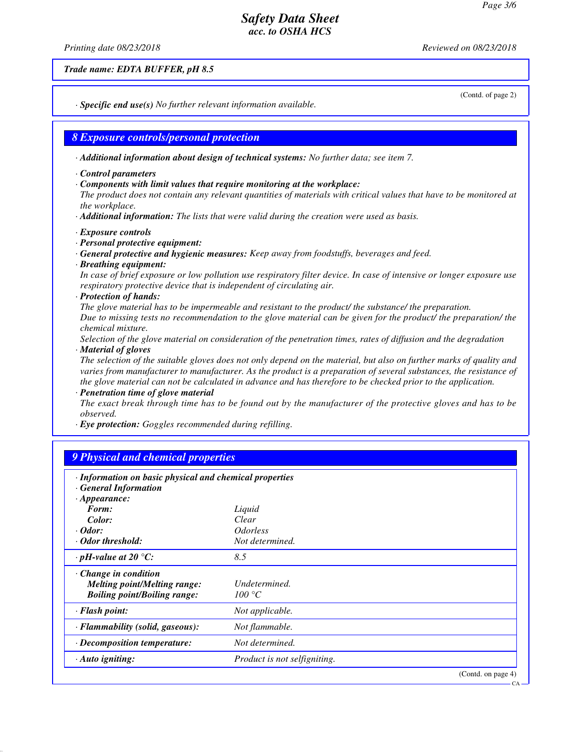Trade name: EDTA BUFFER, pH 8.5

(Contd. of page 2)

· **Specific end use(s)** No further relevant information available.

## 8 Exposure controls/personal protection

· **Additional information about design of technical systems:** No further data; see item 7.

· **Control parameters**

· **Components with limit values that require monitoring at the workplace:**
The product does not contain any relevant quantities of materials with critical values that have to be monitored at the workplace.

· **Additional information:** The lists that were valid during the creation were used as basis.

· **Exposure controls**

· **Personal protective equipment:**

· **General protective and hygienic measures:** Keep away from foodstuffs, beverages and feed.

· **Breathing equipment:**
In case of brief exposure or low pollution use respiratory filter device. In case of intensive or longer exposure use respiratory protective device that is independent of circulating air.

· **Protection of hands:**
The glove material has to be impermeable and resistant to the product/ the substance/ the preparation.
Due to missing tests no recommendation to the glove material can be given for the product/ the preparation/ the chemical mixture.
Selection of the glove material on consideration of the penetration times, rates of diffusion and the degradation

· **Material of gloves**
The selection of the suitable gloves does not only depend on the material, but also on further marks of quality and varies from manufacturer to manufacturer. As the product is a preparation of several substances, the resistance of the glove material can not be calculated in advance and has therefore to be checked prior to the application.

· **Penetration time of glove material**
The exact break through time has to be found out by the manufacturer of the protective gloves and has to be observed.

· **Eye protection:** Goggles recommended during refilling.

## 9 Physical and chemical properties

| · **Information on basic physical and chemical properties** | |
|---|---|
| · **General Information** | |
| · **Appearance:** | |
| **Form:** | Liquid |
| **Color:** | Clear |
| · **Odor:** | Odorless |
| · **Odor threshold:** | Not determined. |
| · **pH-value at 20 °C:** | 8.5 |
| · **Change in condition** | |
| **Melting point/Melting range:** | Undetermined. |
| **Boiling point/Boiling range:** | 100 °C |
| · **Flash point:** | Not applicable. |
| · **Flammability (solid, gaseous):** | Not flammable. |
| · **Decomposition temperature:** | Not determined. |
| · **Auto igniting:** | Product is not selfigniting. |

(Contd. on page 4)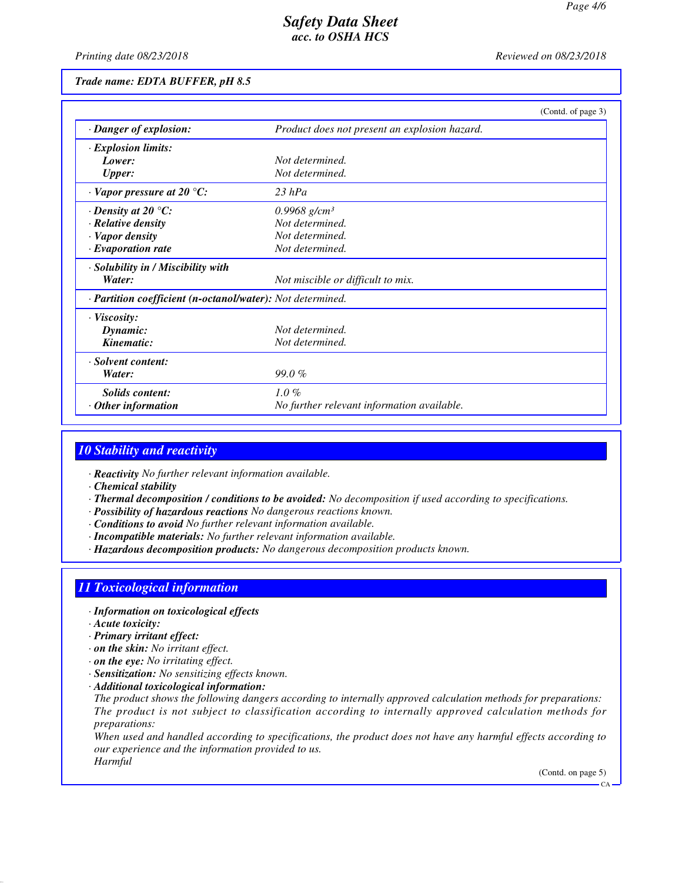*Trade name: EDTA BUFFER, pH 8.5*

(Contd. of page 3)

| | |
|---|---|
| · **Danger of explosion:** | Product does not present an explosion hazard. |
| · **Explosion limits:** | |
| **Lower:** | Not determined. |
| **Upper:** | Not determined. |
| · **Vapor pressure at 20 °C:** | 23 hPa |
| · **Density at 20 °C:** | 0.9968 g/cm³ |
| · **Relative density** | Not determined. |
| · **Vapor density** | Not determined. |
| · **Evaporation rate** | Not determined. |
| · **Solubility in / Miscibility with** | |
| **Water:** | Not miscible or difficult to mix. |
| · **Partition coefficient (n-octanol/water):** | Not determined. |
| · **Viscosity:** | |
| **Dynamic:** | Not determined. |
| **Kinematic:** | Not determined. |
| · **Solvent content:** | |
| **Water:** | 99.0 % |
| **Solids content:** | 1.0 % |
| · **Other information** | No further relevant information available. |

## 10 Stability and reactivity

· **Reactivity** No further relevant information available.
· **Chemical stability**
· **Thermal decomposition / conditions to be avoided:** No decomposition if used according to specifications.
· **Possibility of hazardous reactions** No dangerous reactions known.
· **Conditions to avoid** No further relevant information available.
· **Incompatible materials:** No further relevant information available.
· **Hazardous decomposition products:** No dangerous decomposition products known.

## 11 Toxicological information

· **Information on toxicological effects**
· **Acute toxicity:**
· **Primary irritant effect:**
· **on the skin:** No irritant effect.
· **on the eye:** No irritating effect.
· **Sensitization:** No sensitizing effects known.
· **Additional toxicological information:**
The product shows the following dangers according to internally approved calculation methods for preparations:
The product is not subject to classification according to internally approved calculation methods for preparations:
When used and handled according to specifications, the product does not have any harmful effects according to our experience and the information provided to us.
Harmful

(Contd. on page 5)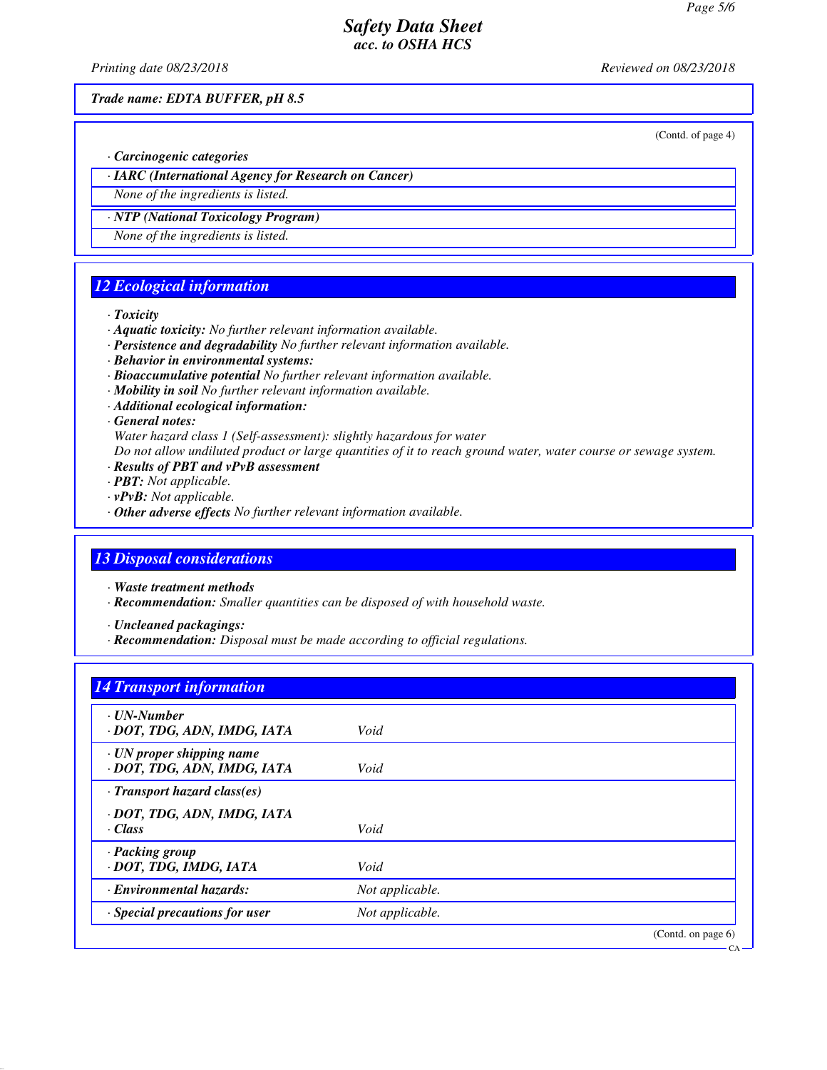Trade name: EDTA BUFFER, pH 8.5

(Contd. of page 4)

· **Carcinogenic categories**

| · IARC (International Agency for Research on Cancer) |
|---|
| None of the ingredients is listed. |

| · NTP (National Toxicology Program) |
|---|
| None of the ingredients is listed. |

## 12 Ecological information

· **Toxicity**
· **Aquatic toxicity:** No further relevant information available.
· **Persistence and degradability** No further relevant information available.
· **Behavior in environmental systems:**
· **Bioaccumulative potential** No further relevant information available.
· **Mobility in soil** No further relevant information available.
· **Additional ecological information:**
· **General notes:**
Water hazard class 1 (Self-assessment): slightly hazardous for water
Do not allow undiluted product or large quantities of it to reach ground water, water course or sewage system.
· **Results of PBT and vPvB assessment**
· **PBT:** Not applicable.
· **vPvB:** Not applicable.
· **Other adverse effects** No further relevant information available.

## 13 Disposal considerations

· **Waste treatment methods**
· **Recommendation:** Smaller quantities can be disposed of with household waste.

· **Uncleaned packagings:**
· **Recommendation:** Disposal must be made according to official regulations.

## 14 Transport information

| | |
|---|---|
| · **UN-Number** · **DOT, TDG, ADN, IMDG, IATA** | Void |
| · **UN proper shipping name** · **DOT, TDG, ADN, IMDG, IATA** | Void |
| · **Transport hazard class(es)** · **DOT, TDG, ADN, IMDG, IATA** · **Class** | Void |
| · **Packing group** · **DOT, TDG, IMDG, IATA** | Void |
| · **Environmental hazards:** | Not applicable. |
| · **Special precautions for user** | Not applicable. |

(Contd. on page 6)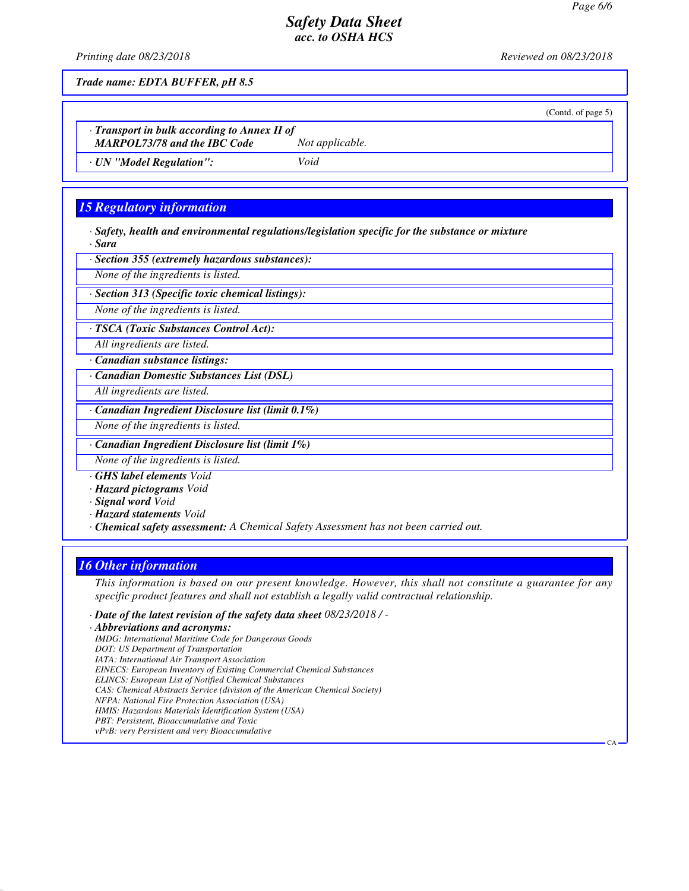*Safety Data Sheet*
*acc. to OSHA HCS*

*Printing date 08/23/2018* *Reviewed on 08/23/2018*

***Trade name: EDTA BUFFER, pH 8.5***

(Contd. of page 5)

| | |
|---|---|
| *· **Transport in bulk according to Annex II of MARPOL73/78 and the IBC Code*** | *Not applicable.* |
| *· **UN "Model Regulation":*** | *Void* |

## *15 Regulatory information*

*· **Safety, health and environmental regulations/legislation specific for the substance or mixture***
*· **Sara***

*· **Section 355 (extremely hazardous substances):***

*None of the ingredients is listed.*

*· **Section 313 (Specific toxic chemical listings):***

*None of the ingredients is listed.*

*· **TSCA (Toxic Substances Control Act):***

*All ingredients are listed.*

*· **Canadian substance listings:***

*· **Canadian Domestic Substances List (DSL)***

*All ingredients are listed.*

*· **Canadian Ingredient Disclosure list (limit 0.1%)***

*None of the ingredients is listed.*

*· **Canadian Ingredient Disclosure list (limit 1%)***

*None of the ingredients is listed.*

*· **GHS label elements** Void*
*· **Hazard pictograms** Void*
*· **Signal word** Void*
*· **Hazard statements** Void*
*· **Chemical safety assessment:** A Chemical Safety Assessment has not been carried out.*

## *16 Other information*

*This information is based on our present knowledge. However, this shall not constitute a guarantee for any specific product features and shall not establish a legally valid contractual relationship.*

*· **Date of the latest revision of the safety data sheet** 08/23/2018 / -*
*· **Abbreviations and acronyms:***
*IMDG: International Maritime Code for Dangerous Goods*
*DOT: US Department of Transportation*
*IATA: International Air Transport Association*
*EINECS: European Inventory of Existing Commercial Chemical Substances*
*ELINCS: European List of Notified Chemical Substances*
*CAS: Chemical Abstracts Service (division of the American Chemical Society)*
*NFPA: National Fire Protection Association (USA)*
*HMIS: Hazardous Materials Identification System (USA)*
*PBT: Persistent, Bioaccumulative and Toxic*
*vPvB: very Persistent and very Bioaccumulative*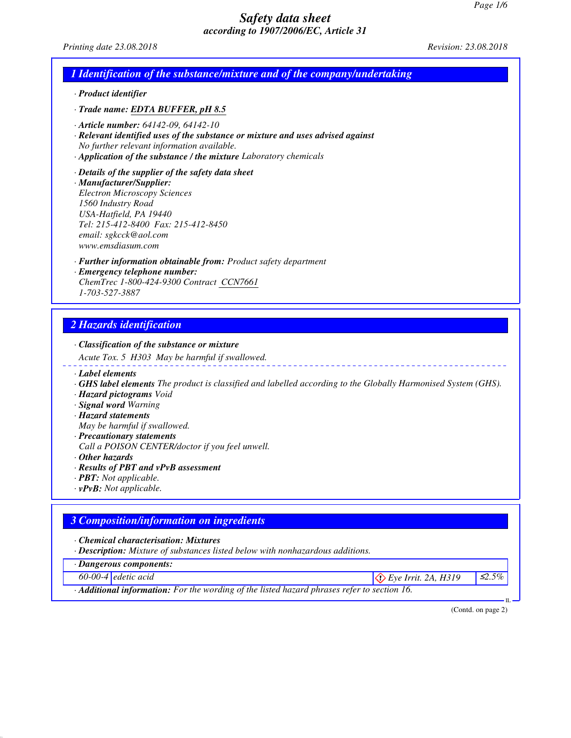# Safety data sheet

*according to 1907/2006/EC, Article 31*

Printing date 23.08.2018 Revision: 23.08.2018

## 1 Identification of the substance/mixture and of the company/undertaking

· **Product identifier**

· **Trade name: EDTA BUFFER, pH 8.5**

· **Article number:** 64142-09, 64142-10

· **Relevant identified uses of the substance or mixture and uses advised against**
No further relevant information available.

· **Application of the substance / the mixture** Laboratory chemicals

· **Details of the supplier of the safety data sheet**

· **Manufacturer/Supplier:**
Electron Microscopy Sciences
1560 Industry Road
USA-Hatfield, PA 19440
Tel: 215-412-8400 Fax: 215-412-8450
email: sgkcck@aol.com
www.emsdiasum.com

· **Further information obtainable from:** Product safety department

· **Emergency telephone number:**
ChemTrec 1-800-424-9300 Contract CCN7661
1-703-527-3887

## 2 Hazards identification

· **Classification of the substance or mixture**
Acute Tox. 5 H303 May be harmful if swallowed.

· **Label elements**

· **GHS label elements** The product is classified and labelled according to the Globally Harmonised System (GHS).

· **Hazard pictograms** Void

· **Signal word** Warning

· **Hazard statements**
May be harmful if swallowed.

· **Precautionary statements**
Call a POISON CENTER/doctor if you feel unwell.

· **Other hazards**

· **Results of PBT and vPvB assessment**

· **PBT:** Not applicable.

· **vPvB:** Not applicable.

## 3 Composition/information on ingredients

· **Chemical characterisation: Mixtures**

· **Description:** Mixture of substances listed below with nonhazardous additions.

| · Dangerous components: | | | |
|---|---|---|---|
| 60-00-4 | edetic acid | Eye Irrit. 2A, H319 | ≤2.5% |

· **Additional information:** For the wording of the listed hazard phrases refer to section 16.

(Contd. on page 2)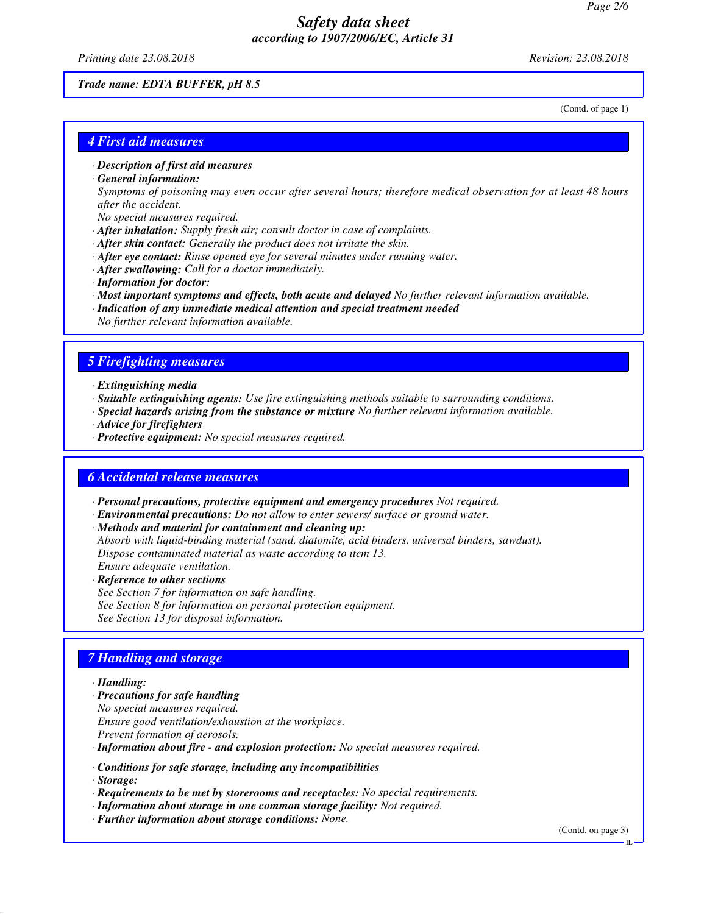*Trade name: EDTA BUFFER, pH 8.5*

(Contd. of page 1)

## 4 First aid measures

- **Description of first aid measures**
- **General information:**
  Symptoms of poisoning may even occur after several hours; therefore medical observation for at least 48 hours after the accident.
  No special measures required.
- **After inhalation:** Supply fresh air; consult doctor in case of complaints.
- **After skin contact:** Generally the product does not irritate the skin.
- **After eye contact:** Rinse opened eye for several minutes under running water.
- **After swallowing:** Call for a doctor immediately.
- **Information for doctor:**
- **Most important symptoms and effects, both acute and delayed** No further relevant information available.
- **Indication of any immediate medical attention and special treatment needed**
  No further relevant information available.

## 5 Firefighting measures

- **Extinguishing media**
- **Suitable extinguishing agents:** Use fire extinguishing methods suitable to surrounding conditions.
- **Special hazards arising from the substance or mixture** No further relevant information available.
- **Advice for firefighters**
- **Protective equipment:** No special measures required.

## 6 Accidental release measures

- **Personal precautions, protective equipment and emergency procedures** Not required.
- **Environmental precautions:** Do not allow to enter sewers/ surface or ground water.
- **Methods and material for containment and cleaning up:**
  Absorb with liquid-binding material (sand, diatomite, acid binders, universal binders, sawdust).
  Dispose contaminated material as waste according to item 13.
  Ensure adequate ventilation.
- **Reference to other sections**
  See Section 7 for information on safe handling.
  See Section 8 for information on personal protection equipment.
  See Section 13 for disposal information.

## 7 Handling and storage

- **Handling:**
- **Precautions for safe handling**
  No special measures required.
  Ensure good ventilation/exhaustion at the workplace.
  Prevent formation of aerosols.
- **Information about fire - and explosion protection:** No special measures required.

- **Conditions for safe storage, including any incompatibilities**
- **Storage:**
- **Requirements to be met by storerooms and receptacles:** No special requirements.
- **Information about storage in one common storage facility:** Not required.
- **Further information about storage conditions:** None.

(Contd. on page 3)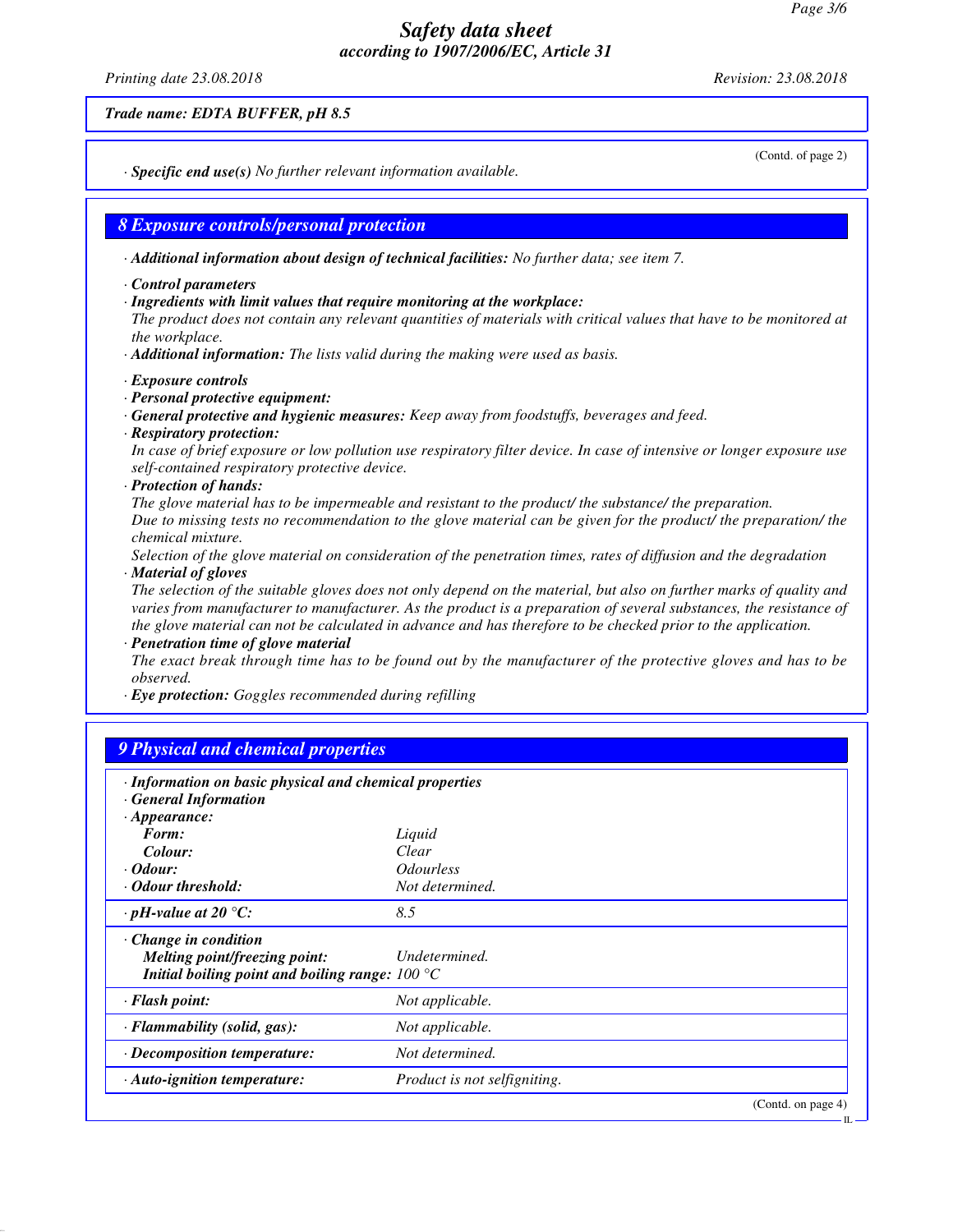**Trade name: EDTA BUFFER, pH 8.5**

(Contd. of page 2)

· **Specific end use(s)** No further relevant information available.

## 8 Exposure controls/personal protection

· **Additional information about design of technical facilities:** No further data; see item 7.

· **Control parameters**
· **Ingredients with limit values that require monitoring at the workplace:**
The product does not contain any relevant quantities of materials with critical values that have to be monitored at the workplace.
· **Additional information:** The lists valid during the making were used as basis.

· **Exposure controls**
· **Personal protective equipment:**
· **General protective and hygienic measures:** Keep away from foodstuffs, beverages and feed.
· **Respiratory protection:**
In case of brief exposure or low pollution use respiratory filter device. In case of intensive or longer exposure use self-contained respiratory protective device.
· **Protection of hands:**
The glove material has to be impermeable and resistant to the product/ the substance/ the preparation.
Due to missing tests no recommendation to the glove material can be given for the product/ the preparation/ the chemical mixture.
Selection of the glove material on consideration of the penetration times, rates of diffusion and the degradation
· **Material of gloves**
The selection of the suitable gloves does not only depend on the material, but also on further marks of quality and varies from manufacturer to manufacturer. As the product is a preparation of several substances, the resistance of the glove material can not be calculated in advance and has therefore to be checked prior to the application.
· **Penetration time of glove material**
The exact break through time has to be found out by the manufacturer of the protective gloves and has to be observed.
· **Eye protection:** Goggles recommended during refilling

## 9 Physical and chemical properties

| · **Information on basic physical and chemical properties** | |
|---|---|
| · **General Information** | |
| · **Appearance:** | |
| **Form:** | Liquid |
| **Colour:** | Clear |
| · **Odour:** | Odourless |
| · **Odour threshold:** | Not determined. |
| · **pH-value at 20 °C:** | 8.5 |
| · **Change in condition** | |
| **Melting point/freezing point:** | Undetermined. |
| **Initial boiling point and boiling range:** | 100 °C |
| · **Flash point:** | Not applicable. |
| · **Flammability (solid, gas):** | Not applicable. |
| · **Decomposition temperature:** | Not determined. |
| · **Auto-ignition temperature:** | Product is not selfigniting. |

(Contd. on page 4)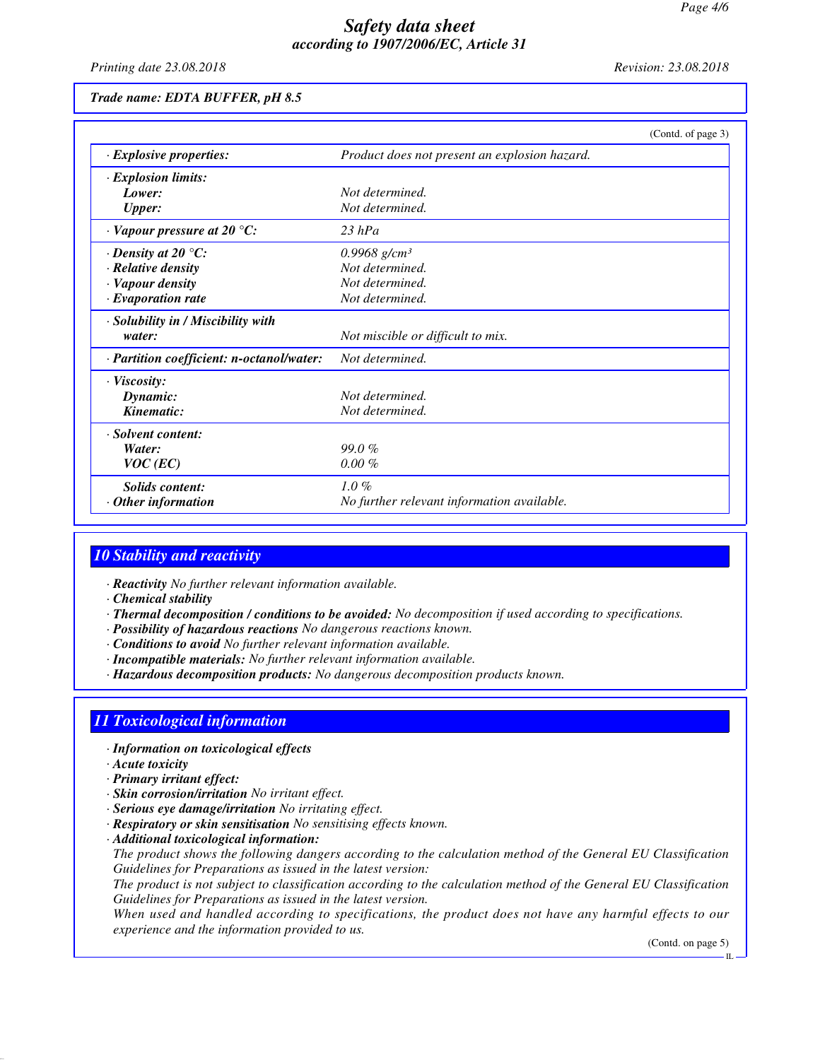**Trade name: EDTA BUFFER, pH 8.5**

(Contd. of page 3)

| | |
|---|---|
| · **Explosive properties:** | Product does not present an explosion hazard. |
| · **Explosion limits:** | |
| **Lower:** | Not determined. |
| **Upper:** | Not determined. |
| · **Vapour pressure at 20 °C:** | 23 hPa |
| · **Density at 20 °C:** | 0.9968 g/cm³ |
| · **Relative density** | Not determined. |
| · **Vapour density** | Not determined. |
| · **Evaporation rate** | Not determined. |
| · **Solubility in / Miscibility with water:** | Not miscible or difficult to mix. |
| · **Partition coefficient: n-octanol/water:** | Not determined. |
| · **Viscosity:** | |
| **Dynamic:** | Not determined. |
| **Kinematic:** | Not determined. |
| · **Solvent content:** | |
| **Water:** | 99.0 % |
| **VOC (EC)** | 0.00 % |
| **Solids content:** | 1.0 % |
| · **Other information** | No further relevant information available. |

## 10 Stability and reactivity

· **Reactivity** No further relevant information available.
· **Chemical stability**
· **Thermal decomposition / conditions to be avoided:** No decomposition if used according to specifications.
· **Possibility of hazardous reactions** No dangerous reactions known.
· **Conditions to avoid** No further relevant information available.
· **Incompatible materials:** No further relevant information available.
· **Hazardous decomposition products:** No dangerous decomposition products known.

## 11 Toxicological information

· **Information on toxicological effects**
· **Acute toxicity**
· **Primary irritant effect:**
· **Skin corrosion/irritation** No irritant effect.
· **Serious eye damage/irritation** No irritating effect.
· **Respiratory or skin sensitisation** No sensitising effects known.
· **Additional toxicological information:**
The product shows the following dangers according to the calculation method of the General EU Classification Guidelines for Preparations as issued in the latest version:
The product is not subject to classification according to the calculation method of the General EU Classification Guidelines for Preparations as issued in the latest version.
When used and handled according to specifications, the product does not have any harmful effects to our experience and the information provided to us.

(Contd. on page 5)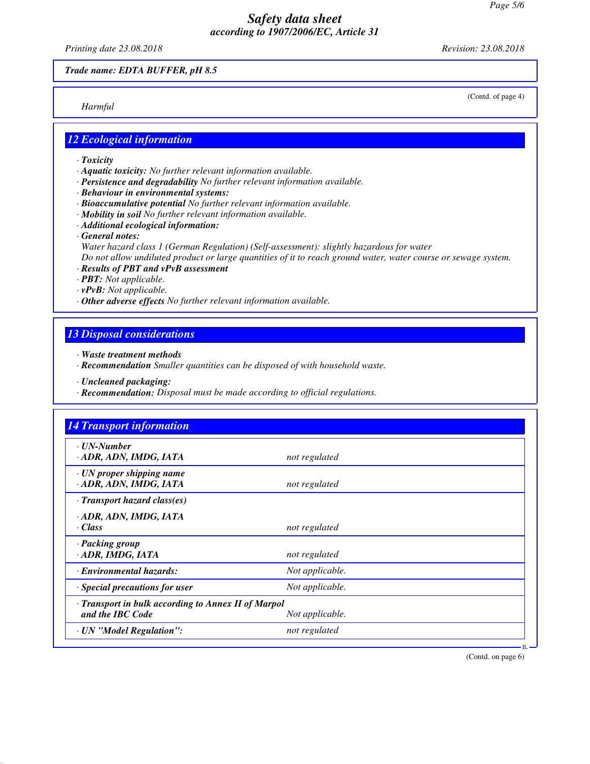Trade name: EDTA BUFFER, pH 8.5

(Contd. of page 4)

*Harmful*

## 12 Ecological information

· **Toxicity**
· **Aquatic toxicity:** No further relevant information available.
· **Persistence and degradability** No further relevant information available.
· **Behaviour in environmental systems:**
· **Bioaccumulative potential** No further relevant information available.
· **Mobility in soil** No further relevant information available.
· **Additional ecological information:**
· **General notes:**
Water hazard class 1 (German Regulation) (Self-assessment): slightly hazardous for water
Do not allow undiluted product or large quantities of it to reach ground water, water course or sewage system.
· **Results of PBT and vPvB assessment**
· **PBT:** Not applicable.
· **vPvB:** Not applicable.
· **Other adverse effects** No further relevant information available.

## 13 Disposal considerations

· **Waste treatment methods**
· **Recommendation** Smaller quantities can be disposed of with household waste.

· **Uncleaned packaging:**
· **Recommendation:** Disposal must be made according to official regulations.

## 14 Transport information

| | |
|---|---|
| · **UN-Number**<br>· **ADR, ADN, IMDG, IATA** | not regulated |
| · **UN proper shipping name**<br>· **ADR, ADN, IMDG, IATA** | not regulated |
| · **Transport hazard class(es)**<br>· **ADR, ADN, IMDG, IATA**<br>· **Class** | not regulated |
| · **Packing group**<br>· **ADR, IMDG, IATA** | not regulated |
| · **Environmental hazards:** | Not applicable. |
| · **Special precautions for user** | Not applicable. |
| · **Transport in bulk according to Annex II of Marpol and the IBC Code** | Not applicable. |
| · **UN "Model Regulation":** | not regulated |

(Contd. on page 6)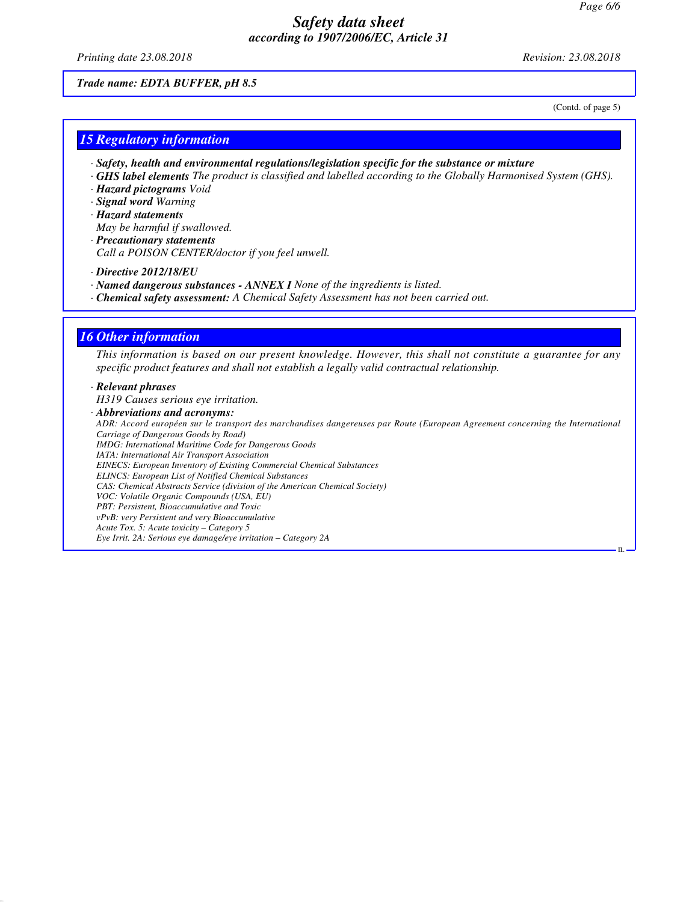*Trade name: EDTA BUFFER, pH 8.5*

(Contd. of page 5)

## 15 Regulatory information

· ***Safety, health and environmental regulations/legislation specific for the substance or mixture***
· ***GHS label elements*** *The product is classified and labelled according to the Globally Harmonised System (GHS).*
· ***Hazard pictograms*** *Void*
· ***Signal word*** *Warning*
· ***Hazard statements***
*May be harmful if swallowed.*
· ***Precautionary statements***
*Call a POISON CENTER/doctor if you feel unwell.*

· ***Directive 2012/18/EU***
· ***Named dangerous substances - ANNEX I*** *None of the ingredients is listed.*
· ***Chemical safety assessment:*** *A Chemical Safety Assessment has not been carried out.*

## 16 Other information

*This information is based on our present knowledge. However, this shall not constitute a guarantee for any specific product features and shall not establish a legally valid contractual relationship.*

· ***Relevant phrases***
*H319 Causes serious eye irritation.*
· ***Abbreviations and acronyms:***
*ADR: Accord européen sur le transport des marchandises dangereuses par Route (European Agreement concerning the International Carriage of Dangerous Goods by Road)*
*IMDG: International Maritime Code for Dangerous Goods*
*IATA: International Air Transport Association*
*EINECS: European Inventory of Existing Commercial Chemical Substances*
*ELINCS: European List of Notified Chemical Substances*
*CAS: Chemical Abstracts Service (division of the American Chemical Society)*
*VOC: Volatile Organic Compounds (USA, EU)*
*PBT: Persistent, Bioaccumulative and Toxic*
*vPvB: very Persistent and very Bioaccumulative*
*Acute Tox. 5: Acute toxicity – Category 5*
*Eye Irrit. 2A: Serious eye damage/eye irritation – Category 2A*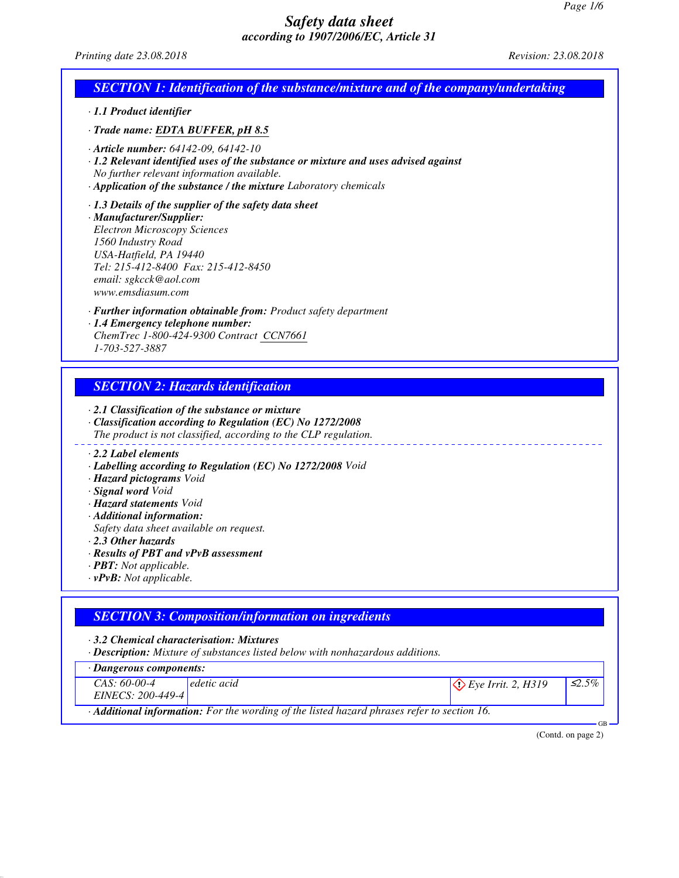# Safety data sheet
*according to 1907/2006/EC, Article 31*

Printing date 23.08.2018 Revision: 23.08.2018

## SECTION 1: Identification of the substance/mixture and of the company/undertaking

· **1.1 Product identifier**

· **Trade name: EDTA BUFFER, pH 8.5**

· **Article number:** 64142-09, 64142-10

· **1.2 Relevant identified uses of the substance or mixture and uses advised against**
No further relevant information available.

· **Application of the substance / the mixture** Laboratory chemicals

· **1.3 Details of the supplier of the safety data sheet**

· **Manufacturer/Supplier:**
Electron Microscopy Sciences
1560 Industry Road
USA-Hatfield, PA 19440
Tel: 215-412-8400 Fax: 215-412-8450
email: sgkcck@aol.com
www.emsdiasum.com

· **Further information obtainable from:** Product safety department

· **1.4 Emergency telephone number:**
ChemTrec 1-800-424-9300 Contract CCN7661
1-703-527-3887

## SECTION 2: Hazards identification

· **2.1 Classification of the substance or mixture**

· **Classification according to Regulation (EC) No 1272/2008**
The product is not classified, according to the CLP regulation.

· **2.2 Label elements**

· **Labelling according to Regulation (EC) No 1272/2008** Void

· **Hazard pictograms** Void

· **Signal word** Void

· **Hazard statements** Void

· **Additional information:**
Safety data sheet available on request.

· **2.3 Other hazards**

· **Results of PBT and vPvB assessment**

· **PBT:** Not applicable.

· **vPvB:** Not applicable.

## SECTION 3: Composition/information on ingredients

· **3.2 Chemical characterisation: Mixtures**

· **Description:** Mixture of substances listed below with nonhazardous additions.

| · Dangerous components: | | | |
|---|---|---|---|
| CAS: 60-00-4<br>EINECS: 200-449-4 | edetic acid | Eye Irrit. 2, H319 | ≤2.5% |

· **Additional information:** For the wording of the listed hazard phrases refer to section 16.

(Contd. on page 2)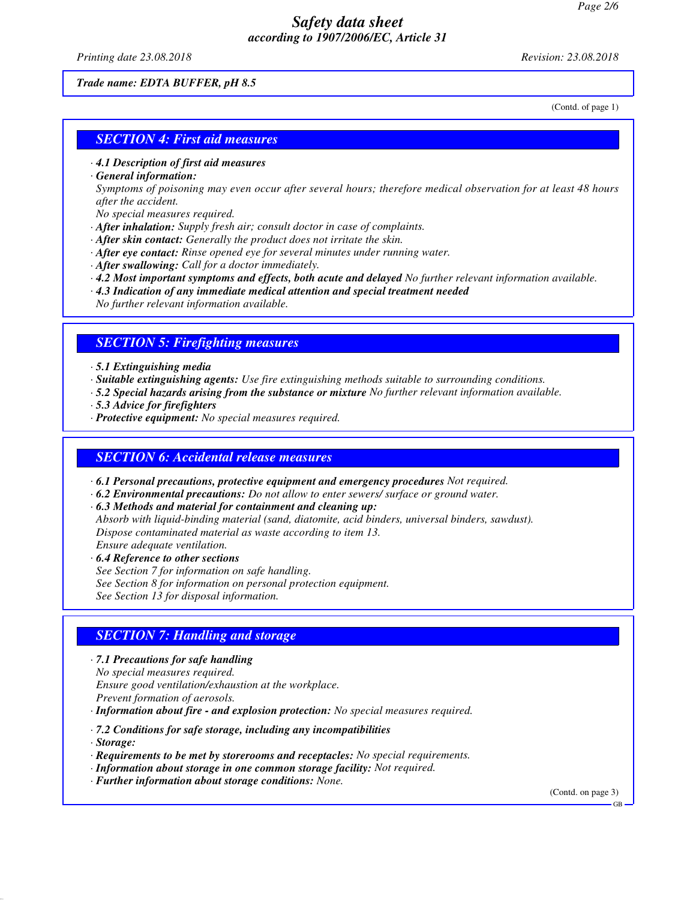*Trade name: EDTA BUFFER, pH 8.5*

(Contd. of page 1)

## SECTION 4: First aid measures

- **4.1 Description of first aid measures**
- **General information:**
  Symptoms of poisoning may even occur after several hours; therefore medical observation for at least 48 hours after the accident.
  No special measures required.
- **After inhalation:** Supply fresh air; consult doctor in case of complaints.
- **After skin contact:** Generally the product does not irritate the skin.
- **After eye contact:** Rinse opened eye for several minutes under running water.
- **After swallowing:** Call for a doctor immediately.
- **4.2 Most important symptoms and effects, both acute and delayed** No further relevant information available.
- **4.3 Indication of any immediate medical attention and special treatment needed**
  No further relevant information available.

## SECTION 5: Firefighting measures

- **5.1 Extinguishing media**
- **Suitable extinguishing agents:** Use fire extinguishing methods suitable to surrounding conditions.
- **5.2 Special hazards arising from the substance or mixture** No further relevant information available.
- **5.3 Advice for firefighters**
- **Protective equipment:** No special measures required.

## SECTION 6: Accidental release measures

- **6.1 Personal precautions, protective equipment and emergency procedures** Not required.
- **6.2 Environmental precautions:** Do not allow to enter sewers/ surface or ground water.
- **6.3 Methods and material for containment and cleaning up:**
  Absorb with liquid-binding material (sand, diatomite, acid binders, universal binders, sawdust).
  Dispose contaminated material as waste according to item 13.
  Ensure adequate ventilation.
- **6.4 Reference to other sections**
  See Section 7 for information on safe handling.
  See Section 8 for information on personal protection equipment.
  See Section 13 for disposal information.

## SECTION 7: Handling and storage

- **7.1 Precautions for safe handling**
  No special measures required.
  Ensure good ventilation/exhaustion at the workplace.
  Prevent formation of aerosols.
- **Information about fire - and explosion protection:** No special measures required.
- **7.2 Conditions for safe storage, including any incompatibilities**
- **Storage:**
- **Requirements to be met by storerooms and receptacles:** No special requirements.
- **Information about storage in one common storage facility:** Not required.
- **Further information about storage conditions:** None.

(Contd. on page 3)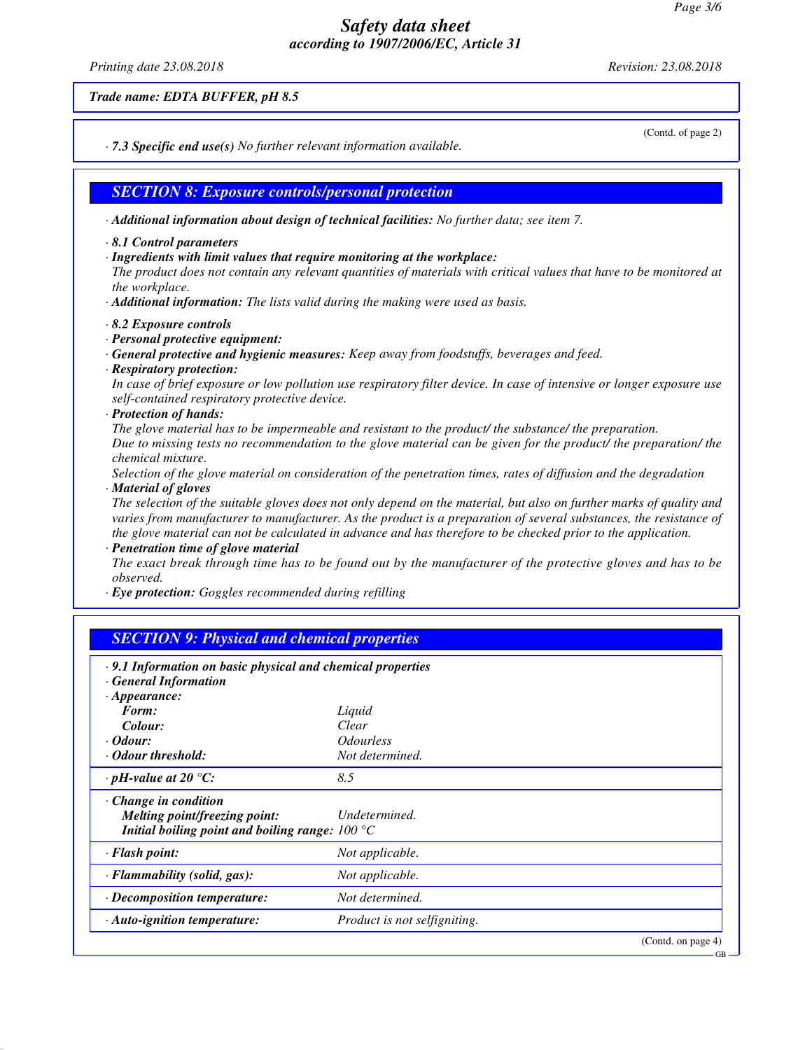Trade name: **EDTA BUFFER, pH 8.5**

(Contd. of page 2)

· **7.3 Specific end use(s)** No further relevant information available.

## SECTION 8: Exposure controls/personal protection

· **Additional information about design of technical facilities:** No further data; see item 7.

· **8.1 Control parameters**
· **Ingredients with limit values that require monitoring at the workplace:**
The product does not contain any relevant quantities of materials with critical values that have to be monitored at the workplace.
· **Additional information:** The lists valid during the making were used as basis.

· **8.2 Exposure controls**
· **Personal protective equipment:**
· **General protective and hygienic measures:** Keep away from foodstuffs, beverages and feed.
· **Respiratory protection:**
In case of brief exposure or low pollution use respiratory filter device. In case of intensive or longer exposure use self-contained respiratory protective device.
· **Protection of hands:**
The glove material has to be impermeable and resistant to the product/ the substance/ the preparation.
Due to missing tests no recommendation to the glove material can be given for the product/ the preparation/ the chemical mixture.
Selection of the glove material on consideration of the penetration times, rates of diffusion and the degradation
· **Material of gloves**
The selection of the suitable gloves does not only depend on the material, but also on further marks of quality and varies from manufacturer to manufacturer. As the product is a preparation of several substances, the resistance of the glove material can not be calculated in advance and has therefore to be checked prior to the application.
· **Penetration time of glove material**
The exact break through time has to be found out by the manufacturer of the protective gloves and has to be observed.
· **Eye protection:** Goggles recommended during refilling

## SECTION 9: Physical and chemical properties

· **9.1 Information on basic physical and chemical properties**
· **General Information**

| Property | Value |
|---|---|
| · **Appearance:** | |
| **Form:** | Liquid |
| **Colour:** | Clear |
| · **Odour:** | Odourless |
| · **Odour threshold:** | Not determined. |
| · **pH-value at 20 °C:** | 8.5 |
| · **Change in condition** | |
| **Melting point/freezing point:** | Undetermined. |
| **Initial boiling point and boiling range:** | 100 °C |
| · **Flash point:** | Not applicable. |
| · **Flammability (solid, gas):** | Not applicable. |
| · **Decomposition temperature:** | Not determined. |
| · **Auto-ignition temperature:** | Product is not selfigniting. |

(Contd. on page 4)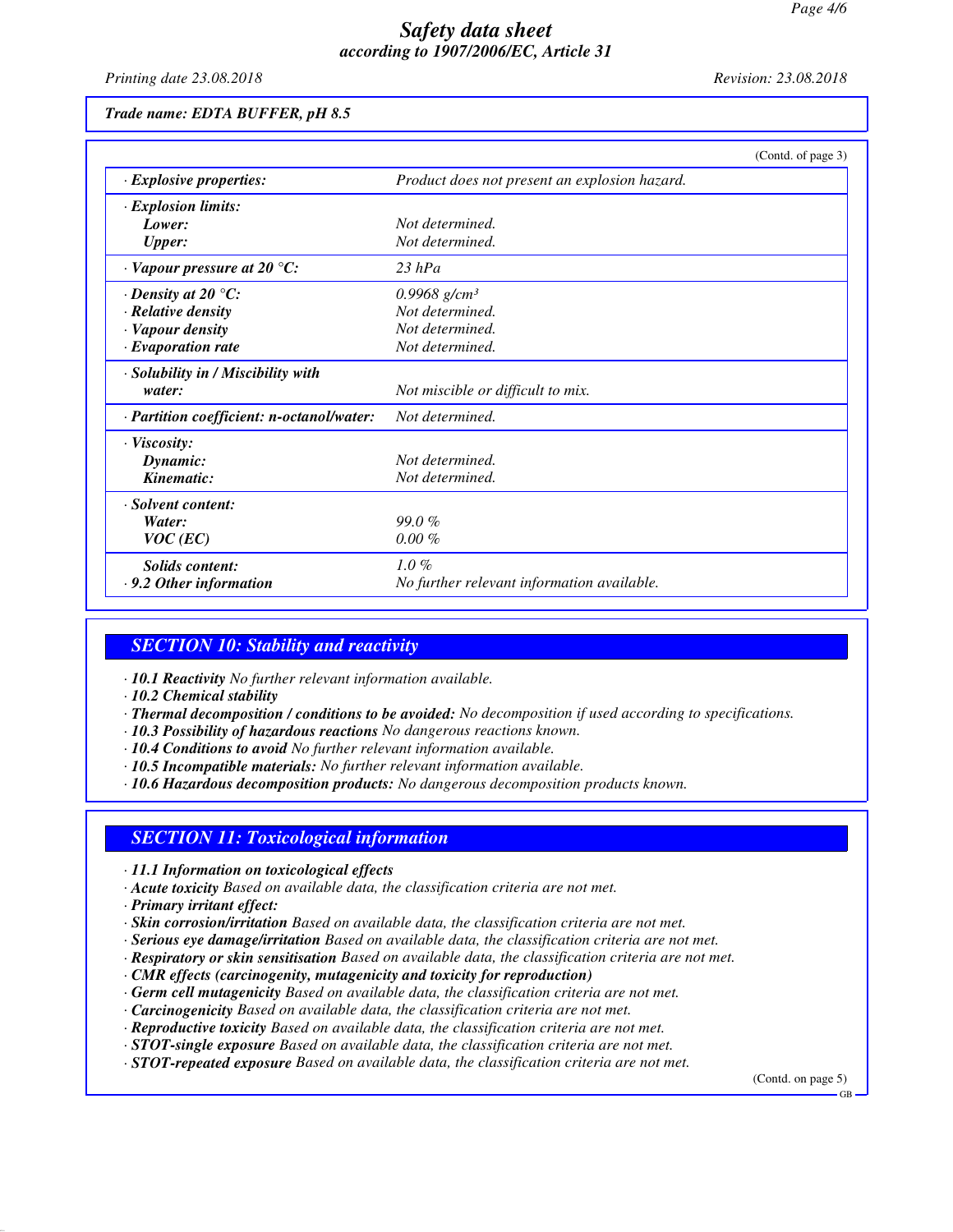**Trade name: EDTA BUFFER, pH 8.5**

(Contd. of page 3)

| | |
|---|---|
| · **Explosive properties:** | Product does not present an explosion hazard. |
| · **Explosion limits:** | |
| **Lower:** | Not determined. |
| **Upper:** | Not determined. |
| · **Vapour pressure at 20 °C:** | 23 hPa |
| · **Density at 20 °C:** | 0.9968 g/cm³ |
| · **Relative density** | Not determined. |
| · **Vapour density** | Not determined. |
| · **Evaporation rate** | Not determined. |
| · **Solubility in / Miscibility with water:** | Not miscible or difficult to mix. |
| · **Partition coefficient: n-octanol/water:** | Not determined. |
| · **Viscosity:** | |
| **Dynamic:** | Not determined. |
| **Kinematic:** | Not determined. |
| · **Solvent content:** | |
| **Water:** | 99.0 % |
| **VOC (EC)** | 0.00 % |
| **Solids content:** | 1.0 % |
| · **9.2 Other information** | No further relevant information available. |

## SECTION 10: Stability and reactivity

· **10.1 Reactivity** No further relevant information available.
· **10.2 Chemical stability**
· **Thermal decomposition / conditions to be avoided:** No decomposition if used according to specifications.
· **10.3 Possibility of hazardous reactions** No dangerous reactions known.
· **10.4 Conditions to avoid** No further relevant information available.
· **10.5 Incompatible materials:** No further relevant information available.
· **10.6 Hazardous decomposition products:** No dangerous decomposition products known.

## SECTION 11: Toxicological information

· **11.1 Information on toxicological effects**
· **Acute toxicity** Based on available data, the classification criteria are not met.
· **Primary irritant effect:**
· **Skin corrosion/irritation** Based on available data, the classification criteria are not met.
· **Serious eye damage/irritation** Based on available data, the classification criteria are not met.
· **Respiratory or skin sensitisation** Based on available data, the classification criteria are not met.
· **CMR effects (carcinogenity, mutagenicity and toxicity for reproduction)**
· **Germ cell mutagenicity** Based on available data, the classification criteria are not met.
· **Carcinogenicity** Based on available data, the classification criteria are not met.
· **Reproductive toxicity** Based on available data, the classification criteria are not met.
· **STOT-single exposure** Based on available data, the classification criteria are not met.
· **STOT-repeated exposure** Based on available data, the classification criteria are not met.

(Contd. on page 5)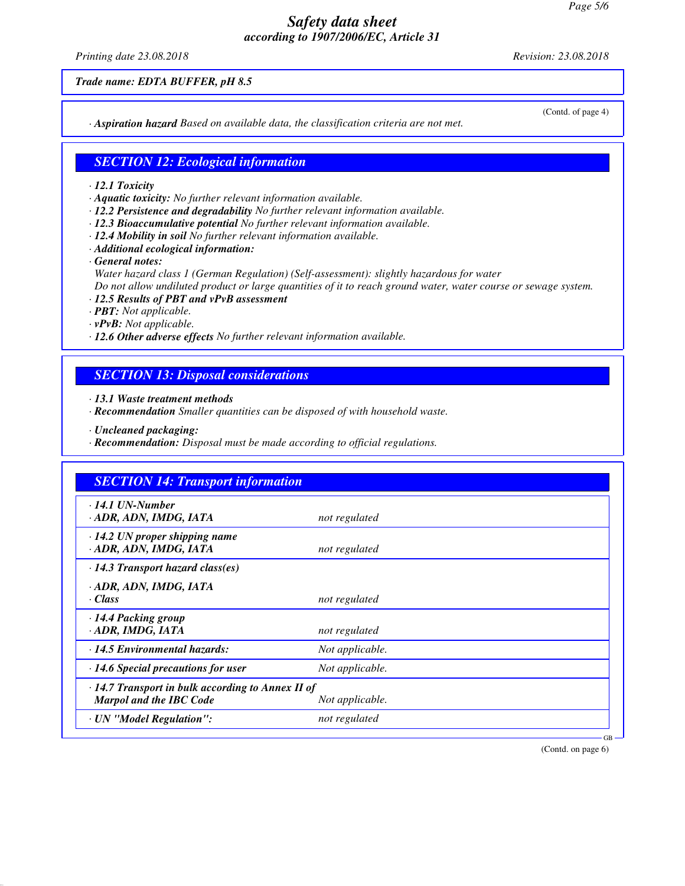*Trade name: EDTA BUFFER, pH 8.5*

(Contd. of page 4)

· ***Aspiration hazard*** *Based on available data, the classification criteria are not met.*

## SECTION 12: Ecological information

· ***12.1 Toxicity***
· ***Aquatic toxicity:*** *No further relevant information available.*
· ***12.2 Persistence and degradability*** *No further relevant information available.*
· ***12.3 Bioaccumulative potential*** *No further relevant information available.*
· ***12.4 Mobility in soil*** *No further relevant information available.*
· ***Additional ecological information:***
· ***General notes:***
*Water hazard class 1 (German Regulation) (Self-assessment): slightly hazardous for water*
*Do not allow undiluted product or large quantities of it to reach ground water, water course or sewage system.*
· ***12.5 Results of PBT and vPvB assessment***
· ***PBT:*** *Not applicable.*
· ***vPvB:*** *Not applicable.*
· ***12.6 Other adverse effects*** *No further relevant information available.*

## SECTION 13: Disposal considerations

· ***13.1 Waste treatment methods***
· ***Recommendation*** *Smaller quantities can be disposed of with household waste.*

· ***Uncleaned packaging:***
· ***Recommendation:*** *Disposal must be made according to official regulations.*

## SECTION 14: Transport information

| | |
|---|---|
| · ***14.1 UN-Number*** <br> · ***ADR, ADN, IMDG, IATA*** | *not regulated* |
| · ***14.2 UN proper shipping name*** <br> · ***ADR, ADN, IMDG, IATA*** | *not regulated* |
| · ***14.3 Transport hazard class(es)*** <br> · ***ADR, ADN, IMDG, IATA*** <br> · ***Class*** | *not regulated* |
| · ***14.4 Packing group*** <br> · ***ADR, IMDG, IATA*** | *not regulated* |
| · ***14.5 Environmental hazards:*** | *Not applicable.* |
| · ***14.6 Special precautions for user*** | *Not applicable.* |
| · ***14.7 Transport in bulk according to Annex II of Marpol and the IBC Code*** | *Not applicable.* |
| · ***UN "Model Regulation":*** | *not regulated* |

(Contd. on page 6)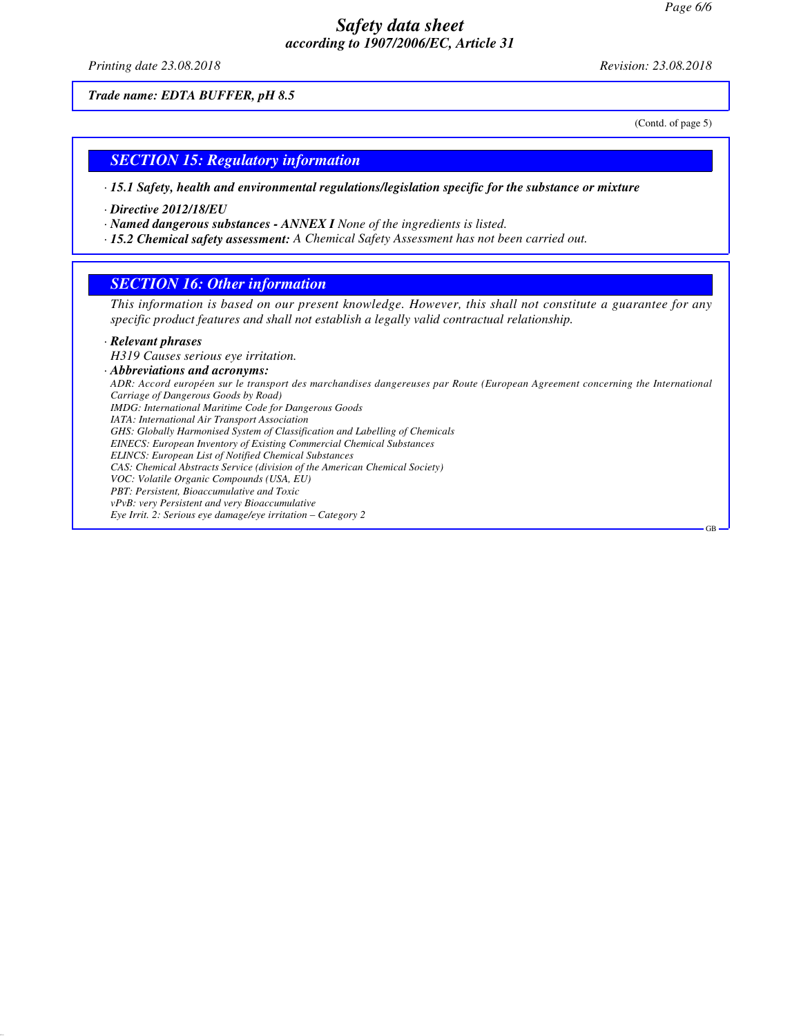*Trade name: EDTA BUFFER, pH 8.5*

(Contd. of page 5)

## SECTION 15: Regulatory information

· ***15.1 Safety, health and environmental regulations/legislation specific for the substance or mixture***

· ***Directive 2012/18/EU***

· ***Named dangerous substances - ANNEX I*** *None of the ingredients is listed.*

· ***15.2 Chemical safety assessment:*** *A Chemical Safety Assessment has not been carried out.*

## SECTION 16: Other information

*This information is based on our present knowledge. However, this shall not constitute a guarantee for any specific product features and shall not establish a legally valid contractual relationship.*

· ***Relevant phrases***

*H319 Causes serious eye irritation.*

· ***Abbreviations and acronyms:***

*ADR: Accord européen sur le transport des marchandises dangereuses par Route (European Agreement concerning the International Carriage of Dangerous Goods by Road)*
*IMDG: International Maritime Code for Dangerous Goods*
*IATA: International Air Transport Association*
*GHS: Globally Harmonised System of Classification and Labelling of Chemicals*
*EINECS: European Inventory of Existing Commercial Chemical Substances*
*ELINCS: European List of Notified Chemical Substances*
*CAS: Chemical Abstracts Service (division of the American Chemical Society)*
*VOC: Volatile Organic Compounds (USA, EU)*
*PBT: Persistent, Bioaccumulative and Toxic*
*vPvB: very Persistent and very Bioaccumulative*
*Eye Irrit. 2: Serious eye damage/eye irritation – Category 2*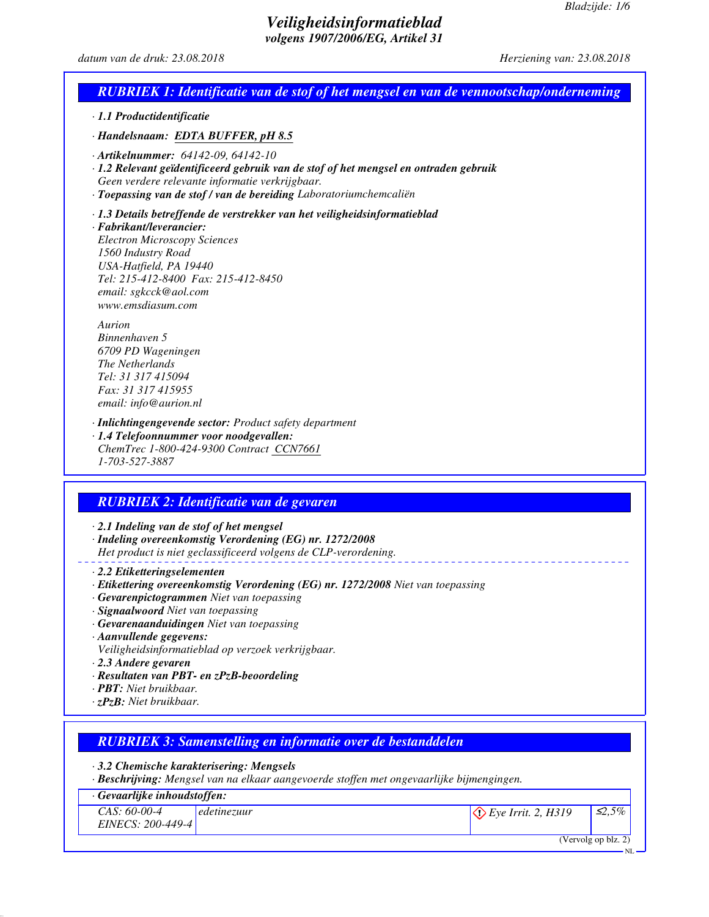# Veiligheidsinformatieblad

*volgens 1907/2006/EG, Artikel 31*

*datum van de druk: 23.08.2018* *Herziening van: 23.08.2018*

## RUBRIEK 1: Identificatie van de stof of het mengsel en van de vennootschap/onderneming

· **1.1 Productidentificatie**

· **Handelsnaam:** EDTA BUFFER, pH 8.5

· **Artikelnummer:** 64142-09, 64142-10

· **1.2 Relevant geïdentificeerd gebruik van de stof of het mengsel en ontraden gebruik**
Geen verdere relevante informatie verkrijgbaar.

· **Toepassing van de stof / van de bereiding** Laboratoriumchemcaliën

· **1.3 Details betreffende de verstrekker van het veiligheidsinformatieblad**

· **Fabrikant/leverancier:**
Electron Microscopy Sciences
1560 Industry Road
USA-Hatfield, PA 19440
Tel: 215-412-8400 Fax: 215-412-8450
email: sgkcck@aol.com
www.emsdiasum.com

Aurion
Binnenhaven 5
6709 PD Wageningen
The Netherlands
Tel: 31 317 415094
Fax: 31 317 415955
email: info@aurion.nl

· **Inlichtingengevende sector:** Product safety department

· **1.4 Telefoonnummer voor noodgevallen:**
ChemTrec 1-800-424-9300 Contract CCN7661
1-703-527-3887

## RUBRIEK 2: Identificatie van de gevaren

· **2.1 Indeling van de stof of het mengsel**

· **Indeling overeenkomstig Verordening (EG) nr. 1272/2008**
Het product is niet geclassificeerd volgens de CLP-verordening.

· **2.2 Etiketteringselementen**

· **Etikettering overeenkomstig Verordening (EG) nr. 1272/2008** Niet van toepassing

· **Gevarenpictogrammen** Niet van toepassing

· **Signaalwoord** Niet van toepassing

· **Gevarenaanduidingen** Niet van toepassing

· **Aanvullende gegevens:**
Veiligheidsinformatieblad op verzoek verkrijgbaar.

· **2.3 Andere gevaren**

· **Resultaten van PBT- en zPzB-beoordeling**

· **PBT:** Niet bruikbaar.

· **zPzB:** Niet bruikbaar.

## RUBRIEK 3: Samenstelling en informatie over de bestanddelen

· **3.2 Chemische karakterisering: Mengsels**

· **Beschrijving:** Mengsel van na elkaar aangevoerde stoffen met ongevaarlijke bijmengingen.

· **Gevaarlijke inhoudstoffen:**

| CAS / EINECS | Naam | Indeling | Gehalte |
|---|---|---|---|
| CAS: 60-00-4<br>EINECS: 200-449-4 | edetinezuur | Eye Irrit. 2, H319 | ≤2,5% |

(Vervolg op blz. 2)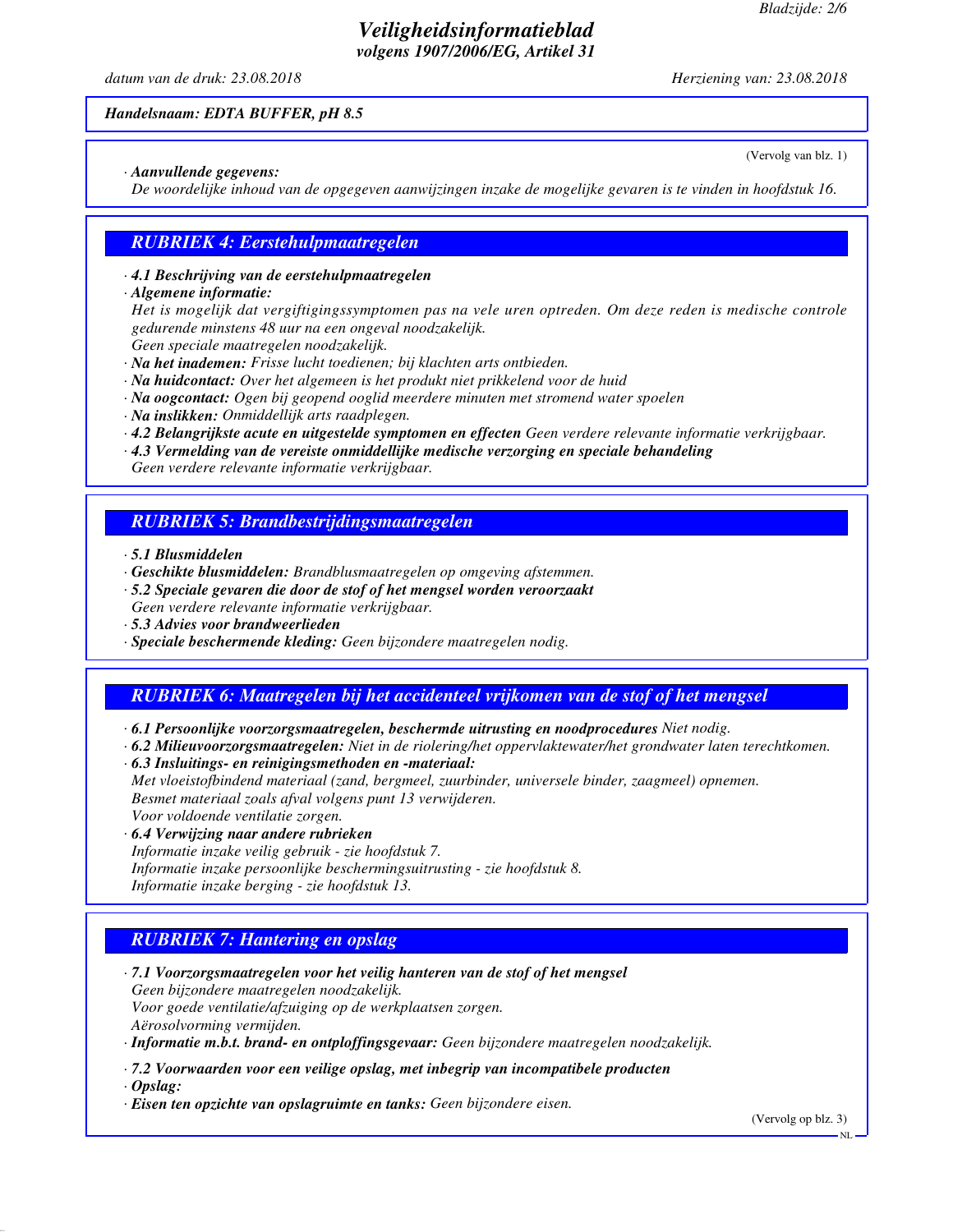*Handelsnaam: EDTA BUFFER, pH 8.5*

(Vervolg van blz. 1)

· ***Aanvullende gegevens:***
*De woordelijke inhoud van de opgegeven aanwijzingen inzake de mogelijke gevaren is te vinden in hoofdstuk 16.*

## RUBRIEK 4: Eerstehulpmaatregelen

· ***4.1 Beschrijving van de eerstehulpmaatregelen***
· ***Algemene informatie:***
*Het is mogelijk dat vergiftigingssymptomen pas na vele uren optreden. Om deze reden is medische controle gedurende minstens 48 uur na een ongeval noodzakelijk.*
*Geen speciale maatregelen noodzakelijk.*
· ***Na het inademen:*** *Frisse lucht toedienen; bij klachten arts ontbieden.*
· ***Na huidcontact:*** *Over het algemeen is het produkt niet prikkelend voor de huid*
· ***Na oogcontact:*** *Ogen bij geopend ooglid meerdere minuten met stromend water spoelen*
· ***Na inslikken:*** *Onmiddellijk arts raadplegen.*
· ***4.2 Belangrijkste acute en uitgestelde symptomen en effecten*** *Geen verdere relevante informatie verkrijgbaar.*
· ***4.3 Vermelding van de vereiste onmiddellijke medische verzorging en speciale behandeling***
*Geen verdere relevante informatie verkrijgbaar.*

## RUBRIEK 5: Brandbestrijdingsmaatregelen

· ***5.1 Blusmiddelen***
· ***Geschikte blusmiddelen:*** *Brandblusmaatregelen op omgeving afstemmen.*
· ***5.2 Speciale gevaren die door de stof of het mengsel worden veroorzaakt***
*Geen verdere relevante informatie verkrijgbaar.*
· ***5.3 Advies voor brandweerlieden***
· ***Speciale beschermende kleding:*** *Geen bijzondere maatregelen nodig.*

## RUBRIEK 6: Maatregelen bij het accidenteel vrijkomen van de stof of het mengsel

· ***6.1 Persoonlijke voorzorgsmaatregelen, beschermde uitrusting en noodprocedures*** *Niet nodig.*
· ***6.2 Milieuvoorzorgsmaatregelen:*** *Niet in de riolering/het oppervlaktewater/het grondwater laten terechtkomen.*
· ***6.3 Insluitings- en reinigingsmethoden en -materiaal:***
*Met vloeistofbindend materiaal (zand, bergmeel, zuurbinder, universele binder, zaagmeel) opnemen.*
*Besmet materiaal zoals afval volgens punt 13 verwijderen.*
*Voor voldoende ventilatie zorgen.*
· ***6.4 Verwijzing naar andere rubrieken***
*Informatie inzake veilig gebruik - zie hoofdstuk 7.*
*Informatie inzake persoonlijke beschermingsuitrusting - zie hoofdstuk 8.*
*Informatie inzake berging - zie hoofdstuk 13.*

## RUBRIEK 7: Hantering en opslag

· ***7.1 Voorzorgsmaatregelen voor het veilig hanteren van de stof of het mengsel***
*Geen bijzondere maatregelen noodzakelijk.*
*Voor goede ventilatie/afzuiging op de werkplaatsen zorgen.*
*Aërosolvorming vermijden.*
· ***Informatie m.b.t. brand- en ontploffingsgevaar:*** *Geen bijzondere maatregelen noodzakelijk.*

· ***7.2 Voorwaarden voor een veilige opslag, met inbegrip van incompatibele producten***
· ***Opslag:***
· ***Eisen ten opzichte van opslagruimte en tanks:*** *Geen bijzondere eisen.*

(Vervolg op blz. 3)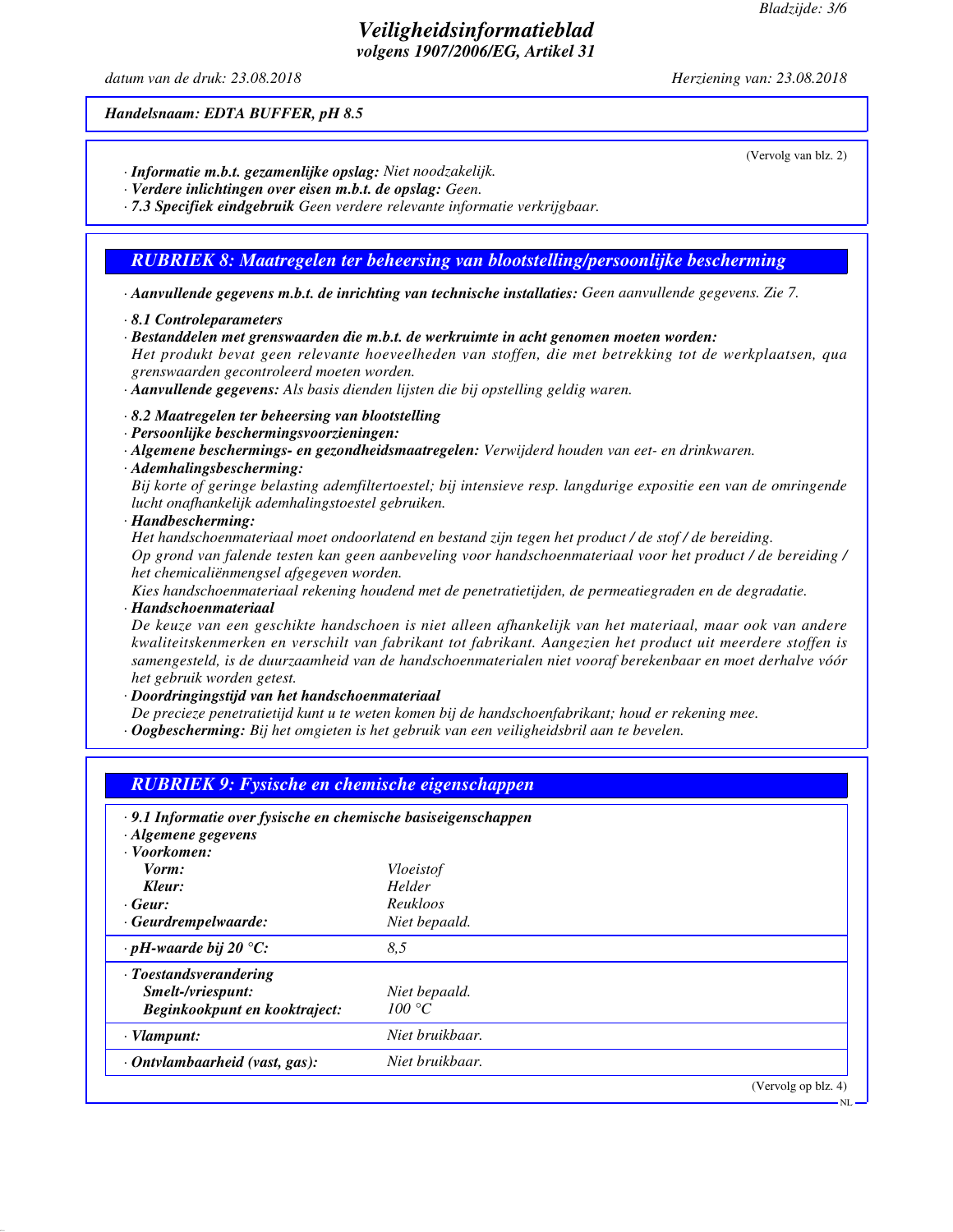*Handelsnaam: EDTA BUFFER, pH 8.5*

(Vervolg van blz. 2)

· ***Informatie m.b.t. gezamenlijke opslag:*** *Niet noodzakelijk.*
· ***Verdere inlichtingen over eisen m.b.t. de opslag:*** *Geen.*
· ***7.3 Specifiek eindgebruik*** *Geen verdere relevante informatie verkrijgbaar.*

## *RUBRIEK 8: Maatregelen ter beheersing van blootstelling/persoonlijke bescherming*

· ***Aanvullende gegevens m.b.t. de inrichting van technische installaties:*** *Geen aanvullende gegevens. Zie 7.*

· ***8.1 Controleparameters***
· ***Bestanddelen met grenswaarden die m.b.t. de werkruimte in acht genomen moeten worden:***
*Het produkt bevat geen relevante hoeveelheden van stoffen, die met betrekking tot de werkplaatsen, qua grenswaarden gecontroleerd moeten worden.*
· ***Aanvullende gegevens:*** *Als basis dienden lijsten die bij opstelling geldig waren.*

· ***8.2 Maatregelen ter beheersing van blootstelling***
· ***Persoonlijke beschermingsvoorzieningen:***
· ***Algemene beschermings- en gezondheidsmaatregelen:*** *Verwijderd houden van eet- en drinkwaren.*
· ***Ademhalingsbescherming:***
*Bij korte of geringe belasting ademfiltertoestel; bij intensieve resp. langdurige expositie een van de omringende lucht onafhankelijk ademhalingstoestel gebruiken.*
· ***Handbescherming:***
*Het handschoenmateriaal moet ondoorlatend en bestand zijn tegen het product / de stof / de bereiding.*
*Op grond van falende testen kan geen aanbeveling voor handschoenmateriaal voor het product / de bereiding / het chemicaliënmengsel afgegeven worden.*
*Kies handschoenmateriaal rekening houdend met de penetratietijden, de permeatiegraden en de degradatie.*
· ***Handschoenmateriaal***
*De keuze van een geschikte handschoen is niet alleen afhankelijk van het materiaal, maar ook van andere kwaliteitskenmerken en verschilt van fabrikant tot fabrikant. Aangezien het product uit meerdere stoffen is samengesteld, is de duurzaamheid van de handschoenmaterialen niet vooraf berekenbaar en moet derhalve vóór het gebruik worden getest.*
· ***Doordringingstijd van het handschoenmateriaal***
*De precieze penetratietijd kunt u te weten komen bij de handschoenfabrikant; houd er rekening mee.*
· ***Oogbescherming:*** *Bij het omgieten is het gebruik van een veiligheidsbril aan te bevelen.*

## *RUBRIEK 9: Fysische en chemische eigenschappen*

· ***9.1 Informatie over fysische en chemische basiseigenschappen***
· ***Algemene gegevens***
· ***Voorkomen:***

| | |
|---|---|
| ***Vorm:*** | *Vloeistof* |
| ***Kleur:*** | *Helder* |
| · ***Geur:*** | *Reukloos* |
| · ***Geurdrempelwaarde:*** | *Niet bepaald.* |
| · ***pH-waarde bij 20 °C:*** | *8,5* |
| · ***Toestandsverandering*** | |
| ***Smelt-/vriespunt:*** | *Niet bepaald.* |
| ***Beginkookpunt en kooktraject:*** | *100 °C* |
| · ***Vlampunt:*** | *Niet bruikbaar.* |
| · ***Ontvlambaarheid (vast, gas):*** | *Niet bruikbaar.* |

(Vervolg op blz. 4)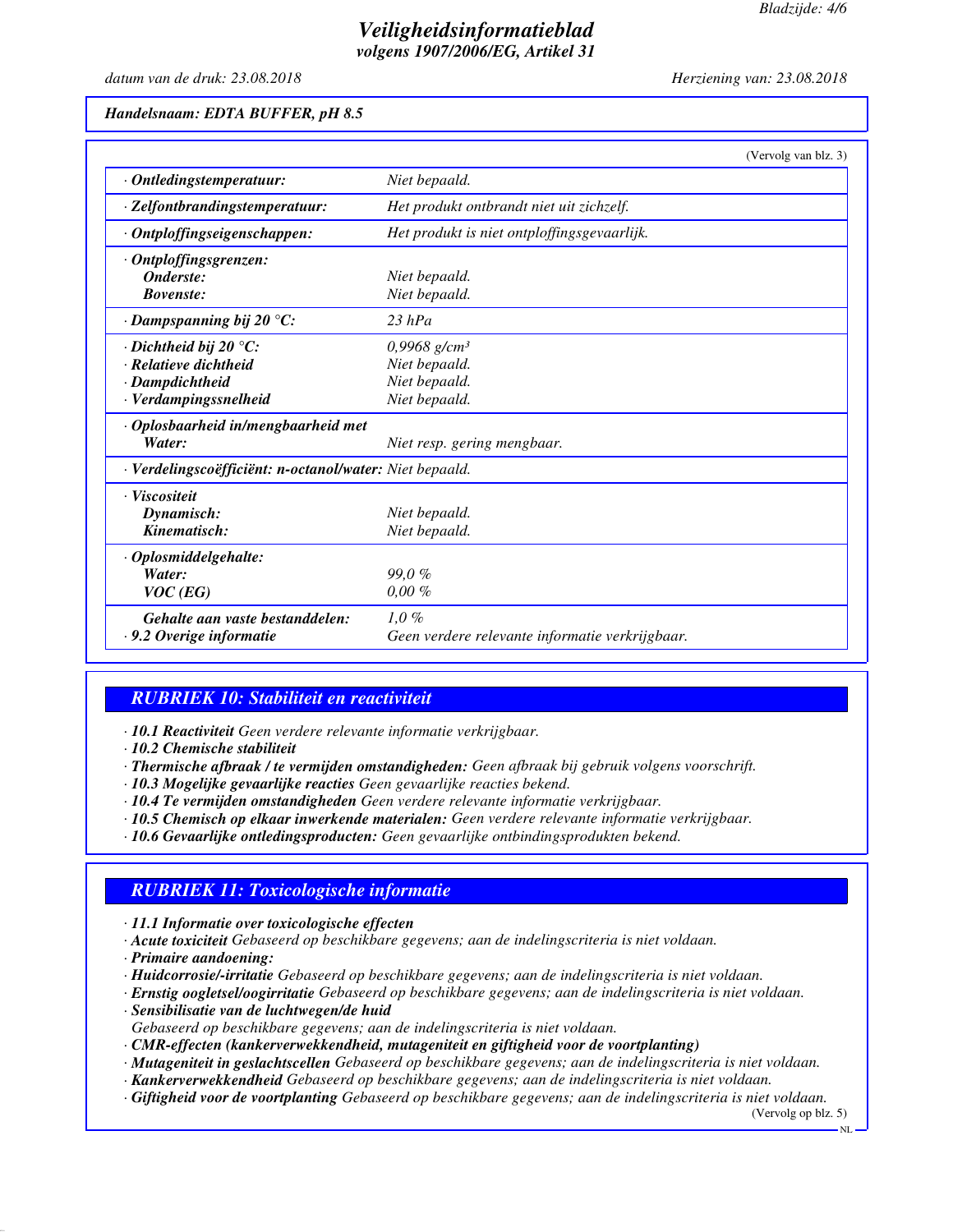**Handelsnaam: EDTA BUFFER, pH 8.5**

(Vervolg van blz. 3)

| | |
|---|---|
| · **Ontledingstemperatuur:** | *Niet bepaald.* |
| · **Zelfontbrandingstemperatuur:** | *Het produkt ontbrandt niet uit zichzelf.* |
| · **Ontploffingseigenschappen:** | *Het produkt is niet ontploffingsgevaarlijk.* |
| · **Ontploffingsgrenzen:** | |
| **Onderste:** | *Niet bepaald.* |
| **Bovenste:** | *Niet bepaald.* |
| · **Dampspanning bij 20 °C:** | *23 hPa* |
| · **Dichtheid bij 20 °C:** | *0,9968 g/cm³* |
| · **Relatieve dichtheid** | *Niet bepaald.* |
| · **Dampdichtheid** | *Niet bepaald.* |
| · **Verdampingssnelheid** | *Niet bepaald.* |
| · **Oplosbaarheid in/mengbaarheid met** | |
| **Water:** | *Niet resp. gering mengbaar.* |
| · **Verdelingscoëfficiënt: n-octanol/water:** | *Niet bepaald.* |
| · **Viscositeit** | |
| **Dynamisch:** | *Niet bepaald.* |
| **Kinematisch:** | *Niet bepaald.* |
| · **Oplosmiddelgehalte:** | |
| **Water:** | *99,0 %* |
| **VOC (EG)** | *0,00 %* |
| **Gehalte aan vaste bestanddelen:** | *1,0 %* |
| · **9.2 Overige informatie** | *Geen verdere relevante informatie verkrijgbaar.* |

## RUBRIEK 10: Stabiliteit en reactiviteit

· **10.1 Reactiviteit** *Geen verdere relevante informatie verkrijgbaar.*
· **10.2 Chemische stabiliteit**
· **Thermische afbraak / te vermijden omstandigheden:** *Geen afbraak bij gebruik volgens voorschrift.*
· **10.3 Mogelijke gevaarlijke reacties** *Geen gevaarlijke reacties bekend.*
· **10.4 Te vermijden omstandigheden** *Geen verdere relevante informatie verkrijgbaar.*
· **10.5 Chemisch op elkaar inwerkende materialen:** *Geen verdere relevante informatie verkrijgbaar.*
· **10.6 Gevaarlijke ontledingsproducten:** *Geen gevaarlijke ontbindingsprodukten bekend.*

## RUBRIEK 11: Toxicologische informatie

· **11.1 Informatie over toxicologische effecten**
· **Acute toxiciteit** *Gebaseerd op beschikbare gegevens; aan de indelingscriteria is niet voldaan.*
· **Primaire aandoening:**
· **Huidcorrosie/-irritatie** *Gebaseerd op beschikbare gegevens; aan de indelingscriteria is niet voldaan.*
· **Ernstig oogletsel/oogirritatie** *Gebaseerd op beschikbare gegevens; aan de indelingscriteria is niet voldaan.*
· **Sensibilisatie van de luchtwegen/de huid**
*Gebaseerd op beschikbare gegevens; aan de indelingscriteria is niet voldaan.*
· **CMR-effecten (kankerverwekkendheid, mutageniteit en giftigheid voor de voortplanting)**
· **Mutageniteit in geslachtscellen** *Gebaseerd op beschikbare gegevens; aan de indelingscriteria is niet voldaan.*
· **Kankerverwekkendheid** *Gebaseerd op beschikbare gegevens; aan de indelingscriteria is niet voldaan.*
· **Giftigheid voor de voortplanting** *Gebaseerd op beschikbare gegevens; aan de indelingscriteria is niet voldaan.*

(Vervolg op blz. 5)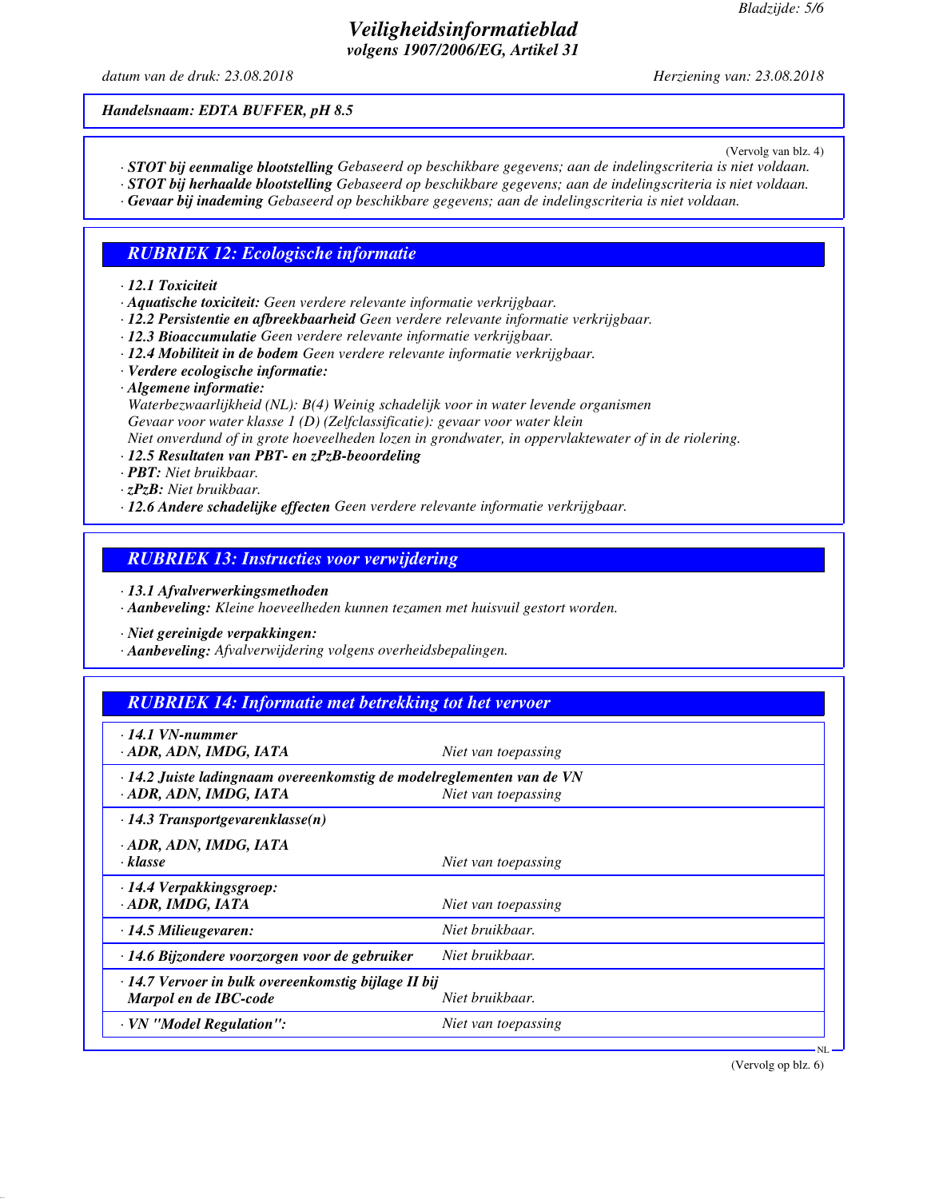*Handelsnaam: EDTA BUFFER, pH 8.5*

(Vervolg van blz. 4)

· ***STOT bij eenmalige blootstelling*** *Gebaseerd op beschikbare gegevens; aan de indelingscriteria is niet voldaan.*
· ***STOT bij herhaalde blootstelling*** *Gebaseerd op beschikbare gegevens; aan de indelingscriteria is niet voldaan.*
· ***Gevaar bij inademing*** *Gebaseerd op beschikbare gegevens; aan de indelingscriteria is niet voldaan.*

## RUBRIEK 12: Ecologische informatie

· ***12.1 Toxiciteit***
· ***Aquatische toxiciteit:*** *Geen verdere relevante informatie verkrijgbaar.*
· ***12.2 Persistentie en afbreekbaarheid*** *Geen verdere relevante informatie verkrijgbaar.*
· ***12.3 Bioaccumulatie*** *Geen verdere relevante informatie verkrijgbaar.*
· ***12.4 Mobiliteit in de bodem*** *Geen verdere relevante informatie verkrijgbaar.*
· ***Verdere ecologische informatie:***
· ***Algemene informatie:***
*Waterbezwaarlijkheid (NL): B(4) Weinig schadelijk voor in water levende organismen*
*Gevaar voor water klasse 1 (D) (Zelfclassificatie): gevaar voor water klein*
*Niet onverdund of in grote hoeveelheden lozen in grondwater, in oppervlaktewater of in de riolering.*
· ***12.5 Resultaten van PBT- en zPzB-beoordeling***
· ***PBT:*** *Niet bruikbaar.*
· ***zPzB:*** *Niet bruikbaar.*
· ***12.6 Andere schadelijke effecten*** *Geen verdere relevante informatie verkrijgbaar.*

## RUBRIEK 13: Instructies voor verwijdering

· ***13.1 Afvalverwerkingsmethoden***
· ***Aanbeveling:*** *Kleine hoeveelheden kunnen tezamen met huisvuil gestort worden.*

· ***Niet gereinigde verpakkingen:***
· ***Aanbeveling:*** *Afvalverwijdering volgens overheidsbepalingen.*

## RUBRIEK 14: Informatie met betrekking tot het vervoer

| | |
|---|---|
| · ***14.1 VN-nummer*** <br> · ***ADR, ADN, IMDG, IATA*** | *Niet van toepassing* |
| · ***14.2 Juiste ladingnaam overeenkomstig de modelreglementen van de VN*** <br> · ***ADR, ADN, IMDG, IATA*** | *Niet van toepassing* |
| · ***14.3 Transportgevarenklasse(n)*** <br> · ***ADR, ADN, IMDG, IATA*** <br> · ***klasse*** | *Niet van toepassing* |
| · ***14.4 Verpakkingsgroep:*** <br> · ***ADR, IMDG, IATA*** | *Niet van toepassing* |
| · ***14.5 Milieugevaren:*** | *Niet bruikbaar.* |
| · ***14.6 Bijzondere voorzorgen voor de gebruiker*** | *Niet bruikbaar.* |
| · ***14.7 Vervoer in bulk overeenkomstig bijlage II bij Marpol en de IBC-code*** | *Niet bruikbaar.* |
| · ***VN "Model Regulation":*** | *Niet van toepassing* |

(Vervolg op blz. 6)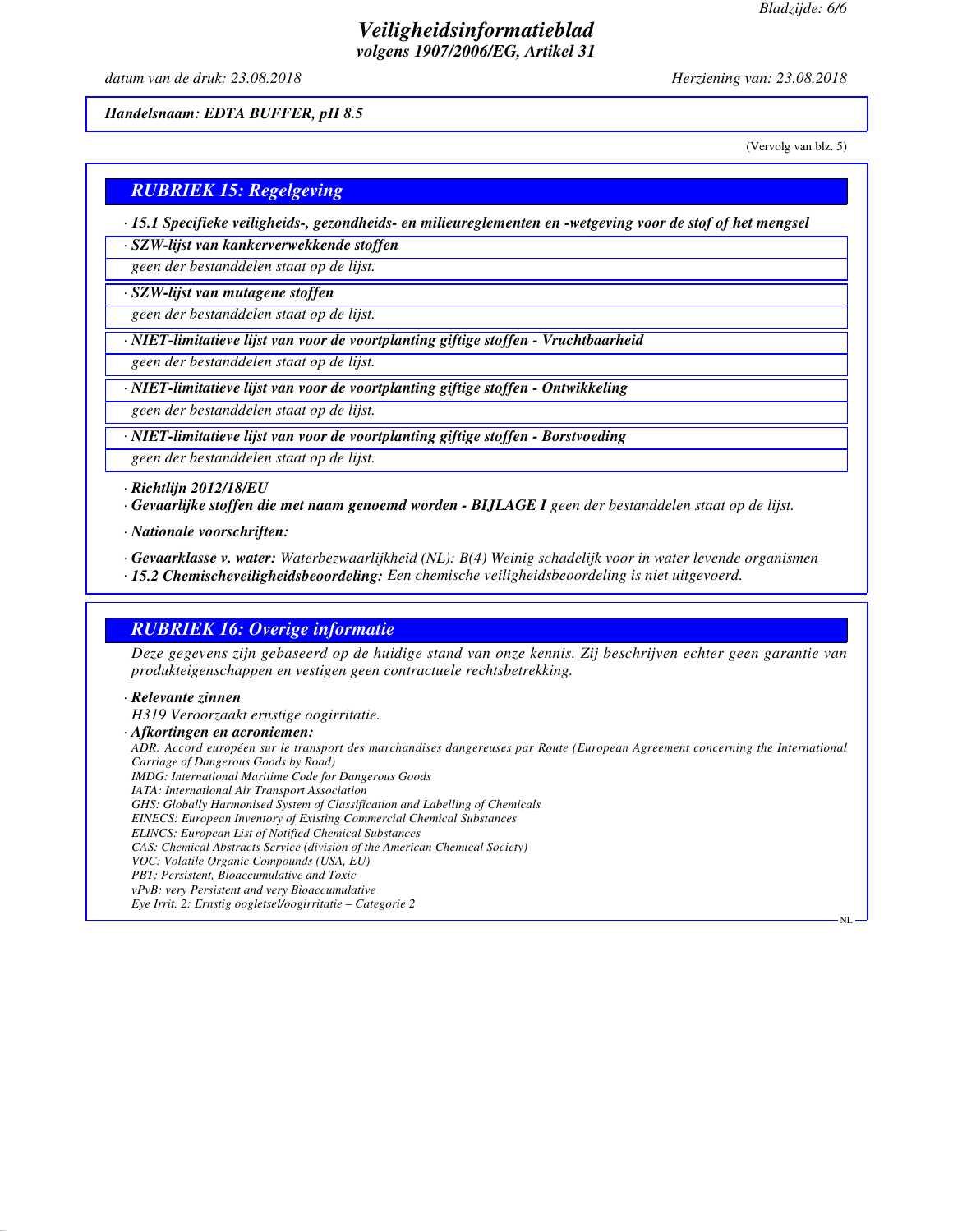*Handelsnaam: EDTA BUFFER, pH 8.5*

(Vervolg van blz. 5)

## RUBRIEK 15: Regelgeving

· **15.1 Specifieke veiligheids-, gezondheids- en milieureglementen en -wetgeving voor de stof of het mengsel**

· **SZW-lijst van kankerverwekkende stoffen**

geen der bestanddelen staat op de lijst.

· **SZW-lijst van mutagene stoffen**

geen der bestanddelen staat op de lijst.

· **NIET-limitatieve lijst van voor de voortplanting giftige stoffen - Vruchtbaarheid**

geen der bestanddelen staat op de lijst.

· **NIET-limitatieve lijst van voor de voortplanting giftige stoffen - Ontwikkeling**

geen der bestanddelen staat op de lijst.

· **NIET-limitatieve lijst van voor de voortplanting giftige stoffen - Borstvoeding**

geen der bestanddelen staat op de lijst.

· **Richtlijn 2012/18/EU**

· **Gevaarlijke stoffen die met naam genoemd worden - BIJLAGE I** geen der bestanddelen staat op de lijst.

· **Nationale voorschriften:**

· **Gevaarklasse v. water:** Waterbezwaarlijkheid (NL): B(4) Weinig schadelijk voor in water levende organismen

· **15.2 Chemischeveiligheidsbeoordeling:** Een chemische veiligheidsbeoordeling is niet uitgevoerd.

## RUBRIEK 16: Overige informatie

Deze gegevens zijn gebaseerd op de huidige stand van onze kennis. Zij beschrijven echter geen garantie van produkteigenschappen en vestigen geen contractuele rechtsbetrekking.

· **Relevante zinnen**

H319 Veroorzaakt ernstige oogirritatie.

· **Afkortingen en acroniemen:**

ADR: Accord européen sur le transport des marchandises dangereuses par Route (European Agreement concerning the International Carriage of Dangerous Goods by Road)
IMDG: International Maritime Code for Dangerous Goods
IATA: International Air Transport Association
GHS: Globally Harmonised System of Classification and Labelling of Chemicals
EINECS: European Inventory of Existing Commercial Chemical Substances
ELINCS: European List of Notified Chemical Substances
CAS: Chemical Abstracts Service (division of the American Chemical Society)
VOC: Volatile Organic Compounds (USA, EU)
PBT: Persistent, Bioaccumulative and Toxic
vPvB: very Persistent and very Bioaccumulative
Eye Irrit. 2: Ernstig oogletsel/oogirritatie – Categorie 2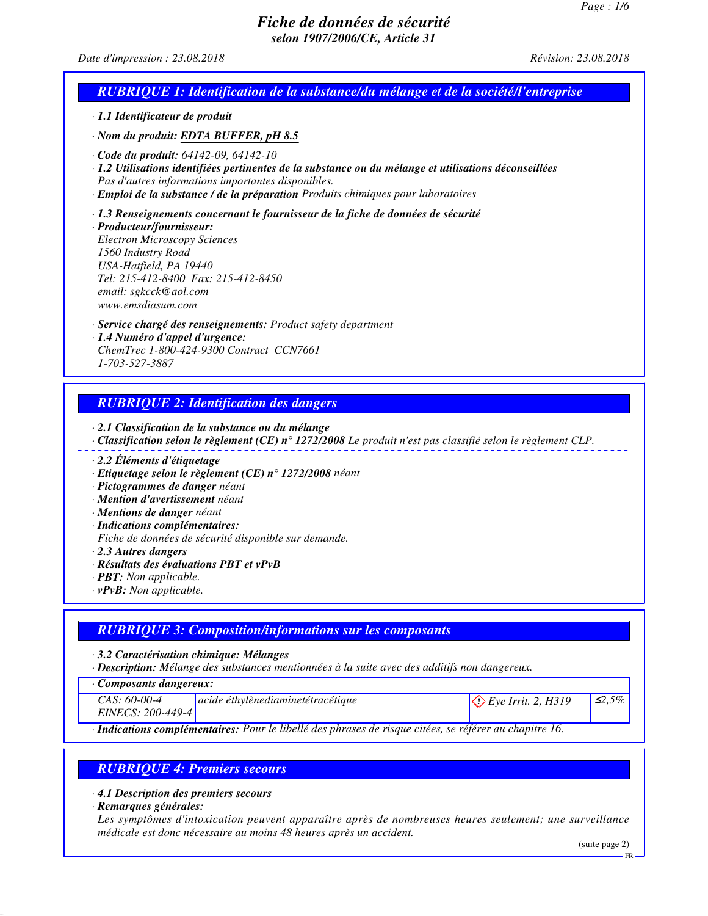# Fiche de données de sécurité
**selon 1907/2006/CE, Article 31**

*Date d'impression : 23.08.2018* *Révision: 23.08.2018*

## RUBRIQUE 1: Identification de la substance/du mélange et de la société/l'entreprise

· **1.1 Identificateur de produit**

· **Nom du produit:** EDTA BUFFER, pH 8.5

· **Code du produit:** 64142-09, 64142-10

· **1.2 Utilisations identifiées pertinentes de la substance ou du mélange et utilisations déconseillées**
Pas d'autres informations importantes disponibles.

· **Emploi de la substance / de la préparation** Produits chimiques pour laboratoires

· **1.3 Renseignements concernant le fournisseur de la fiche de données de sécurité**

· **Producteur/fournisseur:**
Electron Microscopy Sciences
1560 Industry Road
USA-Hatfield, PA 19440
Tel: 215-412-8400 Fax: 215-412-8450
email: sgkcck@aol.com
www.emsdiasum.com

· **Service chargé des renseignements:** Product safety department

· **1.4 Numéro d'appel d'urgence:**
ChemTrec 1-800-424-9300 Contract CCN7661
1-703-527-3887

## RUBRIQUE 2: Identification des dangers

· **2.1 Classification de la substance ou du mélange**

· **Classification selon le règlement (CE) n° 1272/2008** Le produit n'est pas classifié selon le règlement CLP.

· **2.2 Éléments d'étiquetage**

· **Etiquetage selon le règlement (CE) n° 1272/2008** néant

· **Pictogrammes de danger** néant

· **Mention d'avertissement** néant

· **Mentions de danger** néant

· **Indications complémentaires:**
Fiche de données de sécurité disponible sur demande.

· **2.3 Autres dangers**

· **Résultats des évaluations PBT et vPvB**

· **PBT:** Non applicable.

· **vPvB:** Non applicable.

## RUBRIQUE 3: Composition/informations sur les composants

· **3.2 Caractérisation chimique: Mélanges**

· **Description:** Mélange des substances mentionnées à la suite avec des additifs non dangereux.

· **Composants dangereux:**

| | | | |
|---|---|---|---|
| CAS: 60-00-4<br>EINECS: 200-449-4 | acide éthylènediaminetétracétique | Eye Irrit. 2, H319 | ≤2,5% |

· **Indications complémentaires:** Pour le libellé des phrases de risque citées, se référer au chapitre 16.

## RUBRIQUE 4: Premiers secours

· **4.1 Description des premiers secours**

· **Remarques générales:**
Les symptômes d'intoxication peuvent apparaître après de nombreuses heures seulement; une surveillance médicale est donc nécessaire au moins 48 heures après un accident.

(suite page 2)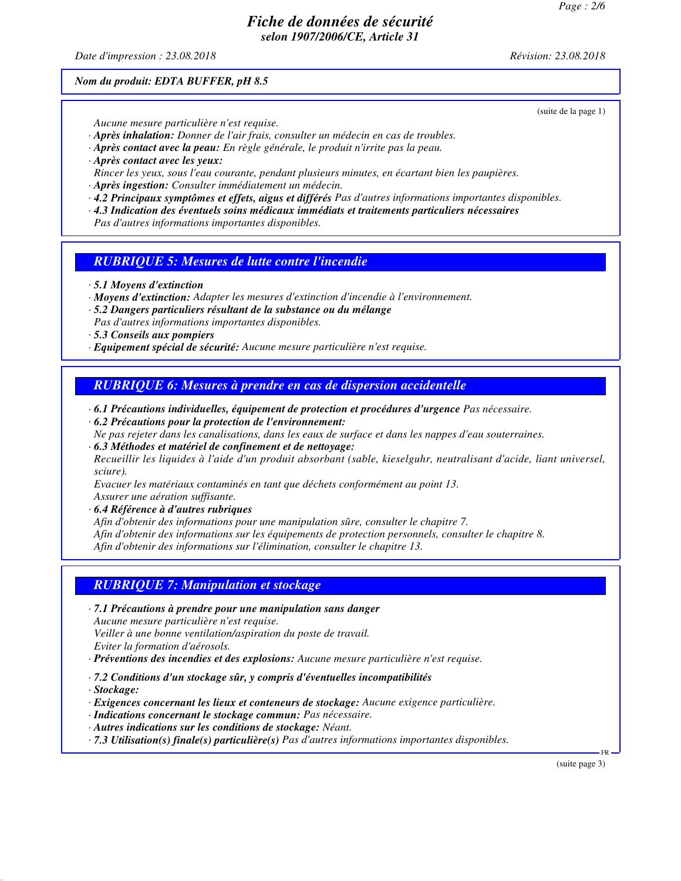*Nom du produit: EDTA BUFFER, pH 8.5*

(suite de la page 1)

Aucune mesure particulière n'est requise.

· **Après inhalation:** Donner de l'air frais, consulter un médecin en cas de troubles.
· **Après contact avec la peau:** En règle générale, le produit n'irrite pas la peau.
· **Après contact avec les yeux:**
Rincer les yeux, sous l'eau courante, pendant plusieurs minutes, en écartant bien les paupières.
· **Après ingestion:** Consulter immédiatement un médecin.
· **4.2 Principaux symptômes et effets, aigus et différés** Pas d'autres informations importantes disponibles.
· **4.3 Indication des éventuels soins médicaux immédiats et traitements particuliers nécessaires**
Pas d'autres informations importantes disponibles.

## RUBRIQUE 5: Mesures de lutte contre l'incendie

· **5.1 Moyens d'extinction**
· **Moyens d'extinction:** Adapter les mesures d'extinction d'incendie à l'environnement.
· **5.2 Dangers particuliers résultant de la substance ou du mélange**
Pas d'autres informations importantes disponibles.
· **5.3 Conseils aux pompiers**
· **Equipement spécial de sécurité:** Aucune mesure particulière n'est requise.

## RUBRIQUE 6: Mesures à prendre en cas de dispersion accidentelle

· **6.1 Précautions individuelles, équipement de protection et procédures d'urgence** Pas nécessaire.
· **6.2 Précautions pour la protection de l'environnement:**
Ne pas rejeter dans les canalisations, dans les eaux de surface et dans les nappes d'eau souterraines.
· **6.3 Méthodes et matériel de confinement et de nettoyage:**
Recueillir les liquides à l'aide d'un produit absorbant (sable, kieselguhr, neutralisant d'acide, liant universel, sciure).
Evacuer les matériaux contaminés en tant que déchets conformément au point 13.
Assurer une aération suffisante.
· **6.4 Référence à d'autres rubriques**
Afin d'obtenir des informations pour une manipulation sûre, consulter le chapitre 7.
Afin d'obtenir des informations sur les équipements de protection personnels, consulter le chapitre 8.
Afin d'obtenir des informations sur l'élimination, consulter le chapitre 13.

## RUBRIQUE 7: Manipulation et stockage

· **7.1 Précautions à prendre pour une manipulation sans danger**
Aucune mesure particulière n'est requise.
Veiller à une bonne ventilation/aspiration du poste de travail.
Eviter la formation d'aérosols.
· **Préventions des incendies et des explosions:** Aucune mesure particulière n'est requise.

· **7.2 Conditions d'un stockage sûr, y compris d'éventuelles incompatibilités**
· **Stockage:**
· **Exigences concernant les lieux et conteneurs de stockage:** Aucune exigence particulière.
· **Indications concernant le stockage commun:** Pas nécessaire.
· **Autres indications sur les conditions de stockage:** Néant.
· **7.3 Utilisation(s) finale(s) particulière(s)** Pas d'autres informations importantes disponibles.

(suite page 3)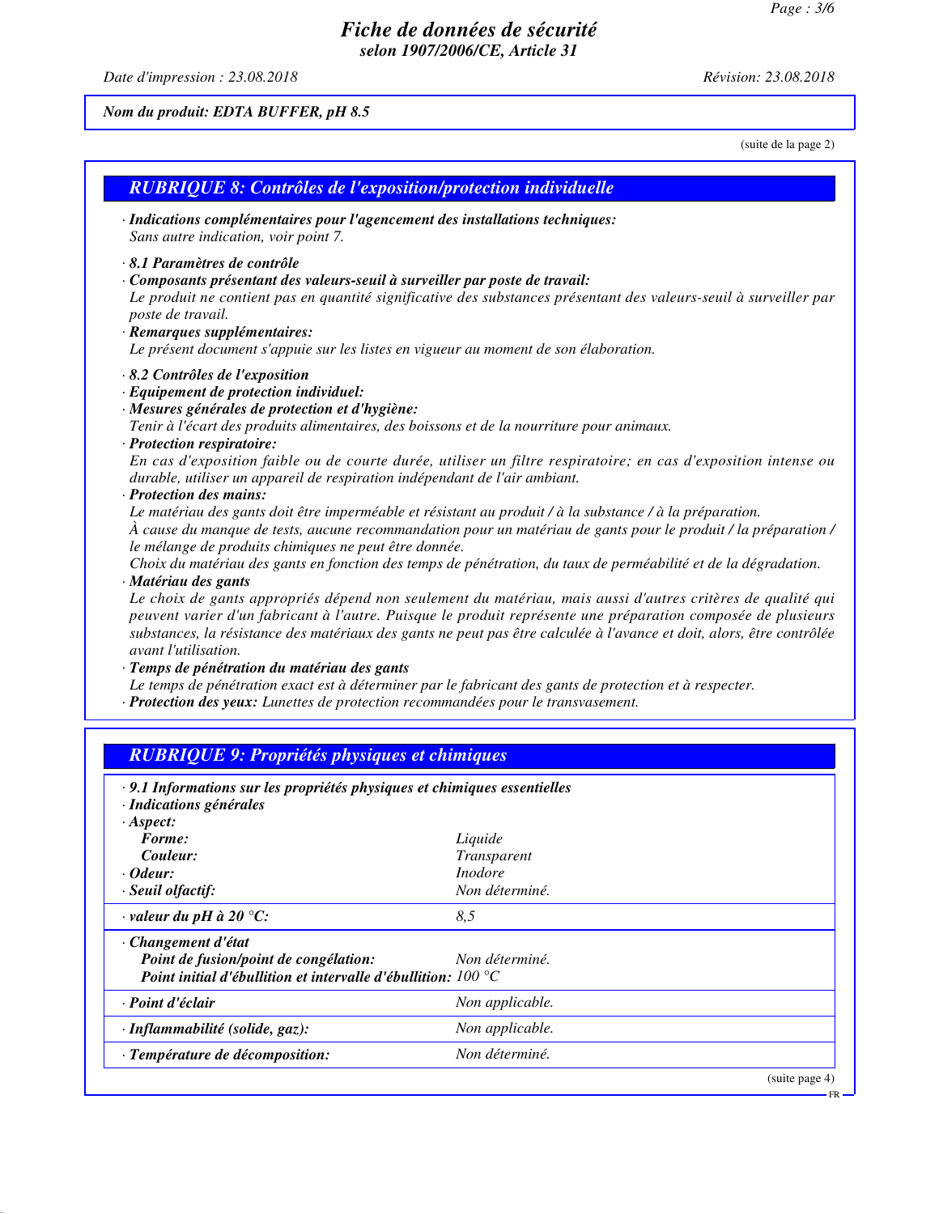*Nom du produit: EDTA BUFFER, pH 8.5*

(suite de la page 2)

## RUBRIQUE 8: Contrôles de l'exposition/protection individuelle

· ***Indications complémentaires pour l'agencement des installations techniques:***
*Sans autre indication, voir point 7.*

· ***8.1 Paramètres de contrôle***
· ***Composants présentant des valeurs-seuil à surveiller par poste de travail:***
*Le produit ne contient pas en quantité significative des substances présentant des valeurs-seuil à surveiller par poste de travail.*
· ***Remarques supplémentaires:***
*Le présent document s'appuie sur les listes en vigueur au moment de son élaboration.*

· ***8.2 Contrôles de l'exposition***
· ***Equipement de protection individuel:***
· ***Mesures générales de protection et d'hygiène:***
*Tenir à l'écart des produits alimentaires, des boissons et de la nourriture pour animaux.*
· ***Protection respiratoire:***
*En cas d'exposition faible ou de courte durée, utiliser un filtre respiratoire; en cas d'exposition intense ou durable, utiliser un appareil de respiration indépendant de l'air ambiant.*
· ***Protection des mains:***
*Le matériau des gants doit être imperméable et résistant au produit / à la substance / à la préparation.*
*À cause du manque de tests, aucune recommandation pour un matériau de gants pour le produit / la préparation / le mélange de produits chimiques ne peut être donnée.*
*Choix du matériau des gants en fonction des temps de pénétration, du taux de perméabilité et de la dégradation.*
· ***Matériau des gants***
*Le choix de gants appropriés dépend non seulement du matériau, mais aussi d'autres critères de qualité qui peuvent varier d'un fabricant à l'autre. Puisque le produit représente une préparation composée de plusieurs substances, la résistance des matériaux des gants ne peut pas être calculée à l'avance et doit, alors, être contrôlée avant l'utilisation.*
· ***Temps de pénétration du matériau des gants***
*Le temps de pénétration exact est à déterminer par le fabricant des gants de protection et à respecter.*
· ***Protection des yeux:*** *Lunettes de protection recommandées pour le transvasement.*

## RUBRIQUE 9: Propriétés physiques et chimiques

· ***9.1 Informations sur les propriétés physiques et chimiques essentielles***
· ***Indications générales***
· ***Aspect:***

| | |
|---|---|
| ***Forme:*** | *Liquide* |
| ***Couleur:*** | *Transparent* |
| · ***Odeur:*** | *Inodore* |
| · ***Seuil olfactif:*** | *Non déterminé.* |
| · ***valeur du pH à 20 °C:*** | *8,5* |
| · ***Changement d'état*** | |
| ***Point de fusion/point de congélation:*** | *Non déterminé.* |
| ***Point initial d'ébullition et intervalle d'ébullition:*** | *100 °C* |
| · ***Point d'éclair*** | *Non applicable.* |
| · ***Inflammabilité (solide, gaz):*** | *Non applicable.* |
| · ***Température de décomposition:*** | *Non déterminé.* |

(suite page 4)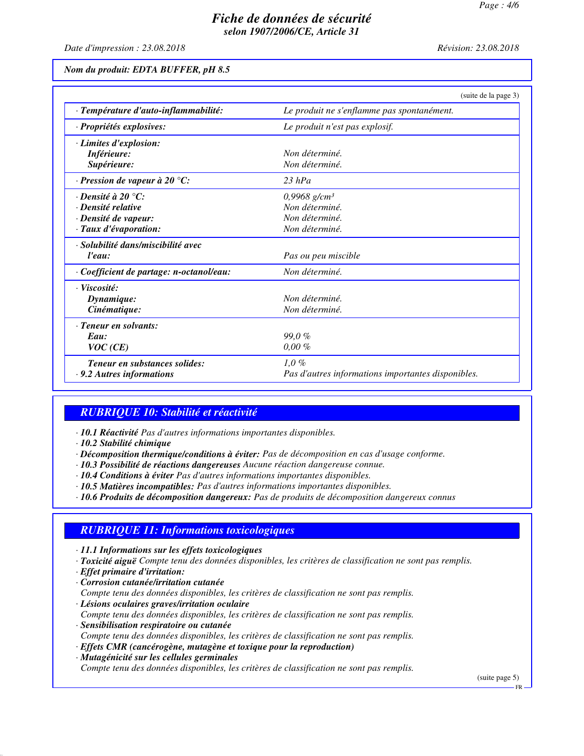Nom du produit: EDTA BUFFER, pH 8.5

(suite de la page 3)

| | |
|---|---|
| · **Température d'auto-inflammabilité:** | Le produit ne s'enflamme pas spontanément. |
| · **Propriétés explosives:** | Le produit n'est pas explosif. |
| · **Limites d'explosion:** | |
| **Inférieure:** | Non déterminé. |
| **Supérieure:** | Non déterminé. |
| · **Pression de vapeur à 20 °C:** | 23 hPa |
| · **Densité à 20 °C:** | 0,9968 g/cm³ |
| · **Densité relative** | Non déterminé. |
| · **Densité de vapeur:** | Non déterminé. |
| · **Taux d'évaporation:** | Non déterminé. |
| · **Solubilité dans/miscibilité avec l'eau:** | Pas ou peu miscible |
| · **Coefficient de partage: n-octanol/eau:** | Non déterminé. |
| · **Viscosité:** | |
| **Dynamique:** | Non déterminé. |
| **Cinématique:** | Non déterminé. |
| · **Teneur en solvants:** | |
| **Eau:** | 99,0 % |
| **VOC (CE)** | 0,00 % |
| **Teneur en substances solides:** | 1,0 % |
| · **9.2 Autres informations** | Pas d'autres informations importantes disponibles. |

## RUBRIQUE 10: Stabilité et réactivité

· **10.1 Réactivité** Pas d'autres informations importantes disponibles.
· **10.2 Stabilité chimique**
· **Décomposition thermique/conditions à éviter:** Pas de décomposition en cas d'usage conforme.
· **10.3 Possibilité de réactions dangereuses** Aucune réaction dangereuse connue.
· **10.4 Conditions à éviter** Pas d'autres informations importantes disponibles.
· **10.5 Matières incompatibles:** Pas d'autres informations importantes disponibles.
· **10.6 Produits de décomposition dangereux:** Pas de produits de décomposition dangereux connus

## RUBRIQUE 11: Informations toxicologiques

· **11.1 Informations sur les effets toxicologiques**
· **Toxicité aiguë** Compte tenu des données disponibles, les critères de classification ne sont pas remplis.
· **Effet primaire d'irritation:**
· **Corrosion cutanée/irritation cutanée**
Compte tenu des données disponibles, les critères de classification ne sont pas remplis.
· **Lésions oculaires graves/irritation oculaire**
Compte tenu des données disponibles, les critères de classification ne sont pas remplis.
· **Sensibilisation respiratoire ou cutanée**
Compte tenu des données disponibles, les critères de classification ne sont pas remplis.
· **Effets CMR (cancérogène, mutagène et toxique pour la reproduction)**
· **Mutagénicité sur les cellules germinales**
Compte tenu des données disponibles, les critères de classification ne sont pas remplis.

(suite page 5)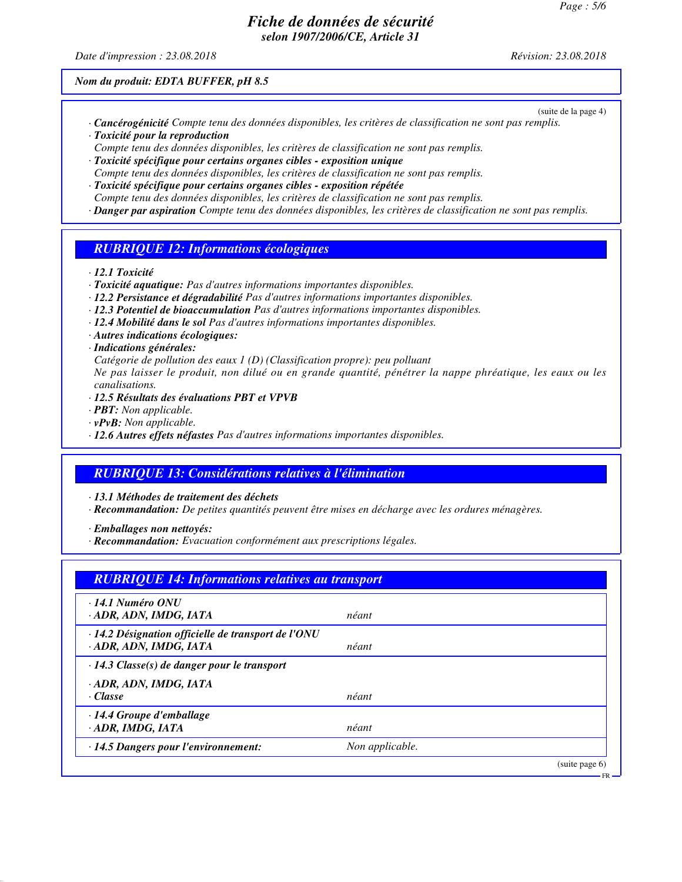*(suite de la page 4)*

· **Cancérogénicité** Compte tenu des données disponibles, les critères de classification ne sont pas remplis.
· **Toxicité pour la reproduction**
Compte tenu des données disponibles, les critères de classification ne sont pas remplis.
· **Toxicité spécifique pour certains organes cibles - exposition unique**
Compte tenu des données disponibles, les critères de classification ne sont pas remplis.
· **Toxicité spécifique pour certains organes cibles - exposition répétée**
Compte tenu des données disponibles, les critères de classification ne sont pas remplis.
· **Danger par aspiration** Compte tenu des données disponibles, les critères de classification ne sont pas remplis.

## RUBRIQUE 12: Informations écologiques

· **12.1 Toxicité**
· **Toxicité aquatique:** Pas d'autres informations importantes disponibles.
· **12.2 Persistance et dégradabilité** Pas d'autres informations importantes disponibles.
· **12.3 Potentiel de bioaccumulation** Pas d'autres informations importantes disponibles.
· **12.4 Mobilité dans le sol** Pas d'autres informations importantes disponibles.
· **Autres indications écologiques:**
· **Indications générales:**
Catégorie de pollution des eaux 1 (D) (Classification propre): peu polluant
Ne pas laisser le produit, non dilué ou en grande quantité, pénétrer la nappe phréatique, les eaux ou les canalisations.
· **12.5 Résultats des évaluations PBT et VPVB**
· **PBT:** Non applicable.
· **vPvB:** Non applicable.
· **12.6 Autres effets néfastes** Pas d'autres informations importantes disponibles.

## RUBRIQUE 13: Considérations relatives à l'élimination

· **13.1 Méthodes de traitement des déchets**
· **Recommandation:** De petites quantités peuvent être mises en décharge avec les ordures ménagères.

· **Emballages non nettoyés:**
· **Recommandation:** Evacuation conformément aux prescriptions légales.

## RUBRIQUE 14: Informations relatives au transport

| | |
|---|---|
| · **14.1 Numéro ONU**<br>· **ADR, ADN, IMDG, IATA** | néant |
| · **14.2 Désignation officielle de transport de l'ONU**<br>· **ADR, ADN, IMDG, IATA** | néant |
| · **14.3 Classe(s) de danger pour le transport**<br>· **ADR, ADN, IMDG, IATA**<br>· **Classe** | néant |
| · **14.4 Groupe d'emballage**<br>· **ADR, IMDG, IATA** | néant |
| · **14.5 Dangers pour l'environnement:** | Non applicable. |

*(suite page 6)*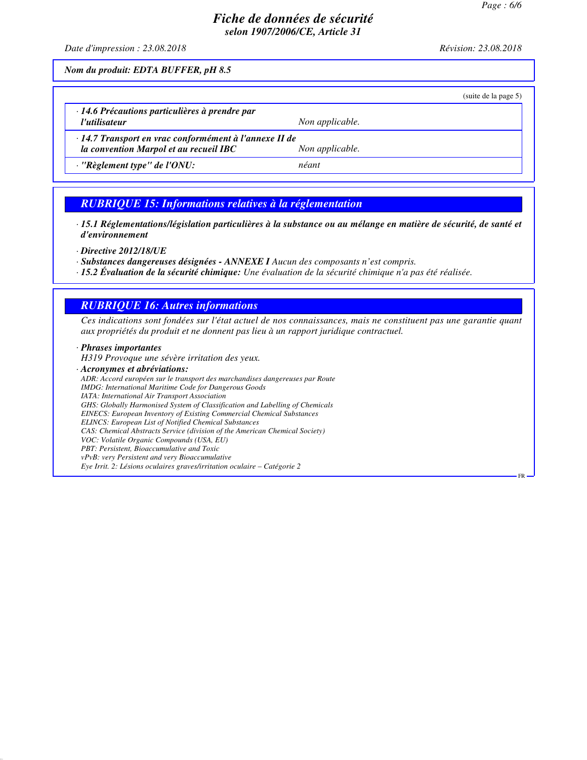*Nom du produit: EDTA BUFFER, pH 8.5*

(suite de la page 5)

| | |
|---|---|
| · **14.6 Précautions particulières à prendre par l'utilisateur** | *Non applicable.* |
| · **14.7 Transport en vrac conformément à l'annexe II de la convention Marpol et au recueil IBC** | *Non applicable.* |
| · **"Règlement type" de l'ONU:** | *néant* |

## RUBRIQUE 15: Informations relatives à la réglementation

· ***15.1 Réglementations/législation particulières à la substance ou au mélange en matière de sécurité, de santé et d'environnement***

· ***Directive 2012/18/UE***
· ***Substances dangereuses désignées - ANNEXE I*** *Aucun des composants n'est compris.*
· ***15.2 Évaluation de la sécurité chimique:*** *Une évaluation de la sécurité chimique n'a pas été réalisée.*

## RUBRIQUE 16: Autres informations

*Ces indications sont fondées sur l'état actuel de nos connaissances, mais ne constituent pas une garantie quant aux propriétés du produit et ne donnent pas lieu à un rapport juridique contractuel.*

· ***Phrases importantes***
*H319 Provoque une sévère irritation des yeux.*

· ***Acronymes et abréviations:***
*ADR: Accord européen sur le transport des marchandises dangereuses par Route*
*IMDG: International Maritime Code for Dangerous Goods*
*IATA: International Air Transport Association*
*GHS: Globally Harmonised System of Classification and Labelling of Chemicals*
*EINECS: European Inventory of Existing Commercial Chemical Substances*
*ELINCS: European List of Notified Chemical Substances*
*CAS: Chemical Abstracts Service (division of the American Chemical Society)*
*VOC: Volatile Organic Compounds (USA, EU)*
*PBT: Persistent, Bioaccumulative and Toxic*
*vPvB: very Persistent and very Bioaccumulative*
*Eye Irrit. 2: Lésions oculaires graves/irritation oculaire – Catégorie 2*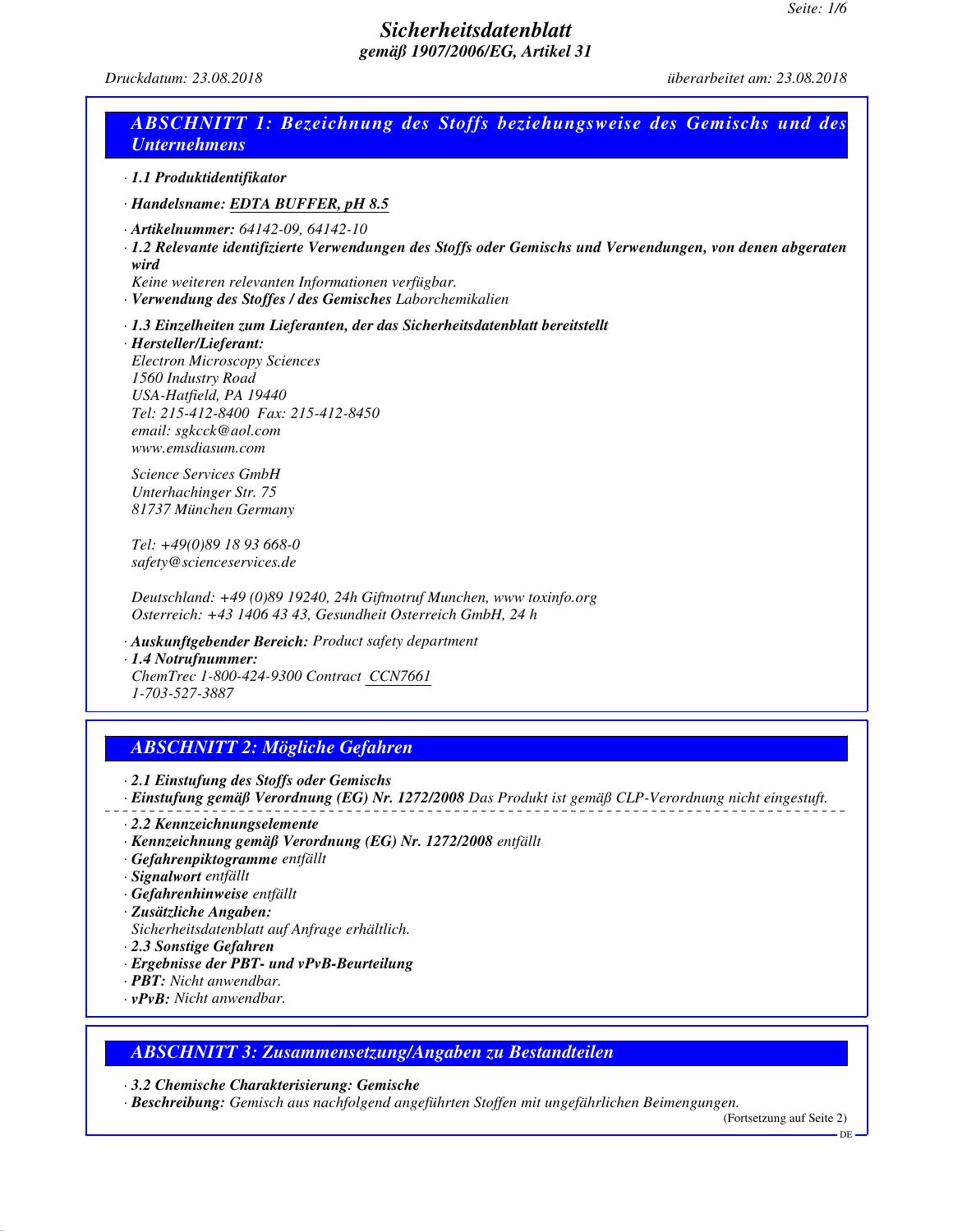# Sicherheitsdatenblatt
## gemäß 1907/2006/EG, Artikel 31

*Druckdatum: 23.08.2018* *überarbeitet am: 23.08.2018*

## ABSCHNITT 1: Bezeichnung des Stoffs beziehungsweise des Gemischs und des Unternehmens

· **1.1 Produktidentifikator**

· **Handelsname: EDTA BUFFER, pH 8.5**

· **Artikelnummer:** 64142-09, 64142-10

· **1.2 Relevante identifizierte Verwendungen des Stoffs oder Gemischs und Verwendungen, von denen abgeraten wird**

Keine weiteren relevanten Informationen verfügbar.

· **Verwendung des Stoffes / des Gemisches** Laborchemikalien

· **1.3 Einzelheiten zum Lieferanten, der das Sicherheitsdatenblatt bereitstellt**

· **Hersteller/Lieferant:**

Electron Microscopy Sciences
1560 Industry Road
USA-Hatfield, PA 19440
Tel: 215-412-8400 Fax: 215-412-8450
email: sgkcck@aol.com
www.emsdiasum.com

Science Services GmbH
Unterhachinger Str. 75
81737 München Germany

Tel: +49(0)89 18 93 668-0
safety@scienceservices.de

Deutschland: +49 (0)89 19240, 24h Giftnotruf Munchen, www toxinfo.org
Osterreich: +43 1406 43 43, Gesundheit Osterreich GmbH, 24 h

· **Auskunftgebender Bereich:** Product safety department

· **1.4 Notrufnummer:**

ChemTrec 1-800-424-9300 Contract CCN7661
1-703-527-3887

## ABSCHNITT 2: Mögliche Gefahren

· **2.1 Einstufung des Stoffs oder Gemischs**

· **Einstufung gemäß Verordnung (EG) Nr. 1272/2008** Das Produkt ist gemäß CLP-Verordnung nicht eingestuft.

· **2.2 Kennzeichnungselemente**

· **Kennzeichnung gemäß Verordnung (EG) Nr. 1272/2008** entfällt

· **Gefahrenpiktogramme** entfällt

· **Signalwort** entfällt

· **Gefahrenhinweise** entfällt

· **Zusätzliche Angaben:**

Sicherheitsdatenblatt auf Anfrage erhältlich.

· **2.3 Sonstige Gefahren**

· **Ergebnisse der PBT- und vPvB-Beurteilung**

· **PBT:** Nicht anwendbar.

· **vPvB:** Nicht anwendbar.

## ABSCHNITT 3: Zusammensetzung/Angaben zu Bestandteilen

· **3.2 Chemische Charakterisierung: Gemische**

· **Beschreibung:** Gemisch aus nachfolgend angeführten Stoffen mit ungefährlichen Beimengungen.

(Fortsetzung auf Seite 2)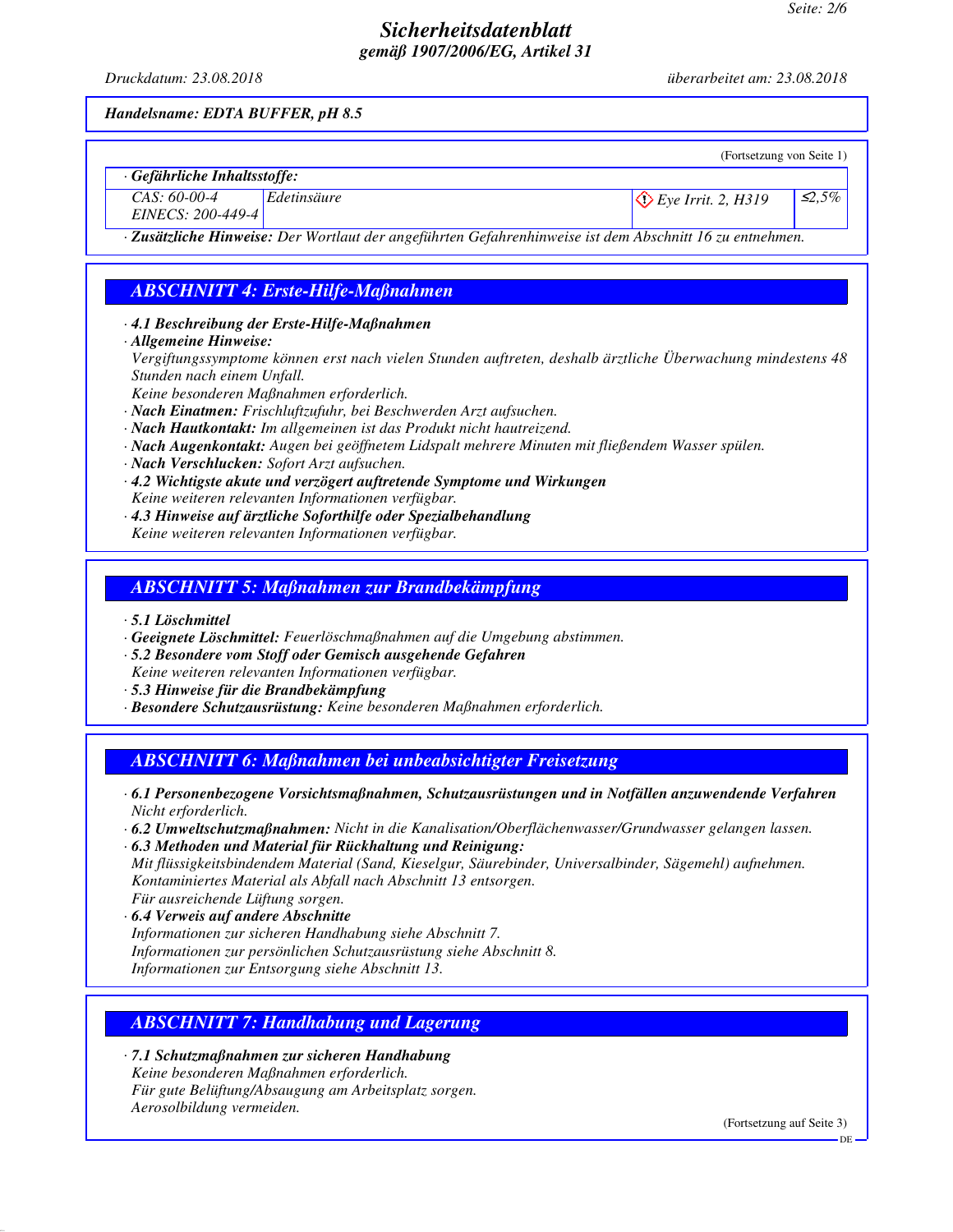**Handelsname: EDTA BUFFER, pH 8.5**

(Fortsetzung von Seite 1)

| · Gefährliche Inhaltsstoffe: | | | |
|---|---|---|---|
| CAS: 60-00-4<br>EINECS: 200-449-4 | Edetinsäure | Eye Irrit. 2, H319 | ≤2,5% |

· **Zusätzliche Hinweise:** Der Wortlaut der angeführten Gefahrenhinweise ist dem Abschnitt 16 zu entnehmen.

## ABSCHNITT 4: Erste-Hilfe-Maßnahmen

· **4.1 Beschreibung der Erste-Hilfe-Maßnahmen**

· **Allgemeine Hinweise:**

Vergiftungssymptome können erst nach vielen Stunden auftreten, deshalb ärztliche Überwachung mindestens 48 Stunden nach einem Unfall.

Keine besonderen Maßnahmen erforderlich.

· **Nach Einatmen:** Frischluftzufuhr, bei Beschwerden Arzt aufsuchen.

· **Nach Hautkontakt:** Im allgemeinen ist das Produkt nicht hautreizend.

· **Nach Augenkontakt:** Augen bei geöffnetem Lidspalt mehrere Minuten mit fließendem Wasser spülen.

· **Nach Verschlucken:** Sofort Arzt aufsuchen.

· **4.2 Wichtigste akute und verzögert auftretende Symptome und Wirkungen**

Keine weiteren relevanten Informationen verfügbar.

· **4.3 Hinweise auf ärztliche Soforthilfe oder Spezialbehandlung**

Keine weiteren relevanten Informationen verfügbar.

## ABSCHNITT 5: Maßnahmen zur Brandbekämpfung

· **5.1 Löschmittel**

· **Geeignete Löschmittel:** Feuerlöschmaßnahmen auf die Umgebung abstimmen.

· **5.2 Besondere vom Stoff oder Gemisch ausgehende Gefahren**

Keine weiteren relevanten Informationen verfügbar.

· **5.3 Hinweise für die Brandbekämpfung**

· **Besondere Schutzausrüstung:** Keine besonderen Maßnahmen erforderlich.

## ABSCHNITT 6: Maßnahmen bei unbeabsichtigter Freisetzung

· **6.1 Personenbezogene Vorsichtsmaßnahmen, Schutzausrüstungen und in Notfällen anzuwendende Verfahren**

Nicht erforderlich.

· **6.2 Umweltschutzmaßnahmen:** Nicht in die Kanalisation/Oberflächenwasser/Grundwasser gelangen lassen.

· **6.3 Methoden und Material für Rückhaltung und Reinigung:**

Mit flüssigkeitsbindendem Material (Sand, Kieselgur, Säurebinder, Universalbinder, Sägemehl) aufnehmen.

Kontaminiertes Material als Abfall nach Abschnitt 13 entsorgen.

Für ausreichende Lüftung sorgen.

· **6.4 Verweis auf andere Abschnitte**

Informationen zur sicheren Handhabung siehe Abschnitt 7.

Informationen zur persönlichen Schutzausrüstung siehe Abschnitt 8.

Informationen zur Entsorgung siehe Abschnitt 13.

## ABSCHNITT 7: Handhabung und Lagerung

· **7.1 Schutzmaßnahmen zur sicheren Handhabung**

Keine besonderen Maßnahmen erforderlich.

Für gute Belüftung/Absaugung am Arbeitsplatz sorgen.

Aerosolbildung vermeiden.

(Fortsetzung auf Seite 3)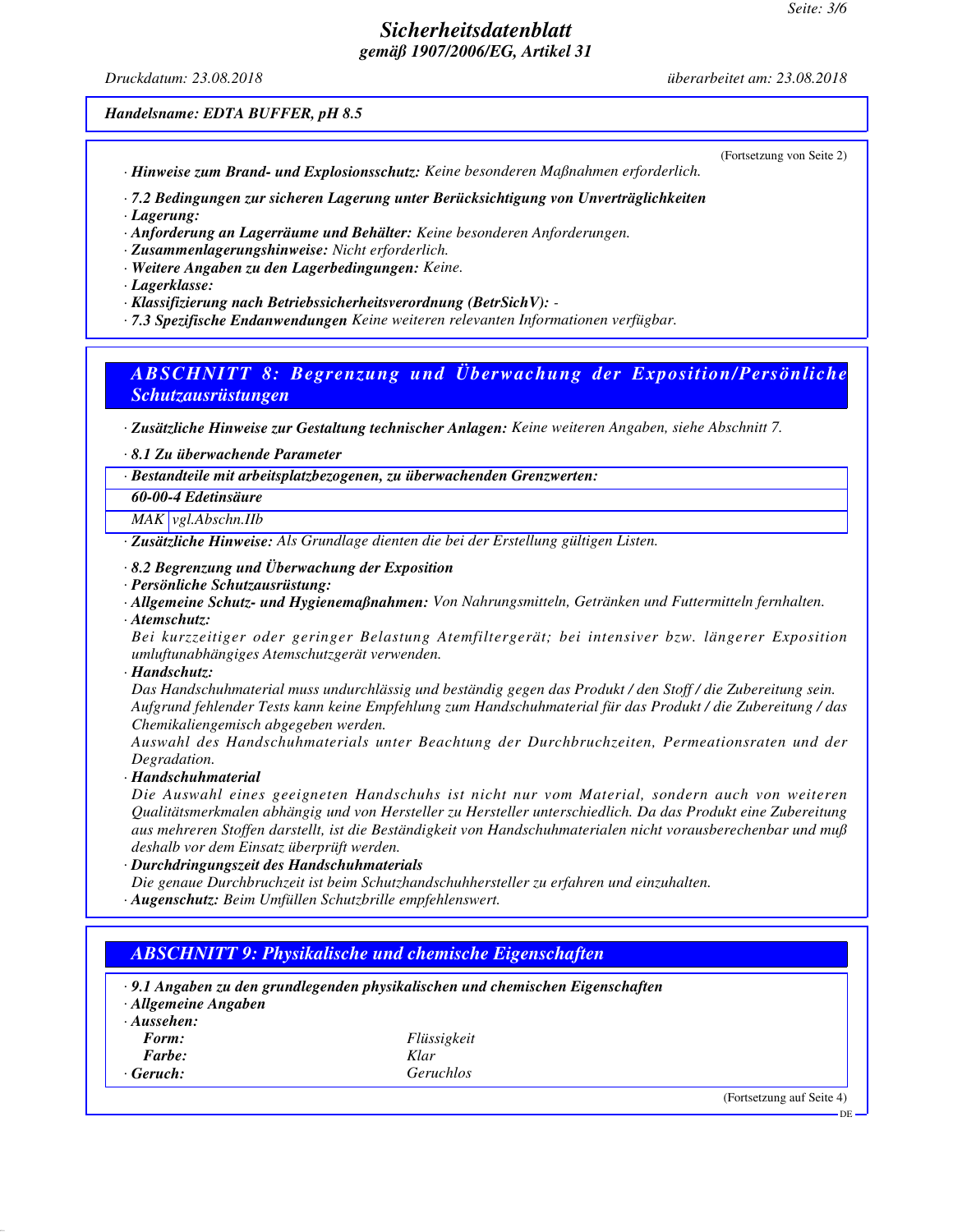# Sicherheitsdatenblatt
## gemäß 1907/2006/EG, Artikel 31

*Druckdatum: 23.08.2018* *überarbeitet am: 23.08.2018*

***Handelsname: EDTA BUFFER, pH 8.5***

(Fortsetzung von Seite 2)

· ***Hinweise zum Brand- und Explosionsschutz:*** *Keine besonderen Maßnahmen erforderlich.*

· ***7.2 Bedingungen zur sicheren Lagerung unter Berücksichtigung von Unverträglichkeiten***
· ***Lagerung:***
· ***Anforderung an Lagerräume und Behälter:*** *Keine besonderen Anforderungen.*
· ***Zusammenlagerungshinweise:*** *Nicht erforderlich.*
· ***Weitere Angaben zu den Lagerbedingungen:*** *Keine.*
· ***Lagerklasse:***
· ***Klassifizierung nach Betriebssicherheitsverordnung (BetrSichV):*** *-*
· ***7.3 Spezifische Endanwendungen*** *Keine weiteren relevanten Informationen verfügbar.*

## ABSCHNITT 8: Begrenzung und Überwachung der Exposition/Persönliche Schutzausrüstungen

· ***Zusätzliche Hinweise zur Gestaltung technischer Anlagen:*** *Keine weiteren Angaben, siehe Abschnitt 7.*

· ***8.1 Zu überwachende Parameter***

· ***Bestandteile mit arbeitsplatzbezogenen, zu überwachenden Grenzwerten:***

| ***60-00-4 Edetinsäure*** | |
|---|---|
| *MAK* | *vgl.Abschn.IIb* |

· ***Zusätzliche Hinweise:*** *Als Grundlage dienten die bei der Erstellung gültigen Listen.*

· ***8.2 Begrenzung und Überwachung der Exposition***
· ***Persönliche Schutzausrüstung:***
· ***Allgemeine Schutz- und Hygienemaßnahmen:*** *Von Nahrungsmitteln, Getränken und Futtermitteln fernhalten.*
· ***Atemschutz:***
*Bei kurzzeitiger oder geringer Belastung Atemfiltergerät; bei intensiver bzw. längerer Exposition umluftunabhängiges Atemschutzgerät verwenden.*
· ***Handschutz:***
*Das Handschuhmaterial muss undurchlässig und beständig gegen das Produkt / den Stoff / die Zubereitung sein.*
*Aufgrund fehlender Tests kann keine Empfehlung zum Handschuhmaterial für das Produkt / die Zubereitung / das Chemikaliengemisch abgegeben werden.*
*Auswahl des Handschuhmaterials unter Beachtung der Durchbruchzeiten, Permeationsraten und der Degradation.*
· ***Handschuhmaterial***
*Die Auswahl eines geeigneten Handschuhs ist nicht nur vom Material, sondern auch von weiteren Qualitätsmerkmalen abhängig und von Hersteller zu Hersteller unterschiedlich. Da das Produkt eine Zubereitung aus mehreren Stoffen darstellt, ist die Beständigkeit von Handschuhmaterialien nicht vorausberechenbar und muß deshalb vor dem Einsatz überprüft werden.*
· ***Durchdringungszeit des Handschuhmaterials***
*Die genaue Durchbruchzeit ist beim Schutzhandschuhhersteller zu erfahren und einzuhalten.*
· ***Augenschutz:*** *Beim Umfüllen Schutzbrille empfehlenswert.*

## ABSCHNITT 9: Physikalische und chemische Eigenschaften

· ***9.1 Angaben zu den grundlegenden physikalischen und chemischen Eigenschaften***
· ***Allgemeine Angaben***
· ***Aussehen:***

| | |
|---|---|
| ***Form:*** | *Flüssigkeit* |
| ***Farbe:*** | *Klar* |
| · ***Geruch:*** | *Geruchlos* |

(Fortsetzung auf Seite 4)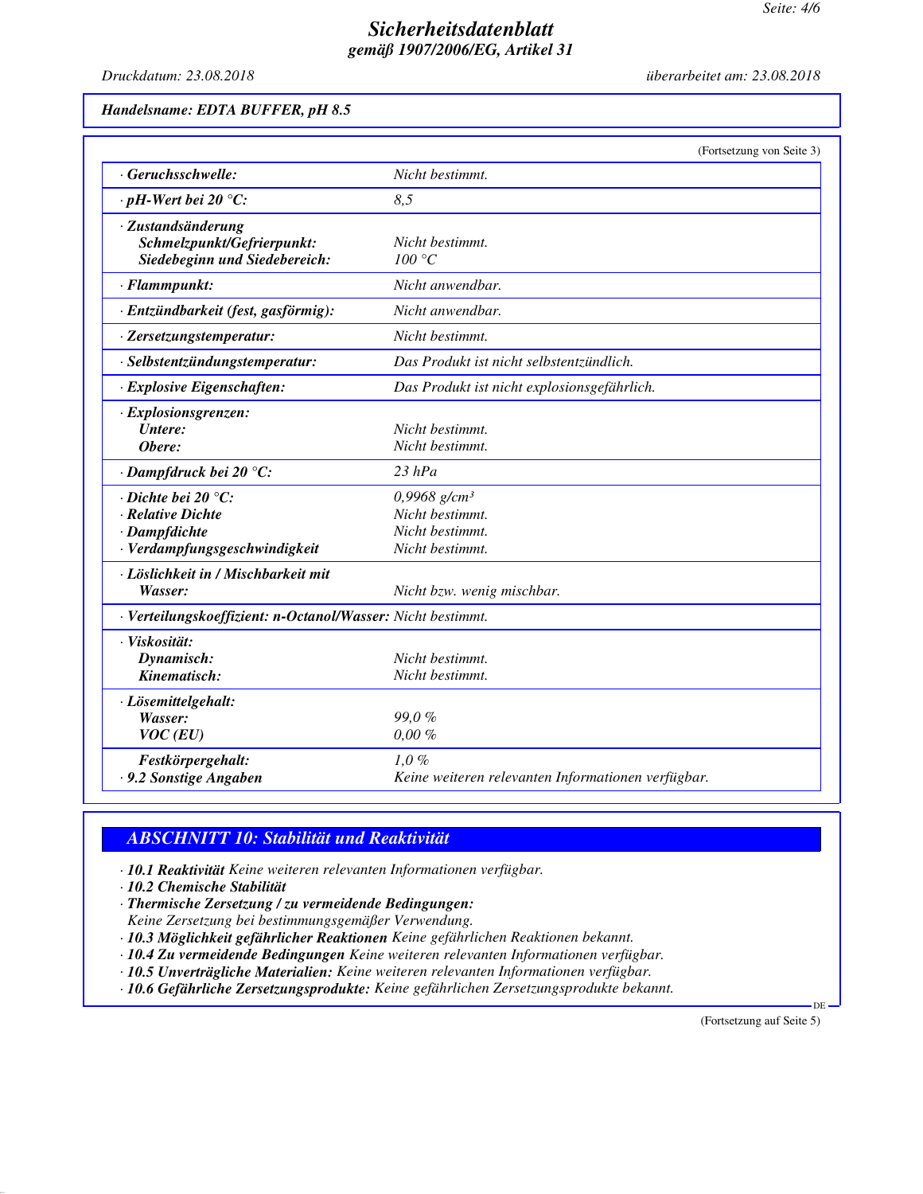**Handelsname: EDTA BUFFER, pH 8.5**

(Fortsetzung von Seite 3)

| | |
|---|---|
| · **Geruchsschwelle:** | *Nicht bestimmt.* |
| · **pH-Wert bei 20 °C:** | *8,5* |
| · **Zustandsänderung** | |
| **Schmelzpunkt/Gefrierpunkt:** | *Nicht bestimmt.* |
| **Siedebeginn und Siedebereich:** | *100 °C* |
| · **Flammpunkt:** | *Nicht anwendbar.* |
| · **Entzündbarkeit (fest, gasförmig):** | *Nicht anwendbar.* |
| · **Zersetzungstemperatur:** | *Nicht bestimmt.* |
| · **Selbstentzündungstemperatur:** | *Das Produkt ist nicht selbstentzündlich.* |
| · **Explosive Eigenschaften:** | *Das Produkt ist nicht explosionsgefährlich.* |
| · **Explosionsgrenzen:** | |
| **Untere:** | *Nicht bestimmt.* |
| **Obere:** | *Nicht bestimmt.* |
| · **Dampfdruck bei 20 °C:** | *23 hPa* |
| · **Dichte bei 20 °C:** | *0,9968 g/cm³* |
| · **Relative Dichte** | *Nicht bestimmt.* |
| · **Dampfdichte** | *Nicht bestimmt.* |
| · **Verdampfungsgeschwindigkeit** | *Nicht bestimmt.* |
| · **Löslichkeit in / Mischbarkeit mit** | |
| **Wasser:** | *Nicht bzw. wenig mischbar.* |
| · **Verteilungskoeffizient: n-Octanol/Wasser:** | *Nicht bestimmt.* |
| · **Viskosität:** | |
| **Dynamisch:** | *Nicht bestimmt.* |
| **Kinematisch:** | *Nicht bestimmt.* |
| · **Lösemittelgehalt:** | |
| **Wasser:** | *99,0 %* |
| **VOC (EU)** | *0,00 %* |
| **Festkörpergehalt:** | *1,0 %* |
| · **9.2 Sonstige Angaben** | *Keine weiteren relevanten Informationen verfügbar.* |

## ABSCHNITT 10: Stabilität und Reaktivität

· **10.1 Reaktivität** *Keine weiteren relevanten Informationen verfügbar.*
· **10.2 Chemische Stabilität**
· **Thermische Zersetzung / zu vermeidende Bedingungen:**
*Keine Zersetzung bei bestimmungsgemäßer Verwendung.*
· **10.3 Möglichkeit gefährlicher Reaktionen** *Keine gefährlichen Reaktionen bekannt.*
· **10.4 Zu vermeidende Bedingungen** *Keine weiteren relevanten Informationen verfügbar.*
· **10.5 Unverträgliche Materialien:** *Keine weiteren relevanten Informationen verfügbar.*
· **10.6 Gefährliche Zersetzungsprodukte:** *Keine gefährlichen Zersetzungsprodukte bekannt.*

(Fortsetzung auf Seite 5)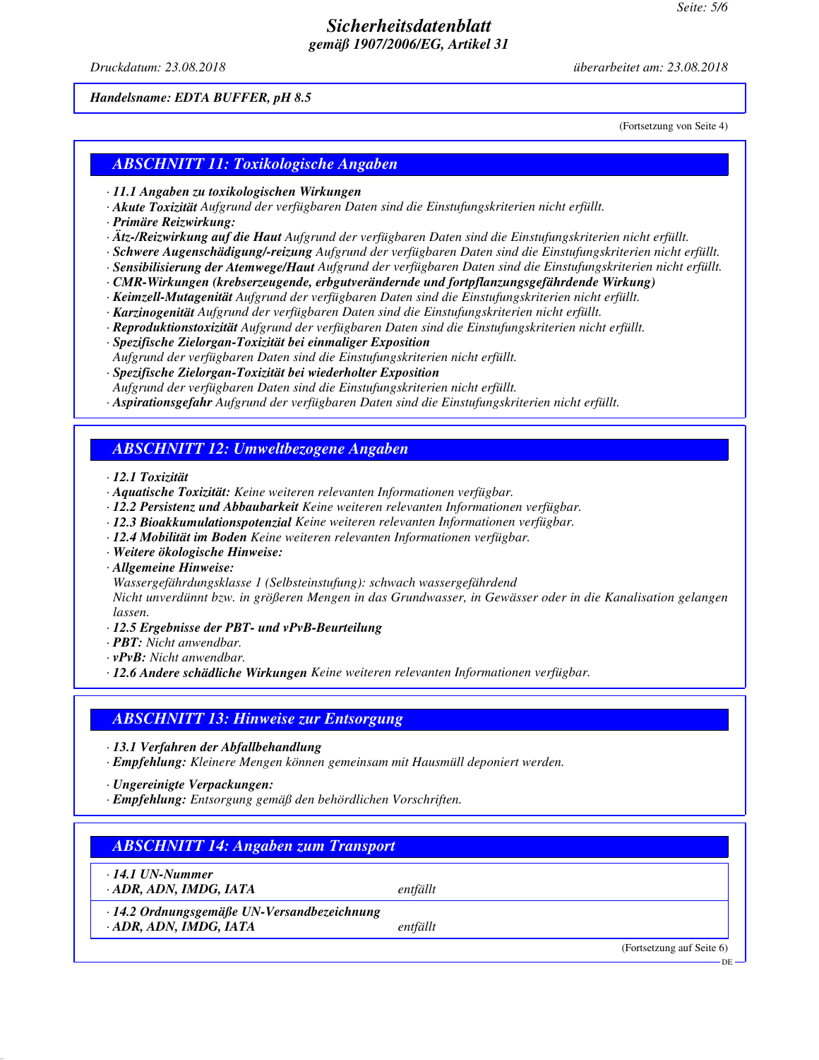*Handelsname: EDTA BUFFER, pH 8.5*

(Fortsetzung von Seite 4)

## ABSCHNITT 11: Toxikologische Angaben

· **11.1 Angaben zu toxikologischen Wirkungen**
· **Akute Toxizität** Aufgrund der verfügbaren Daten sind die Einstufungskriterien nicht erfüllt.
· **Primäre Reizwirkung:**
· **Ätz-/Reizwirkung auf die Haut** Aufgrund der verfügbaren Daten sind die Einstufungskriterien nicht erfüllt.
· **Schwere Augenschädigung/-reizung** Aufgrund der verfügbaren Daten sind die Einstufungskriterien nicht erfüllt.
· **Sensibilisierung der Atemwege/Haut** Aufgrund der verfügbaren Daten sind die Einstufungskriterien nicht erfüllt.
· **CMR-Wirkungen (krebserzeugende, erbgutverändernde und fortpflanzungsgefährdende Wirkung)**
· **Keimzell-Mutagenität** Aufgrund der verfügbaren Daten sind die Einstufungskriterien nicht erfüllt.
· **Karzinogenität** Aufgrund der verfügbaren Daten sind die Einstufungskriterien nicht erfüllt.
· **Reproduktionstoxizität** Aufgrund der verfügbaren Daten sind die Einstufungskriterien nicht erfüllt.
· **Spezifische Zielorgan-Toxizität bei einmaliger Exposition**
Aufgrund der verfügbaren Daten sind die Einstufungskriterien nicht erfüllt.
· **Spezifische Zielorgan-Toxizität bei wiederholter Exposition**
Aufgrund der verfügbaren Daten sind die Einstufungskriterien nicht erfüllt.
· **Aspirationsgefahr** Aufgrund der verfügbaren Daten sind die Einstufungskriterien nicht erfüllt.

## ABSCHNITT 12: Umweltbezogene Angaben

· **12.1 Toxizität**
· **Aquatische Toxizität:** Keine weiteren relevanten Informationen verfügbar.
· **12.2 Persistenz und Abbaubarkeit** Keine weiteren relevanten Informationen verfügbar.
· **12.3 Bioakkumulationspotenzial** Keine weiteren relevanten Informationen verfügbar.
· **12.4 Mobilität im Boden** Keine weiteren relevanten Informationen verfügbar.
· **Weitere ökologische Hinweise:**
· **Allgemeine Hinweise:**
Wassergefährdungsklasse 1 (Selbsteinstufung): schwach wassergefährdend
Nicht unverdünnt bzw. in größeren Mengen in das Grundwasser, in Gewässer oder in die Kanalisation gelangen lassen.
· **12.5 Ergebnisse der PBT- und vPvB-Beurteilung**
· **PBT:** Nicht anwendbar.
· **vPvB:** Nicht anwendbar.
· **12.6 Andere schädliche Wirkungen** Keine weiteren relevanten Informationen verfügbar.

## ABSCHNITT 13: Hinweise zur Entsorgung

· **13.1 Verfahren der Abfallbehandlung**
· **Empfehlung:** Kleinere Mengen können gemeinsam mit Hausmüll deponiert werden.

· **Ungereinigte Verpackungen:**
· **Empfehlung:** Entsorgung gemäß den behördlichen Vorschriften.

## ABSCHNITT 14: Angaben zum Transport

| · **14.1 UN-Nummer** | |
|---|---|
| · **ADR, ADN, IMDG, IATA** | entfällt |
| · **14.2 Ordnungsgemäße UN-Versandbezeichnung** | |
| · **ADR, ADN, IMDG, IATA** | entfällt |

(Fortsetzung auf Seite 6)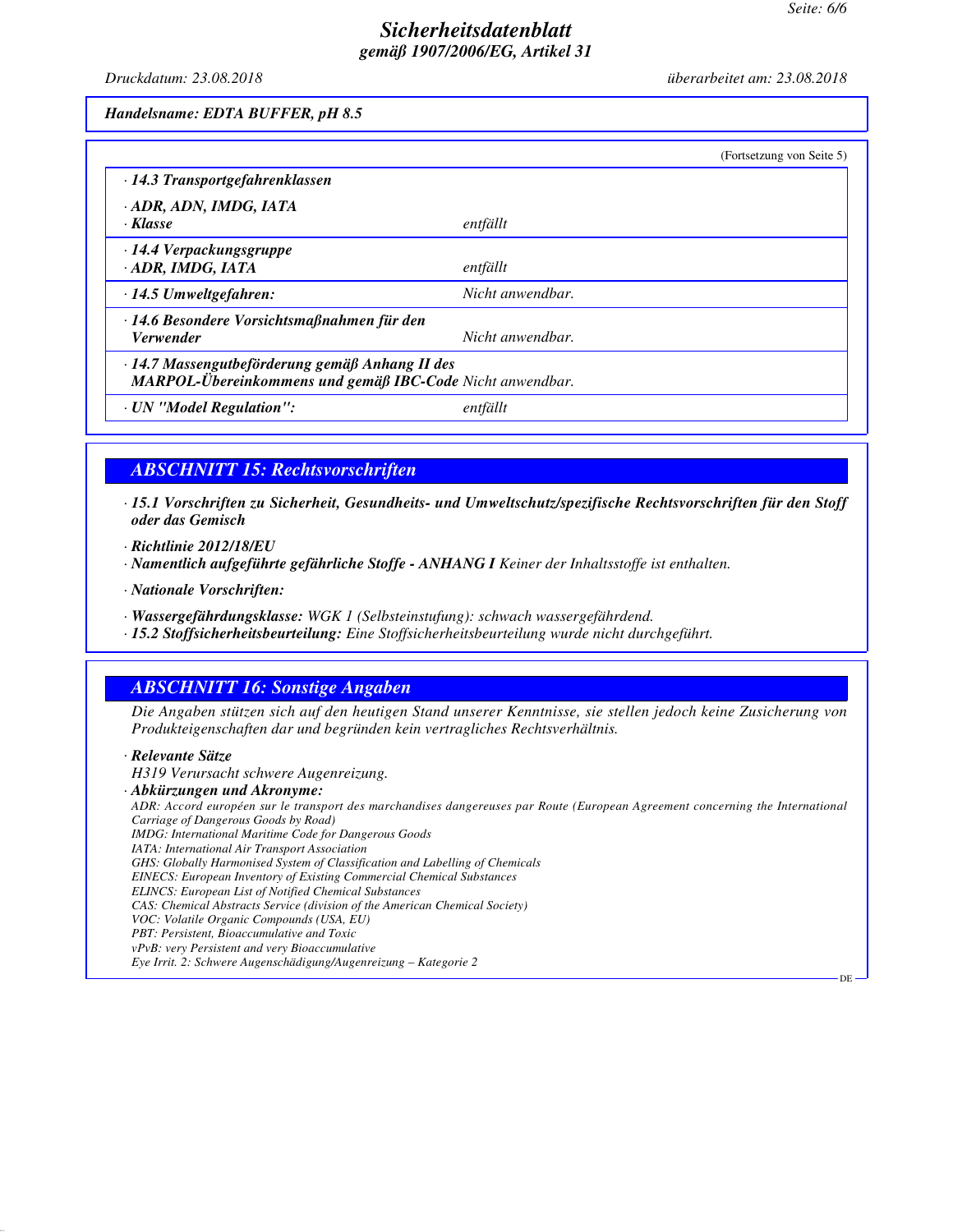# Sicherheitsdatenblatt
## gemäß 1907/2006/EG, Artikel 31

Druckdatum: 23.08.2018 überarbeitet am: 23.08.2018

**Handelsname: EDTA BUFFER, pH 8.5**

(Fortsetzung von Seite 5)

| | |
|---|---|
| **· 14.3 Transportgefahrenklassen** | |
| **· ADR, ADN, IMDG, IATA** | |
| **· Klasse** | *entfällt* |
| **· 14.4 Verpackungsgruppe** | |
| **· ADR, IMDG, IATA** | *entfällt* |
| **· 14.5 Umweltgefahren:** | *Nicht anwendbar.* |
| **· 14.6 Besondere Vorsichtsmaßnahmen für den Verwender** | *Nicht anwendbar.* |
| **· 14.7 Massengutbeförderung gemäß Anhang II des MARPOL-Übereinkommens und gemäß IBC-Code** | *Nicht anwendbar.* |
| **· UN "Model Regulation":** | *entfällt* |

## ABSCHNITT 15: Rechtsvorschriften

**· 15.1 Vorschriften zu Sicherheit, Gesundheits- und Umweltschutz/spezifische Rechtsvorschriften für den Stoff oder das Gemisch**

**· Richtlinie 2012/18/EU**

**· Namentlich aufgeführte gefährliche Stoffe - ANHANG I** *Keiner der Inhaltsstoffe ist enthalten.*

**· Nationale Vorschriften:**

**· Wassergefährdungsklasse:** *WGK 1 (Selbsteinstufung): schwach wassergefährdend.*

**· 15.2 Stoffsicherheitsbeurteilung:** *Eine Stoffsicherheitsbeurteilung wurde nicht durchgeführt.*

## ABSCHNITT 16: Sonstige Angaben

*Die Angaben stützen sich auf den heutigen Stand unserer Kenntnisse, sie stellen jedoch keine Zusicherung von Produkteigenschaften dar und begründen kein vertragliches Rechtsverhältnis.*

**· Relevante Sätze**

*H319 Verursacht schwere Augenreizung.*

**· Abkürzungen und Akronyme:**

*ADR: Accord européen sur le transport des marchandises dangereuses par Route (European Agreement concerning the International Carriage of Dangerous Goods by Road)*
*IMDG: International Maritime Code for Dangerous Goods*
*IATA: International Air Transport Association*
*GHS: Globally Harmonised System of Classification and Labelling of Chemicals*
*EINECS: European Inventory of Existing Commercial Chemical Substances*
*ELINCS: European List of Notified Chemical Substances*
*CAS: Chemical Abstracts Service (division of the American Chemical Society)*
*VOC: Volatile Organic Compounds (USA, EU)*
*PBT: Persistent, Bioaccumulative and Toxic*
*vPvB: very Persistent and very Bioaccumulative*
*Eye Irrit. 2: Schwere Augenschädigung/Augenreizung – Kategorie 2*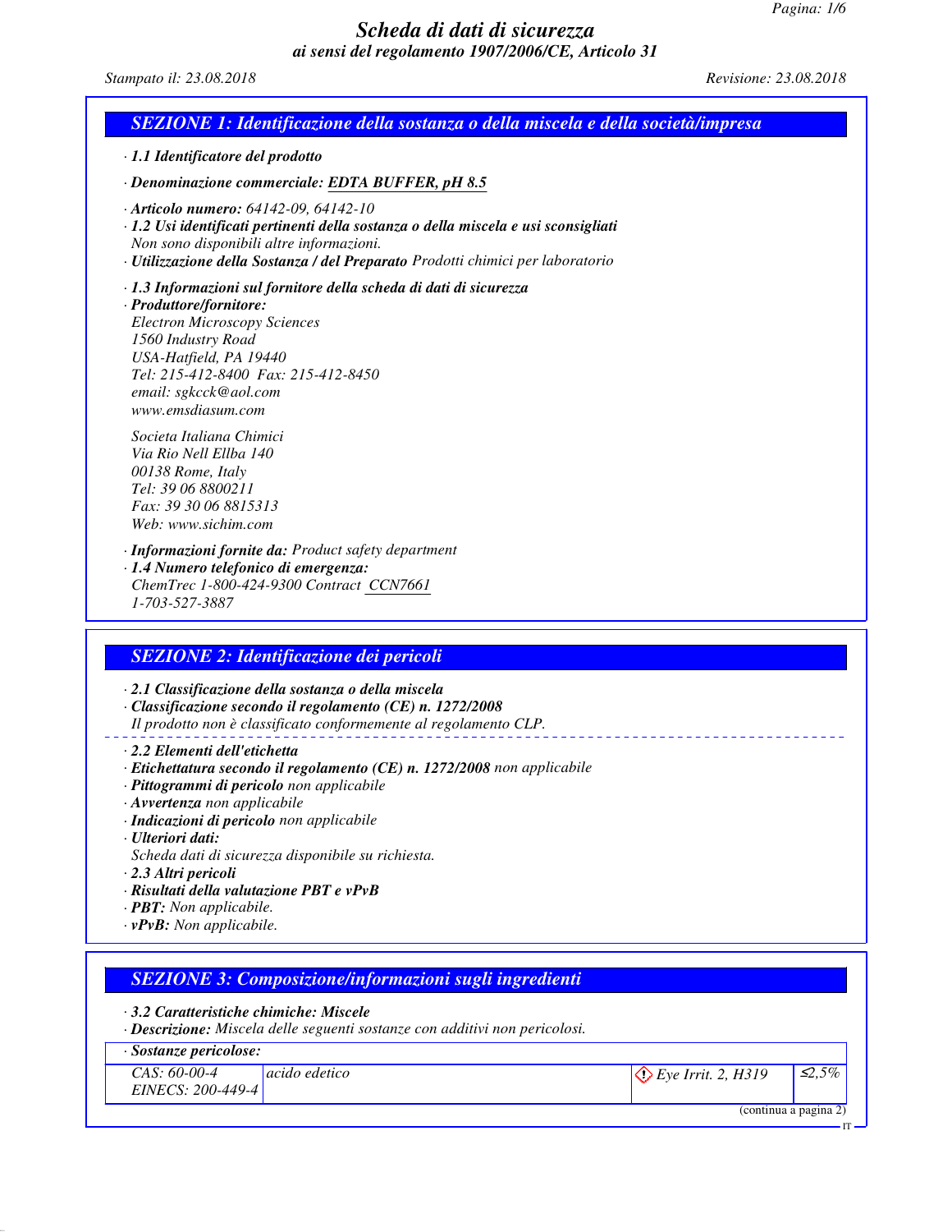# Scheda di dati di sicurezza

*ai sensi del regolamento 1907/2006/CE, Articolo 31*

*Stampato il: 23.08.2018* *Revisione: 23.08.2018*

## SEZIONE 1: Identificazione della sostanza o della miscela e della società/impresa

· **1.1 Identificatore del prodotto**

· **Denominazione commerciale: EDTA BUFFER, pH 8.5**

· **Articolo numero:** 64142-09, 64142-10

· **1.2 Usi identificati pertinenti della sostanza o della miscela e usi sconsigliati**
Non sono disponibili altre informazioni.

· **Utilizzazione della Sostanza / del Preparato** Prodotti chimici per laboratorio

· **1.3 Informazioni sul fornitore della scheda di dati di sicurezza**

· **Produttore/fornitore:**
Electron Microscopy Sciences
1560 Industry Road
USA-Hatfield, PA 19440
Tel: 215-412-8400 Fax: 215-412-8450
email: sgkcck@aol.com
www.emsdiasum.com

Societa Italiana Chimici
Via Rio Nell Ellba 140
00138 Rome, Italy
Tel: 39 06 8800211
Fax: 39 30 06 8815313
Web: www.sichim.com

· **Informazioni fornite da:** Product safety department

· **1.4 Numero telefonico di emergenza:**
ChemTrec 1-800-424-9300 Contract CCN7661
1-703-527-3887

## SEZIONE 2: Identificazione dei pericoli

· **2.1 Classificazione della sostanza o della miscela**

· **Classificazione secondo il regolamento (CE) n. 1272/2008**
Il prodotto non è classificato conformemente al regolamento CLP.

· **2.2 Elementi dell'etichetta**

· **Etichettatura secondo il regolamento (CE) n. 1272/2008** non applicabile

· **Pittogrammi di pericolo** non applicabile

· **Avvertenza** non applicabile

· **Indicazioni di pericolo** non applicabile

· **Ulteriori dati:**
Scheda dati di sicurezza disponibile su richiesta.

· **2.3 Altri pericoli**

· **Risultati della valutazione PBT e vPvB**

· **PBT:** Non applicabile.

· **vPvB:** Non applicabile.

## SEZIONE 3: Composizione/informazioni sugli ingredienti

· **3.2 Caratteristiche chimiche: Miscele**

· **Descrizione:** Miscela delle seguenti sostanze con additivi non pericolosi.

| · Sostanze pericolose: | | | |
|---|---|---|---|
| CAS: 60-00-4<br>EINECS: 200-449-4 | acido edetico | Eye Irrit. 2, H319 | ≤2,5% |

(continua a pagina 2)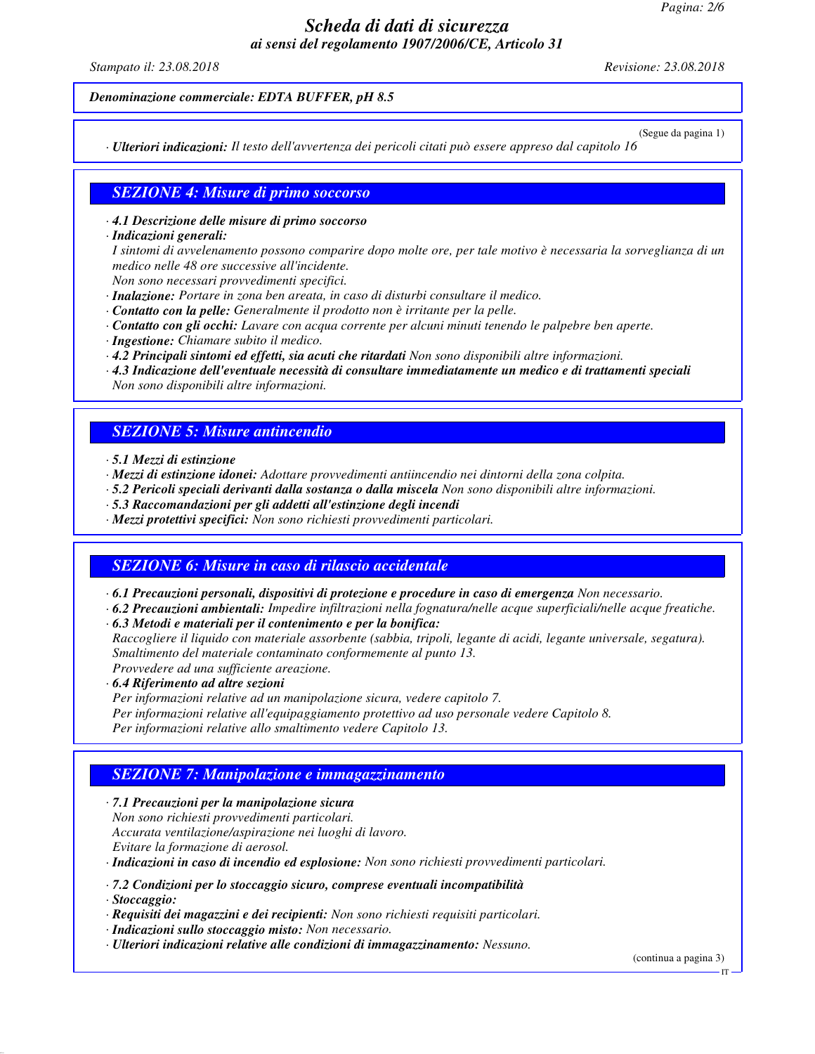*Denominazione commerciale: EDTA BUFFER, pH 8.5*

(Segue da pagina 1)

· ***Ulteriori indicazioni:*** *Il testo dell'avvertenza dei pericoli citati può essere appreso dal capitolo 16*

## *SEZIONE 4: Misure di primo soccorso*

· ***4.1 Descrizione delle misure di primo soccorso***

· ***Indicazioni generali:***
*I sintomi di avvelenamento possono comparire dopo molte ore, per tale motivo è necessaria la sorveglianza di un medico nelle 48 ore successive all'incidente.*
*Non sono necessari provvedimenti specifici.*

· ***Inalazione:*** *Portare in zona ben areata, in caso di disturbi consultare il medico.*

· ***Contatto con la pelle:*** *Generalmente il prodotto non è irritante per la pelle.*

· ***Contatto con gli occhi:*** *Lavare con acqua corrente per alcuni minuti tenendo le palpebre ben aperte.*

· ***Ingestione:*** *Chiamare subito il medico.*

· ***4.2 Principali sintomi ed effetti, sia acuti che ritardati*** *Non sono disponibili altre informazioni.*

· ***4.3 Indicazione dell'eventuale necessità di consultare immediatamente un medico e di trattamenti speciali***
*Non sono disponibili altre informazioni.*

## *SEZIONE 5: Misure antincendio*

· ***5.1 Mezzi di estinzione***

· ***Mezzi di estinzione idonei:*** *Adottare provvedimenti antiincendio nei dintorni della zona colpita.*

· ***5.2 Pericoli speciali derivanti dalla sostanza o dalla miscela*** *Non sono disponibili altre informazioni.*

· ***5.3 Raccomandazioni per gli addetti all'estinzione degli incendi***

· ***Mezzi protettivi specifici:*** *Non sono richiesti provvedimenti particolari.*

## *SEZIONE 6: Misure in caso di rilascio accidentale*

· ***6.1 Precauzioni personali, dispositivi di protezione e procedure in caso di emergenza*** *Non necessario.*

· ***6.2 Precauzioni ambientali:*** *Impedire infiltrazioni nella fognatura/nelle acque superficiali/nelle acque freatiche.*

· ***6.3 Metodi e materiali per il contenimento e per la bonifica:***
*Raccogliere il liquido con materiale assorbente (sabbia, tripoli, legante di acidi, legante universale, segatura).*
*Smaltimento del materiale contaminato conformemente al punto 13.*
*Provvedere ad una sufficiente areazione.*

· ***6.4 Riferimento ad altre sezioni***
*Per informazioni relative ad un manipolazione sicura, vedere capitolo 7.*
*Per informazioni relative all'equipaggiamento protettivo ad uso personale vedere Capitolo 8.*
*Per informazioni relative allo smaltimento vedere Capitolo 13.*

## *SEZIONE 7: Manipolazione e immagazzinamento*

· ***7.1 Precauzioni per la manipolazione sicura***
*Non sono richiesti provvedimenti particolari.*
*Accurata ventilazione/aspirazione nei luoghi di lavoro.*
*Evitare la formazione di aerosol.*

· ***Indicazioni in caso di incendio ed esplosione:*** *Non sono richiesti provvedimenti particolari.*

· ***7.2 Condizioni per lo stoccaggio sicuro, comprese eventuali incompatibilità***

· ***Stoccaggio:***

· ***Requisiti dei magazzini e dei recipienti:*** *Non sono richiesti requisiti particolari.*

· ***Indicazioni sullo stoccaggio misto:*** *Non necessario.*

· ***Ulteriori indicazioni relative alle condizioni di immagazzinamento:*** *Nessuno.*

(continua a pagina 3)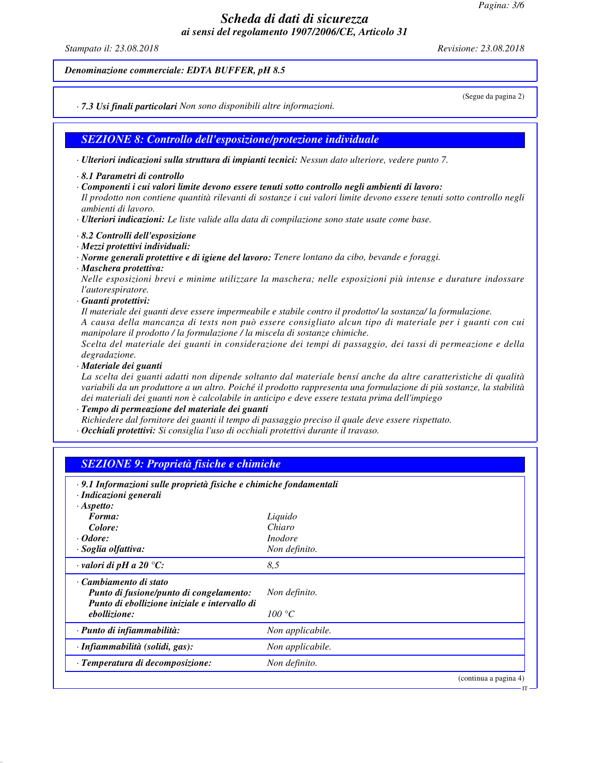Denominazione commerciale: **EDTA BUFFER, pH 8.5**

(Segue da pagina 2)

· **7.3 Usi finali particolari** Non sono disponibili altre informazioni.

## SEZIONE 8: Controllo dell'esposizione/protezione individuale

· **Ulteriori indicazioni sulla struttura di impianti tecnici:** Nessun dato ulteriore, vedere punto 7.

· **8.1 Parametri di controllo**

· **Componenti i cui valori limite devono essere tenuti sotto controllo negli ambienti di lavoro:**
Il prodotto non contiene quantità rilevanti di sostanze i cui valori limite devono essere tenuti sotto controllo negli ambienti di lavoro.

· **Ulteriori indicazioni:** Le liste valide alla data di compilazione sono state usate come base.

· **8.2 Controlli dell'esposizione**

· **Mezzi protettivi individuali:**

· **Norme generali protettive e di igiene del lavoro:** Tenere lontano da cibo, bevande e foraggi.

· **Maschera protettiva:**
Nelle esposizioni brevi e minime utilizzare la maschera; nelle esposizioni più intense e durature indossare l'autorespiratore.

· **Guanti protettivi:**
Il materiale dei guanti deve essere impermeabile e stabile contro il prodotto/ la sostanza/ la formulazione.
A causa della mancanza di tests non può essere consigliato alcun tipo di materiale per i guanti con cui manipolare il prodotto / la formulazione / la miscela di sostanze chimiche.
Scelta del materiale dei guanti in considerazione dei tempi di passaggio, dei tassi di permeazione e della degradazione.

· **Materiale dei guanti**
La scelta dei guanti adatti non dipende soltanto dal materiale bensí anche da altre caratteristiche di qualità variabili da un produttore a un altro. Poiché il prodotto rappresenta una formulazione di più sostanze, la stabilità dei materiali dei guanti non è calcolabile in anticipo e deve essere testata prima dell'impiego

· **Tempo di permeazione del materiale dei guanti**
Richiedere dal fornitore dei guanti il tempo di passaggio preciso il quale deve essere rispettato.

· **Occhiali protettivi:** Si consiglia l'uso di occhiali protettivi durante il travaso.

## SEZIONE 9: Proprietà fisiche e chimiche

· **9.1 Informazioni sulle proprietà fisiche e chimiche fondamentali**

| | |
|---|---|
| · **Indicazioni generali** | |
| · **Aspetto:** | |
| **Forma:** | Liquido |
| **Colore:** | Chiaro |
| · **Odore:** | Inodore |
| · **Soglia olfattiva:** | Non definito. |
| · **valori di pH a 20 °C:** | 8,5 |
| · **Cambiamento di stato** | |
| **Punto di fusione/punto di congelamento:** | Non definito. |
| **Punto di ebollizione iniziale e intervallo di ebollizione:** | 100 °C |
| · **Punto di infiammabilità:** | Non applicabile. |
| · **Infiammabilità (solidi, gas):** | Non applicabile. |
| · **Temperatura di decomposizione:** | Non definito. |

(continua a pagina 4)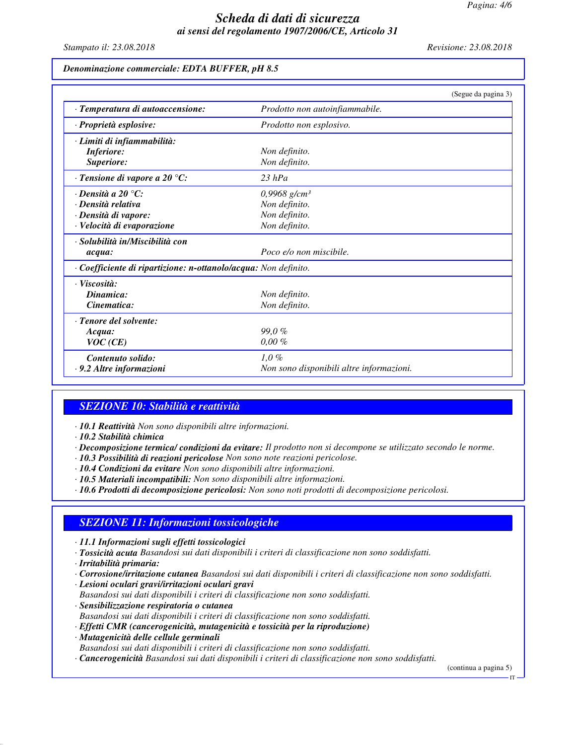*Denominazione commerciale: EDTA BUFFER, pH 8.5*

(Segue da pagina 3)

| | |
|---|---|
| · **Temperatura di autoaccensione:** | Prodotto non autoinfiammabile. |
| · **Proprietà esplosive:** | Prodotto non esplosivo. |
| · **Limiti di infiammabilità:** | |
| **Inferiore:** | Non definito. |
| **Superiore:** | Non definito. |
| · **Tensione di vapore a 20 °C:** | 23 hPa |
| · **Densità a 20 °C:** | 0,9968 g/cm³ |
| · **Densità relativa** | Non definito. |
| · **Densità di vapore:** | Non definito. |
| · **Velocità di evaporazione** | Non definito. |
| · **Solubilità in/Miscibilità con acqua:** | Poco e/o non miscibile. |
| · **Coefficiente di ripartizione: n-ottanolo/acqua:** | Non definito. |
| · **Viscosità:** | |
| **Dinamica:** | Non definito. |
| **Cinematica:** | Non definito. |
| · **Tenore del solvente:** | |
| **Acqua:** | 99,0 % |
| **VOC (CE)** | 0,00 % |
| **Contenuto solido:** | 1,0 % |
| · **9.2 Altre informazioni** | Non sono disponibili altre informazioni. |

## SEZIONE 10: Stabilità e reattività

· **10.1 Reattività** Non sono disponibili altre informazioni.
· **10.2 Stabilità chimica**
· **Decomposizione termica/ condizioni da evitare:** Il prodotto non si decompone se utilizzato secondo le norme.
· **10.3 Possibilità di reazioni pericolose** Non sono note reazioni pericolose.
· **10.4 Condizioni da evitare** Non sono disponibili altre informazioni.
· **10.5 Materiali incompatibili:** Non sono disponibili altre informazioni.
· **10.6 Prodotti di decomposizione pericolosi:** Non sono noti prodotti di decomposizione pericolosi.

## SEZIONE 11: Informazioni tossicologiche

· **11.1 Informazioni sugli effetti tossicologici**
· **Tossicità acuta** Basandosi sui dati disponibili i criteri di classificazione non sono soddisfatti.
· **Irritabilità primaria:**
· **Corrosione/irritazione cutanea** Basandosi sui dati disponibili i criteri di classificazione non sono soddisfatti.
· **Lesioni oculari gravi/irritazioni oculari gravi**
Basandosi sui dati disponibili i criteri di classificazione non sono soddisfatti.
· **Sensibilizzazione respiratoria o cutanea**
Basandosi sui dati disponibili i criteri di classificazione non sono soddisfatti.
· **Effetti CMR (cancerogenicità, mutagenicità e tossicità per la riproduzione)**
· **Mutagenicità delle cellule germinali**
Basandosi sui dati disponibili i criteri di classificazione non sono soddisfatti.
· **Cancerogenicità** Basandosi sui dati disponibili i criteri di classificazione non sono soddisfatti.

(continua a pagina 5)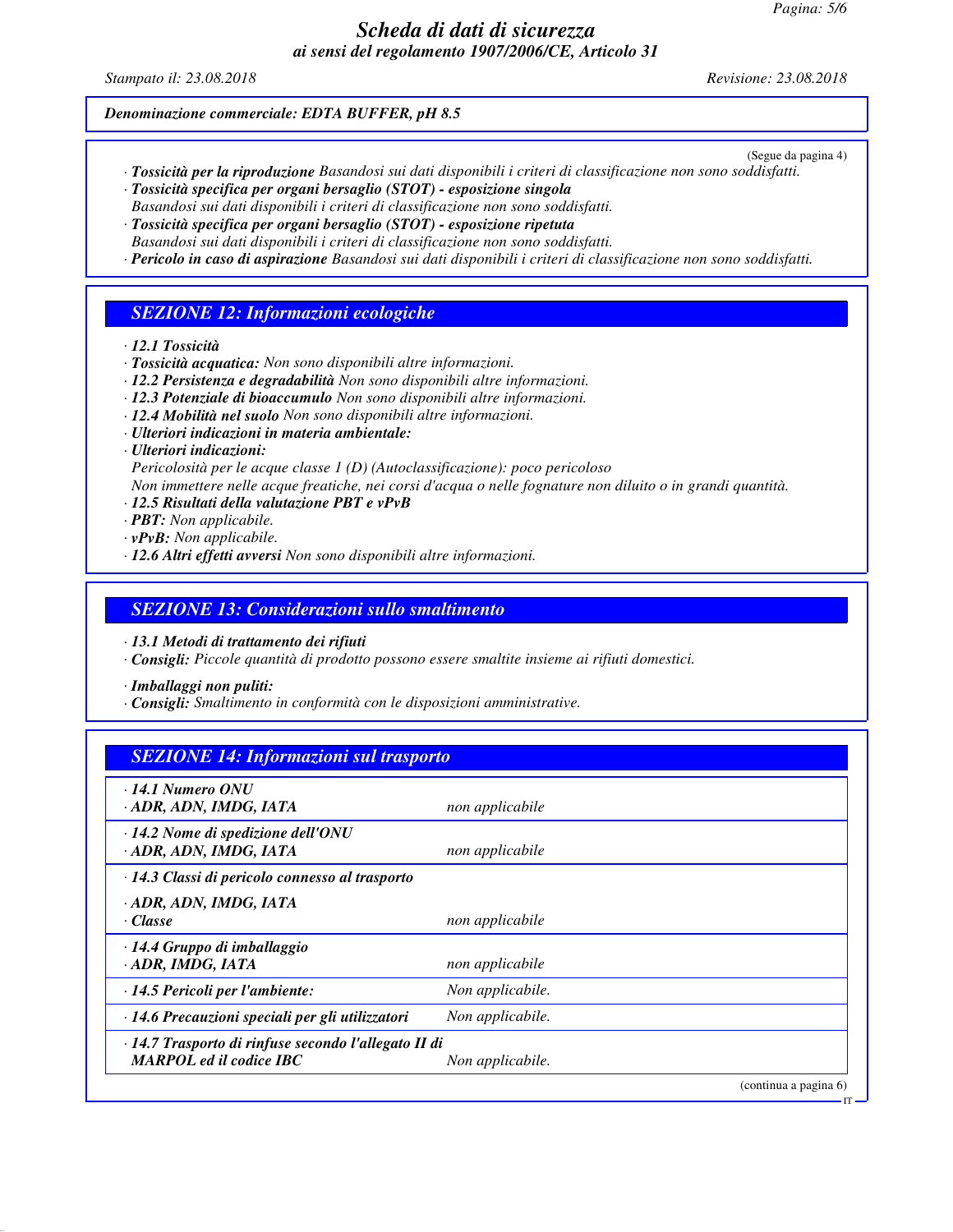**Denominazione commerciale: EDTA BUFFER, pH 8.5**

(Segue da pagina 4)

· **Tossicità per la riproduzione** Basandosi sui dati disponibili i criteri di classificazione non sono soddisfatti.
· **Tossicità specifica per organi bersaglio (STOT) - esposizione singola**
Basandosi sui dati disponibili i criteri di classificazione non sono soddisfatti.
· **Tossicità specifica per organi bersaglio (STOT) - esposizione ripetuta**
Basandosi sui dati disponibili i criteri di classificazione non sono soddisfatti.
· **Pericolo in caso di aspirazione** Basandosi sui dati disponibili i criteri di classificazione non sono soddisfatti.

## SEZIONE 12: Informazioni ecologiche

· **12.1 Tossicità**
· **Tossicità acquatica:** Non sono disponibili altre informazioni.
· **12.2 Persistenza e degradabilità** Non sono disponibili altre informazioni.
· **12.3 Potenziale di bioaccumulo** Non sono disponibili altre informazioni.
· **12.4 Mobilità nel suolo** Non sono disponibili altre informazioni.
· **Ulteriori indicazioni in materia ambientale:**
· **Ulteriori indicazioni:**
Pericolosità per le acque classe 1 (D) (Autoclassificazione): poco pericoloso
Non immettere nelle acque freatiche, nei corsi d'acqua o nelle fognature non diluito o in grandi quantità.
· **12.5 Risultati della valutazione PBT e vPvB**
· **PBT:** Non applicabile.
· **vPvB:** Non applicabile.
· **12.6 Altri effetti avversi** Non sono disponibili altre informazioni.

## SEZIONE 13: Considerazioni sullo smaltimento

· **13.1 Metodi di trattamento dei rifiuti**
· **Consigli:** Piccole quantità di prodotto possono essere smaltite insieme ai rifiuti domestici.

· **Imballaggi non puliti:**
· **Consigli:** Smaltimento in conformità con le disposizioni amministrative.

## SEZIONE 14: Informazioni sul trasporto

| | |
|---|---|
| · **14.1 Numero ONU**<br>· **ADR, ADN, IMDG, IATA** | non applicabile |
| · **14.2 Nome di spedizione dell'ONU**<br>· **ADR, ADN, IMDG, IATA** | non applicabile |
| · **14.3 Classi di pericolo connesso al trasporto**<br>· **ADR, ADN, IMDG, IATA**<br>· **Classe** | non applicabile |
| · **14.4 Gruppo di imballaggio**<br>· **ADR, IMDG, IATA** | non applicabile |
| · **14.5 Pericoli per l'ambiente:** | Non applicabile. |
| · **14.6 Precauzioni speciali per gli utilizzatori** | Non applicabile. |
| · **14.7 Trasporto di rinfuse secondo l'allegato II di MARPOL ed il codice IBC** | Non applicabile. |

(continua a pagina 6)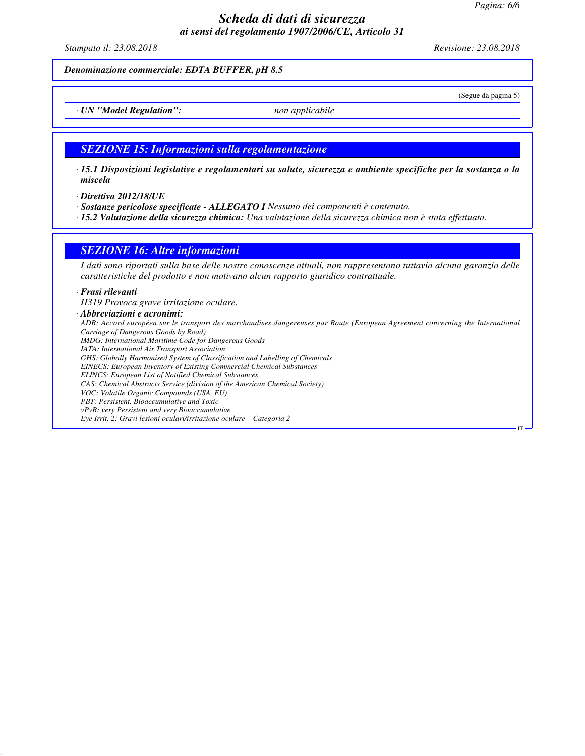*Denominazione commerciale: EDTA BUFFER, pH 8.5*

(Segue da pagina 5)

· ***UN "Model Regulation":*** *non applicabile*

## *SEZIONE 15: Informazioni sulla regolamentazione*

· ***15.1 Disposizioni legislative e regolamentari su salute, sicurezza e ambiente specifiche per la sostanza o la miscela***

· ***Direttiva 2012/18/UE***

· ***Sostanze pericolose specificate - ALLEGATO I*** *Nessuno dei componenti è contenuto.*

· ***15.2 Valutazione della sicurezza chimica:*** *Una valutazione della sicurezza chimica non è stata effettuata.*

## *SEZIONE 16: Altre informazioni*

*I dati sono riportati sulla base delle nostre conoscenze attuali, non rappresentano tuttavia alcuna garanzia delle caratteristiche del prodotto e non motivano alcun rapporto giuridico contrattuale.*

· ***Frasi rilevanti***

*H319 Provoca grave irritazione oculare.*

· ***Abbreviazioni e acronimi:***

*ADR: Accord européen sur le transport des marchandises dangereuses par Route (European Agreement concerning the International Carriage of Dangerous Goods by Road)*
*IMDG: International Maritime Code for Dangerous Goods*
*IATA: International Air Transport Association*
*GHS: Globally Harmonised System of Classification and Labelling of Chemicals*
*EINECS: European Inventory of Existing Commercial Chemical Substances*
*ELINCS: European List of Notified Chemical Substances*
*CAS: Chemical Abstracts Service (division of the American Chemical Society)*
*VOC: Volatile Organic Compounds (USA, EU)*
*PBT: Persistent, Bioaccumulative and Toxic*
*vPvB: very Persistent and very Bioaccumulative*
*Eye Irrit. 2: Gravi lesioni oculari/irritazione oculare – Categoria 2*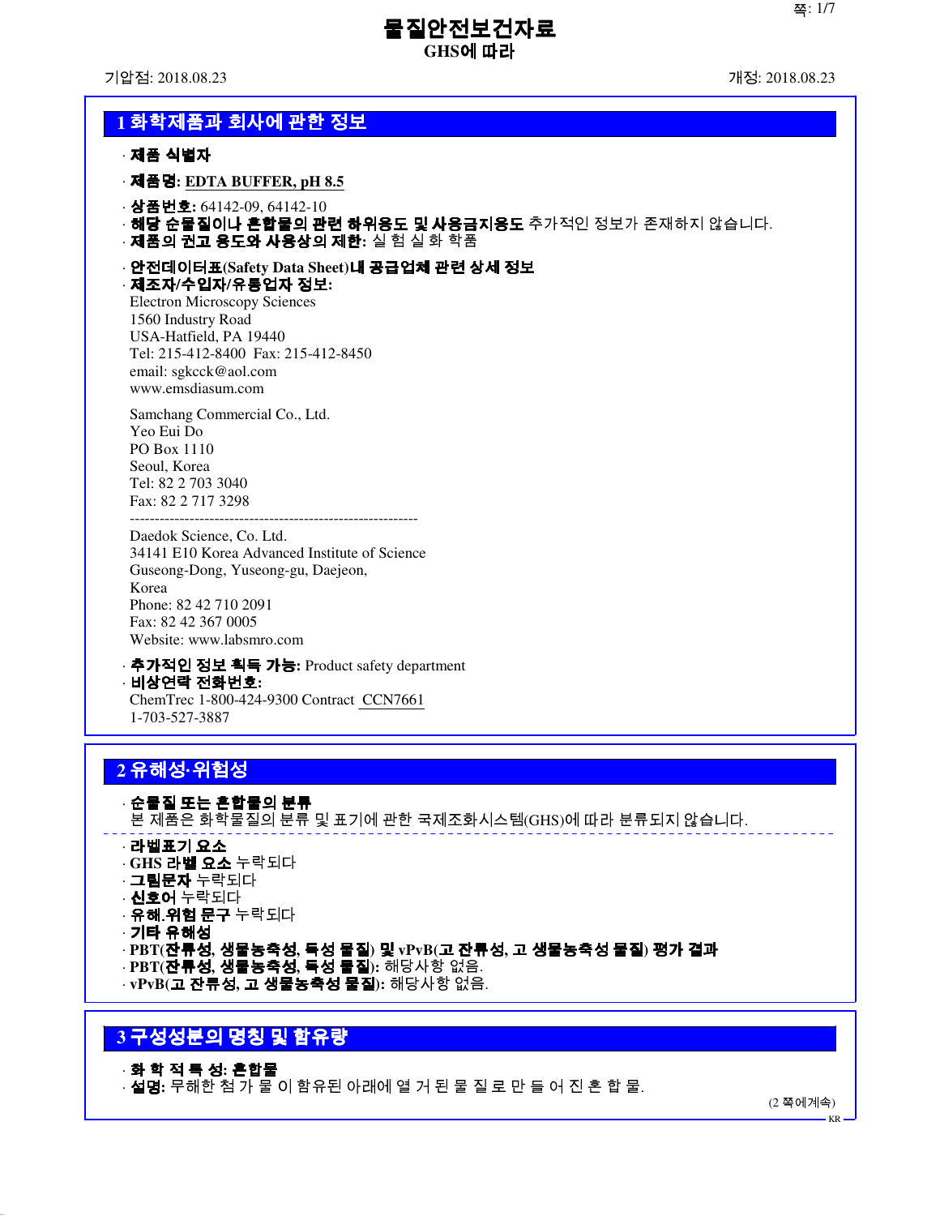# 물질안전보건자료
## GHS에 따라

기압점: 2018.08.23 개정: 2018.08.23

## 1 화학제품과 회사에 관한 정보

· **제품 식별자**

· **제품명:** EDTA BUFFER, pH 8.5

· **상품번호:** 64142-09, 64142-10

· **해당 순물질이나 혼합물의 관련 하위용도 및 사용금지용도** 추가적인 정보가 존재하지 않습니다.

· **제품의 권고 용도와 사용상의 제한:** 실 험 실 화 학품

· **안전데이터표(Safety Data Sheet)내 공급업체 관련 상세 정보**

· **제조자/수입자/유통업자 정보:**

Electron Microscopy Sciences
1560 Industry Road
USA-Hatfield, PA 19440
Tel: 215-412-8400 Fax: 215-412-8450
email: sgkcck@aol.com
www.emsdiasum.com

Samchang Commercial Co., Ltd.
Yeo Eui Do
PO Box 1110
Seoul, Korea
Tel: 82 2 703 3040
Fax: 82 2 717 3298

----------------------------------------------------------

Daedok Science, Co. Ltd.
34141 E10 Korea Advanced Institute of Science
Guseong-Dong, Yuseong-gu, Daejeon,
Korea
Phone: 82 42 710 2091
Fax: 82 42 367 0005
Website: www.labsmro.com

· **추가적인 정보 획득 가능:** Product safety department

· **비상연락 전화번호:**

ChemTrec 1-800-424-9300 Contract CCN7661
1-703-527-3887

## 2 유해성·위험성

· **순물질 또는 혼합물의 분류**

본 제품은 화학물질의 분류 및 표기에 관한 국제조화시스템(GHS)에 따라 분류되지 않습니다.

· **라벨표기 요소**

· **GHS 라벨 요소** 누락되다

· **그림문자** 누락되다

· **신호어** 누락되다

· **유해.위험 문구** 누락되다

· **기타 유해성**

· **PBT(잔류성, 생물농축성, 독성 물질) 및 vPvB(고 잔류성, 고 생물농축성 물질) 평가 결과**

· **PBT(잔류성, 생물농축성, 독성 물질):** 해당사항 없음.

· **vPvB(고 잔류성, 고 생물농축성 물질):** 해당사항 없음.

## 3 구성성분의 명칭 및 함유량

· **화 학 적 특 성: 혼합물**

· **설명:** 무해한 첨 가 물 이 함유된 아래에 열 거 된 물 질 로 만 들 어 진 혼 합 물.

(2 쪽에계속)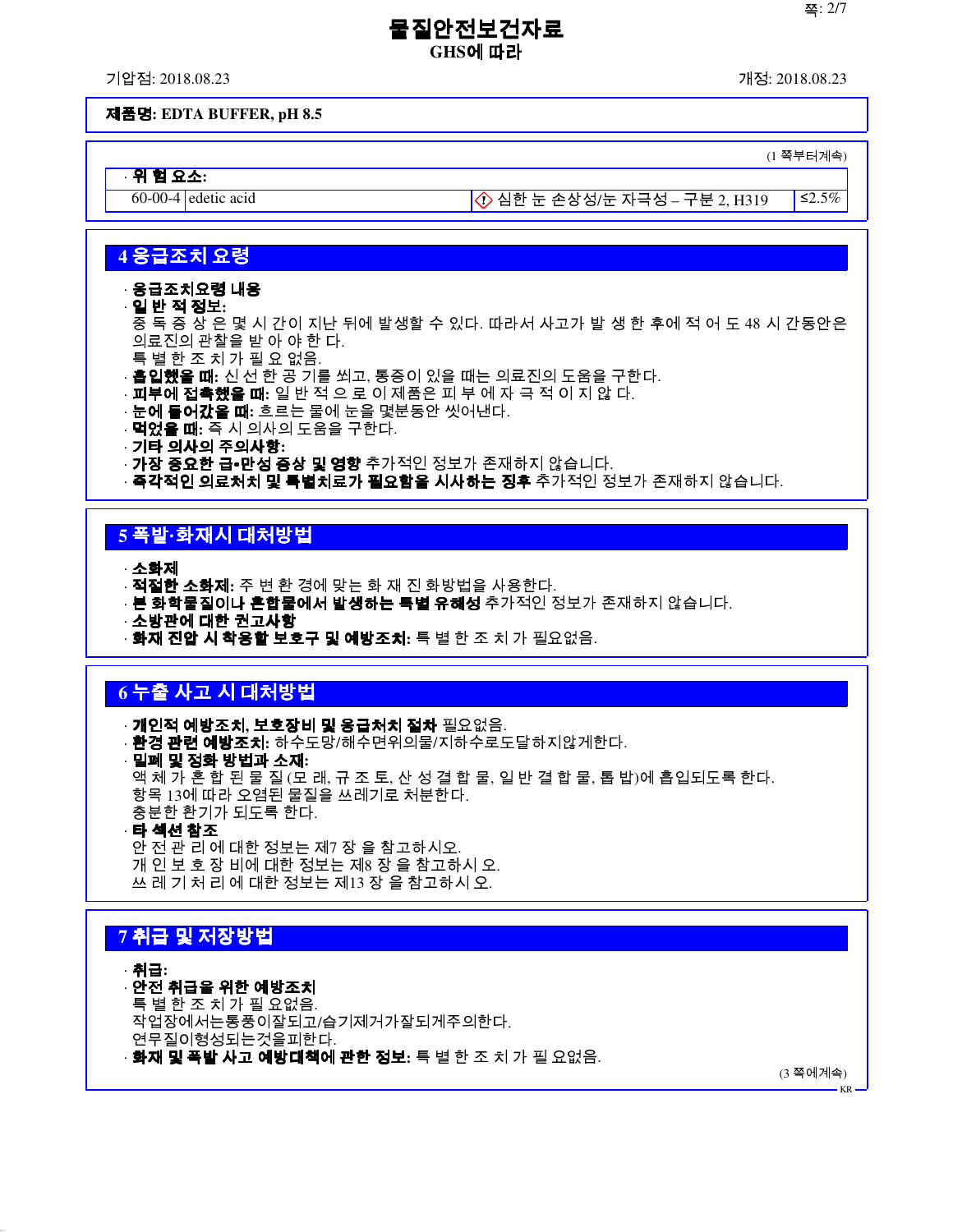**제품명: EDTA BUFFER, pH 8.5**

(1 쪽부터계속)

· **위 험 요소:**

| 60-00-4 | edetic acid | ◇ 심한 눈 손상성/눈 자극성 – 구분 2, H319 | ≤2.5% |
|---|---|---|---|

## 4 응급조치 요령

· **응급조치요령 내용**
· **일 반 적 정보:**
중 독 증 상 은 몇 시 간이 지난 뒤에 발생할 수 있다. 따라서 사고가 발 생 한 후에 적 어 도 48 시 간동안은 의료진의 관찰을 받 아 야 한 다.
특 별 한 조 치 가 필 요 없음.
· **흡입했을 때:** 신 선 한 공 기를 쐬고, 통증이 있을 때는 의료진의 도움을 구한다.
· **피부에 접촉했을 때:** 일 반 적 으 로 이 제품은 피 부 에 자 극 적 이 지 않 다.
· **눈에 들어갔을 때:** 흐르는 물에 눈을 몇분동안 씻어낸다.
· **먹었을 때:** 즉 시 의사의 도움을 구한다.
· **기타 의사의 주의사항:**
· **가장 중요한 급•만성 증상 및 영향** 추가적인 정보가 존재하지 않습니다.
· **즉각적인 의료처치 및 특별치료가 필요함을 시사하는 징후** 추가적인 정보가 존재하지 않습니다.

## 5 폭발·화재시 대처방법

· **소화제**
· **적절한 소화제:** 주 변 환 경에 맞는 화 재 진 화방법을 사용한다.
· **본 화학물질이나 혼합물에서 발생하는 특별 유해성** 추가적인 정보가 존재하지 않습니다.
· **소방관에 대한 권고사항**
· **화재 진압 시 착용할 보호구 및 예방조치:** 특 별 한 조 치 가 필요없음.

## 6 누출 사고 시 대처방법

· **개인적 예방조치, 보호장비 및 응급처치 절차** 필요없음.
· **환경 관련 예방조치:** 하수도망/해수면위의물/지하수로도달하지않게한다.
· **밀폐 및 정화 방법과 소재:**
액 체 가 혼 합 된 물 질 (모 래, 규 조 토, 산 성 결 합 물, 일 반 결 합 물, 톱 밥)에 흡입되도록 한다.
항목 13에 따라 오염된 물질을 쓰레기로 처분한다.
충분한 환기가 되도록 한다.
· **타 섹션 참조**
안 전 관 리 에 대한 정보는 제7 장 을 참고하시오.
개 인 보 호 장 비에 대한 정보는 제8 장 을 참고하시 오.
쓰 레 기 처 리 에 대한 정보는 제13 장 을 참고하시 오.

## 7 취급 및 저장방법

· **취급:**
· **안전 취급을 위한 예방조치**
특 별 한 조 치 가 필 요없음.
작업장에서는통풍이잘되고/습기제거가잘되게주의한다.
연무질이형성되는것을피한다.
· **화재 및 폭발 사고 예방대책에 관한 정보:** 특 별 한 조 치 가 필 요없음.

(3 쪽에계속)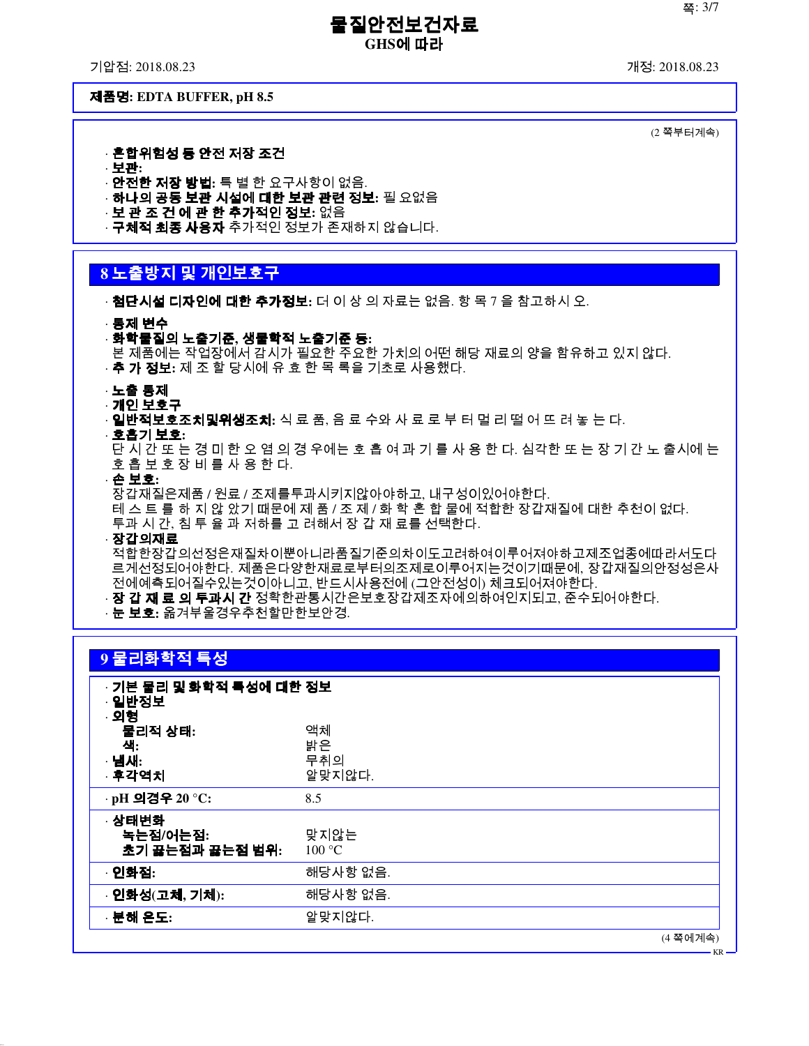**제품명: EDTA BUFFER, pH 8.5**

(2 쪽부터계속)

· **혼합위험성 등 안전 저장 조건**
· **보관:**
· **안전한 저장 방법:** 특 별 한 요구사항이 없음.
· **하나의 공동 보관 시설에 대한 보관 관련 정보:** 필 요없음
· **보 관 조 건 에 관 한 추가적인 정보:** 없음
· **구체적 최종 사용자** 추가적인 정보가 존재하지 않습니다.

## 8 노출방지 및 개인보호구

· **첨단시설 디자인에 대한 추가정보:** 더 이 상 의 자료는 없음. 항 목 7 을 참고하시 오.

· **통제 변수**
· **화학물질의 노출기준, 생물학적 노출기준 등:**
본 제품에는 작업장에서 감시가 필요한 주요한 가치의 어떤 해당 재료의 양을 함유하고 있지 않다.
· **추 가 정보:** 제 조 할 당시에 유 효 한 목 록을 기초로 사용했다.

· **노출 통제**
· **개인 보호구**
· **일반적보호조치및위생조치:** 식 료 품, 음 료 수와 사 료 로 부 터 멀 리 떨 어 뜨 려 놓 는 다.
· **호흡기 보호:**
단 시 간 또 는 경 미 한 오 염 의 경 우에는 호 흡 여 과 기 를 사 용 한 다. 심각한 또 는 장 기 간 노 출시에 는 호 흡 보 호 장 비 를 사 용 한 다.
· **손 보호:**
장갑재질은제품 / 원료 / 조제를투과시키지않아야하고, 내구성이있어야한다.
테 스 트 를 하 지 않 았기 때문에 제 품 / 조 제 / 화 학 혼 합 물에 적합한 장갑재질에 대한 추천이 없다.
투과 시 간, 침 투 율 과 저하를 고 려해서 장 갑 재 료를 선택한다.
· **장갑의재료**
적합한장갑의선정은재질차이뿐아니라품질기준의차이도고려하여이루어져야하고제조업종에따라서도다르게선정되어야한다. 제품은다양한재료로부터의조제로이루어지는것이기때문에, 장갑재질의안정성은사전에예측되어질수있는것이아니고, 반드시사용전에 (그안전성이) 체크되어져야한다.
· **장 갑 재 료 의 투과시 간** 정확한관통시간은보호장갑제조자에의하여인지되고, 준수되어야한다.
· **눈 보호:** 옮겨부을경우추천할만한보안경.

## 9 물리화학적 특성

| | |
|---|---|
| · **기본 물리 및 화학적 특성에 대한 정보** | |
| · **일반정보** | |
| · **외형** | |
| **물리적 상태:** | 액체 |
| **색:** | 밝은 |
| · **냄새:** | 무취의 |
| · **후각역치** | 알맞지않다. |
| · **pH 의경우 20 °C:** | 8.5 |
| · **상태변화** | |
| **녹는점/어는점:** | 맞지않는 |
| **초기 끓는점과 끓는점 범위:** | 100 °C |
| · **인화점:** | 해당사항 없음. |
| · **인화성(고체, 기체):** | 해당사항 없음. |
| · **분해 온도:** | 알맞지않다. |

(4 쪽에계속)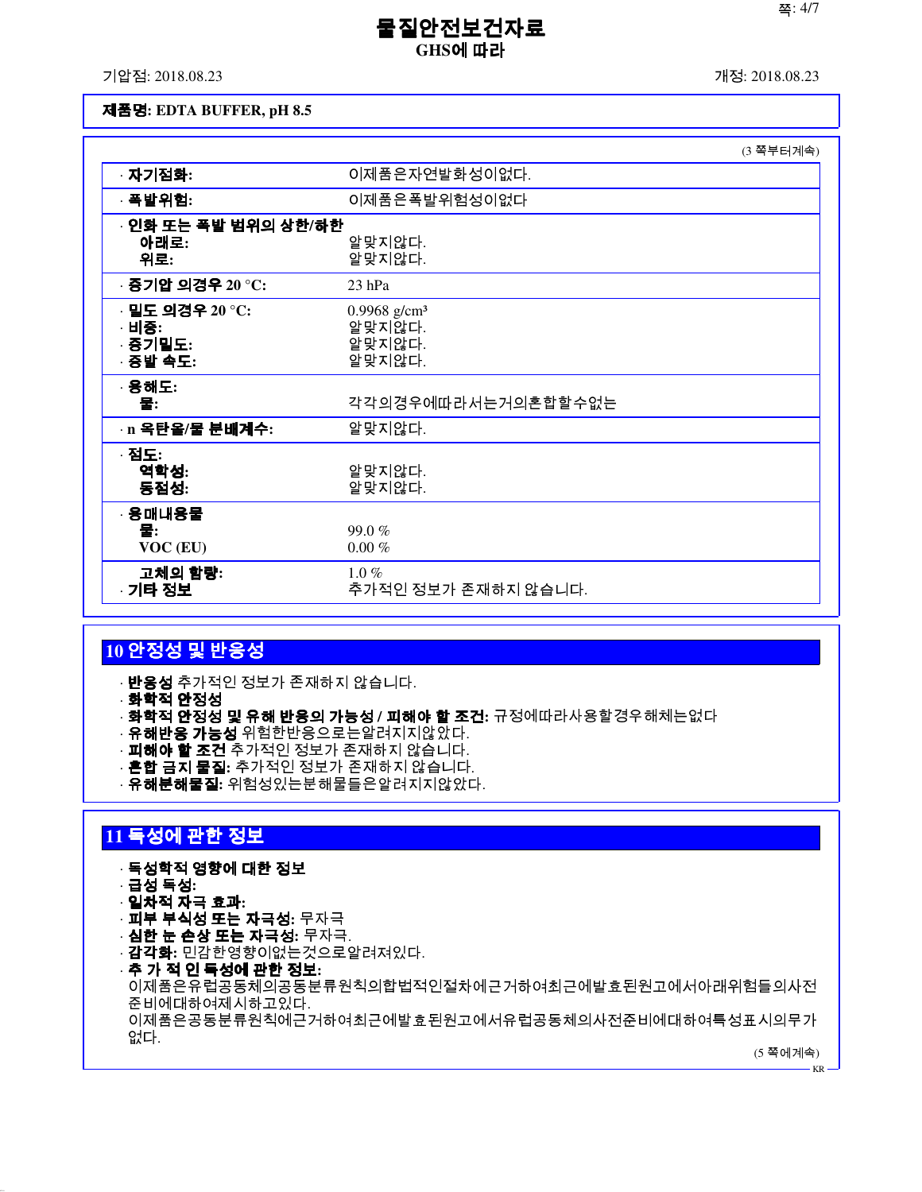**제품명: EDTA BUFFER, pH 8.5**

(3 쪽부터계속)

| | |
|---|---|
| · **자기점화:** | 이제품은자연발화성이없다. |
| · **폭발위험:** | 이제품은폭발위험성이없다 |
| · **인화 또는 폭발 범위의 상한/하한**<br>**아래로:**<br>**위로:** | <br>알맞지않다.<br>알맞지않다. |
| · **증기압 의경우 20 °C:** | 23 hPa |
| · **밀도 의경우 20 °C:**<br>· **비중:**<br>· **증기밀도:**<br>· **증발 속도:** | 0.9968 g/cm³<br>알맞지않다.<br>알맞지않다.<br>알맞지않다. |
| · **용해도:**<br>**물:** | <br>각각의경우에따라서는거의혼합할수없는 |
| · **n 옥탄올/물 분배계수:** | 알맞지않다. |
| · **점도:**<br>**역학성:**<br>**동점성:** | <br>알맞지않다.<br>알맞지않다. |
| · **용매내용물**<br>**물:**<br>**VOC (EU)** | <br>99.0 %<br>0.00 % |
| **고체의 함량:**<br>· **기타 정보** | 1.0 %<br>추가적인 정보가 존재하지 않습니다. |

## 10 안정성 및 반응성

- **반응성** 추가적인 정보가 존재하지 않습니다.
- **화학적 안정성**
- **화학적 안정성 및 유해 반응의 가능성 / 피해야 할 조건:** 규정에따라사용할경우해체는없다
- **유해반응 가능성** 위험한반응으로는알려지지않았다.
- **피해야 할 조건** 추가적인 정보가 존재하지 않습니다.
- **혼합 금지 물질:** 추가적인 정보가 존재하지 않습니다.
- **유해분해물질:** 위험성있는분해물들은알려지지않았다.

## 11 독성에 관한 정보

- **독성학적 영향에 대한 정보**
- **급성 독성:**
- **일차적 자극 효과:**
- **피부 부식성 또는 자극성:** 무자극
- **심한 눈 손상 또는 자극성:** 무자극.
- **감각화:** 민감한영향이없는것으로알려져있다.
- **추 가 적 인 독성에 관한 정보:**
  이제품은유럽공동체의공동분류원칙의합법적인절차에근거하여최근에발효된원고에서아래위험들의사전준비에대하여제시하고있다.
  이제품은공동분류원칙에근거하여최근에발효된원고에서유럽공동체의사전준비에대하여특성표시의무가없다.

(5 쪽에계속)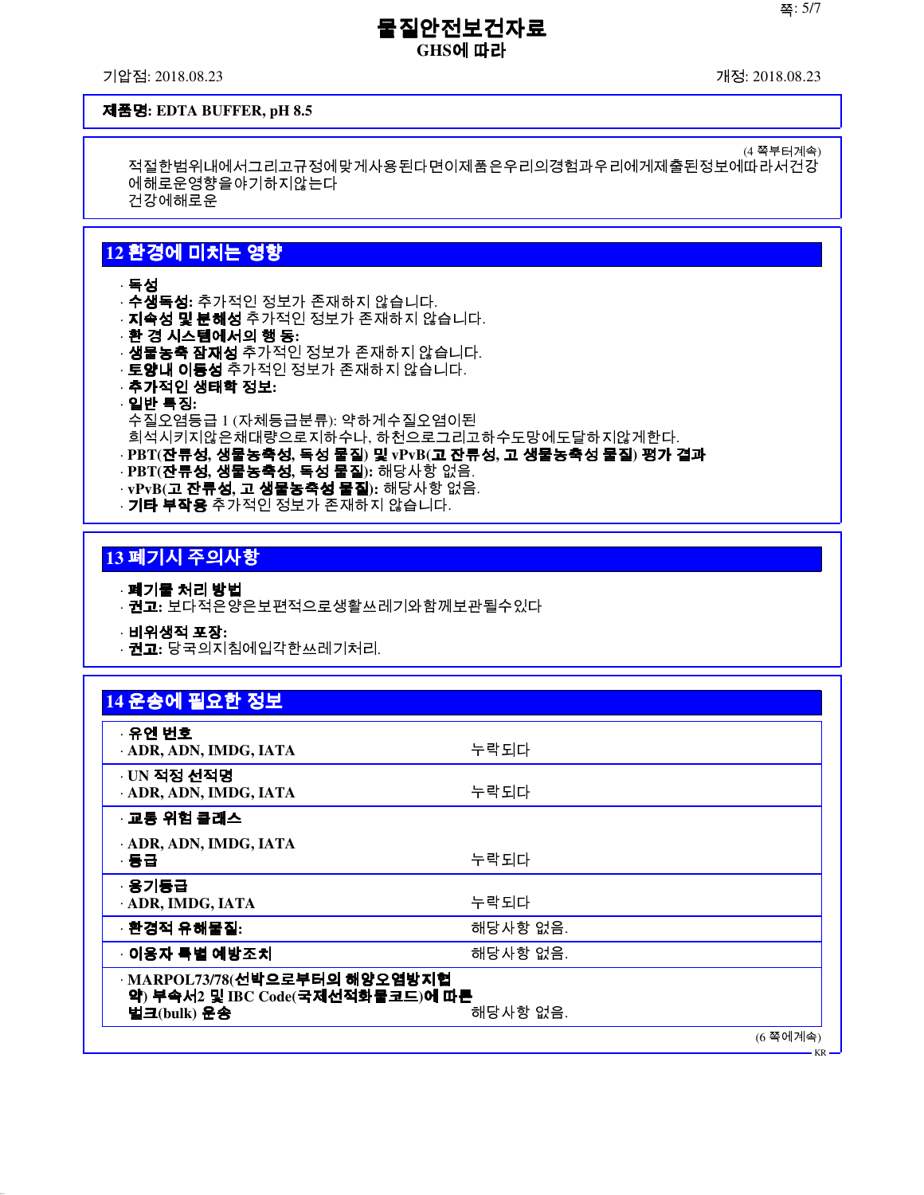**제품명: EDTA BUFFER, pH 8.5**

(4 쪽부터계속)

적절한범위내에서그리고규정에맞게사용된다면이제품은우리의경험과우리에게제출된정보에따라서건강에해로운영향을야기하지않는다
건강에해로운

## 12 환경에 미치는 영향

- **독성**
- **수생독성:** 추가적인 정보가 존재하지 않습니다.
- **지속성 및 분해성** 추가적인 정보가 존재하지 않습니다.
- **환 경 시스템에서의 행 동:**
- **생물농축 잠재성** 추가적인 정보가 존재하지 않습니다.
- **토양내 이동성** 추가적인 정보가 존재하지 않습니다.
- **추가적인 생태학 정보:**
- **일반 특징:**
  수질오염등급 1 (자체등급분류): 약하게수질오염이된
  희석시키지않은채대량으로지하수나, 하천으로그리고하수도망에도달하지않게한다.
- **PBT(잔류성, 생물농축성, 독성 물질) 및 vPvB(고 잔류성, 고 생물농축성 물질) 평가 결과**
- **PBT(잔류성, 생물농축성, 독성 물질):** 해당사항 없음.
- **vPvB(고 잔류성, 고 생물농축성 물질):** 해당사항 없음.
- **기타 부작용** 추가적인 정보가 존재하지 않습니다.

## 13 폐기시 주의사항

- **폐기물 처리 방법**
- **권고:** 보다적은양은보편적으로생활쓰레기와함께보관될수있다

- **비위생적 포장:**
- **권고:** 당국의지침에입각한쓰레기처리.

## 14 운송에 필요한 정보

| | |
|---|---|
| · **유엔 번호**<br>· **ADR, ADN, IMDG, IATA** | 누락되다 |
| · **UN 적정 선적명**<br>· **ADR, ADN, IMDG, IATA** | 누락되다 |
| · **교통 위험 클래스**<br>· **ADR, ADN, IMDG, IATA**<br>· **등급** | 누락되다 |
| · **용기등급**<br>· **ADR, IMDG, IATA** | 누락되다 |
| · **환경적 유해물질:** | 해당사항 없음. |
| · **이용자 특별 예방조치** | 해당사항 없음. |
| · **MARPOL73/78(선박으로부터의 해양오염방지협약) 부속서2 및 IBC Code(국제선적화물코드)에 따른 벌크(bulk) 운송** | 해당사항 없음. |

(6 쪽에계속)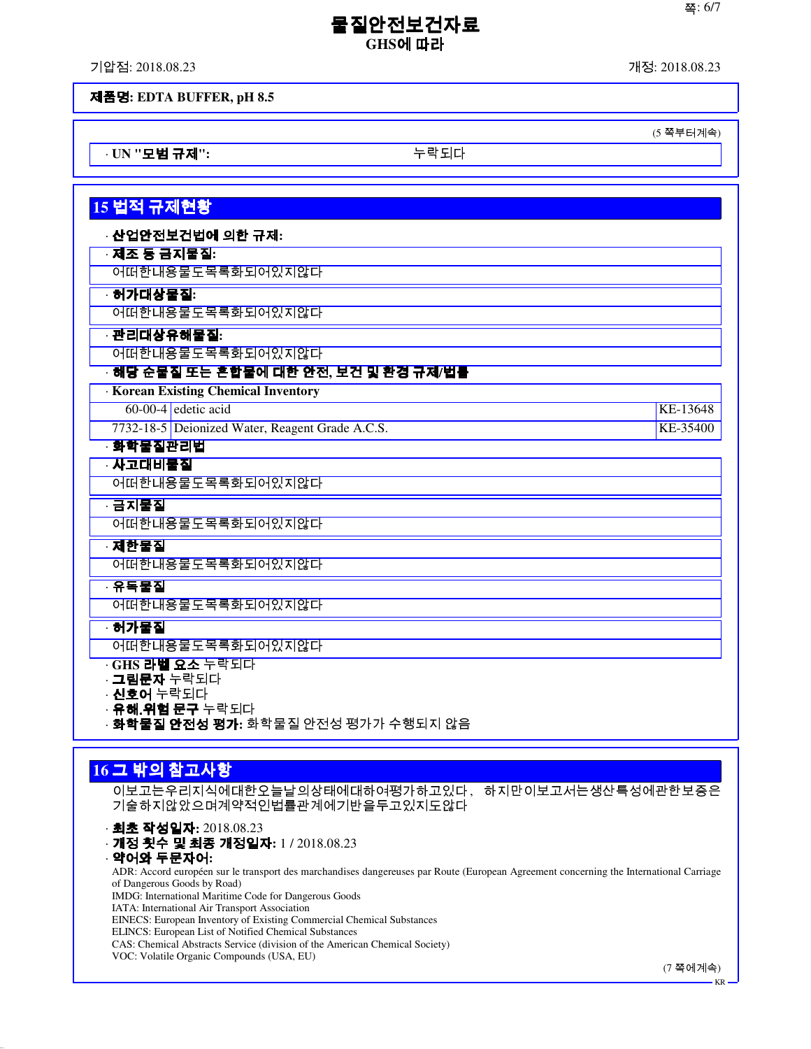**제품명: EDTA BUFFER, pH 8.5**

(5 쪽부터계속)

· **UN "모범 규제":** 누락되다

## 15 법적 규제현황

· **산업안전보건법에 의한 규제:**

· **제조 등 금지물질:**
어떠한내용물도목록화되어있지않다

· **허가대상물질:**
어떠한내용물도목록화되어있지않다

· **관리대상유해물질:**
어떠한내용물도목록화되어있지않다

· **해당 순물질 또는 혼합물에 대한 안전, 보건 및 환경 규제/법률**

· **Korean Existing Chemical Inventory**

| | | |
|---|---|---|
| 60-00-4 | edetic acid | KE-13648 |
| 7732-18-5 | Deionized Water, Reagent Grade A.C.S. | KE-35400 |

· **화학물질관리법**

· **사고대비물질**
어떠한내용물도목록화되어있지않다

· **금지물질**
어떠한내용물도목록화되어있지않다

· **제한물질**
어떠한내용물도목록화되어있지않다

· **유독물질**
어떠한내용물도목록화되어있지않다

· **허가물질**
어떠한내용물도목록화되어있지않다

· **GHS 라벨 요소** 누락되다
· **그림문자** 누락되다
· **신호어** 누락되다
· **유해.위험 문구** 누락되다
· **화학물질 안전성 평가:** 화학물질 안전성 평가가 수행되지 않음

## 16 그 밖의 참고사항

이보고는우리지식에대한오늘날의상태에대하여평가하고있다, 하지만이보고서는생산특성에관한보증은기술하지않았으며계약적인법률관계에기반을두고있지도않다

· **최초 작성일자:** 2018.08.23
· **개정 횟수 및 최종 개정일자:** 1 / 2018.08.23
· **약어와 두문자어:**

ADR: Accord européen sur le transport des marchandises dangereuses par Route (European Agreement concerning the International Carriage of Dangerous Goods by Road)
IMDG: International Maritime Code for Dangerous Goods
IATA: International Air Transport Association
EINECS: European Inventory of Existing Commercial Chemical Substances
ELINCS: European List of Notified Chemical Substances
CAS: Chemical Abstracts Service (division of the American Chemical Society)
VOC: Volatile Organic Compounds (USA, EU)

(7 쪽에계속)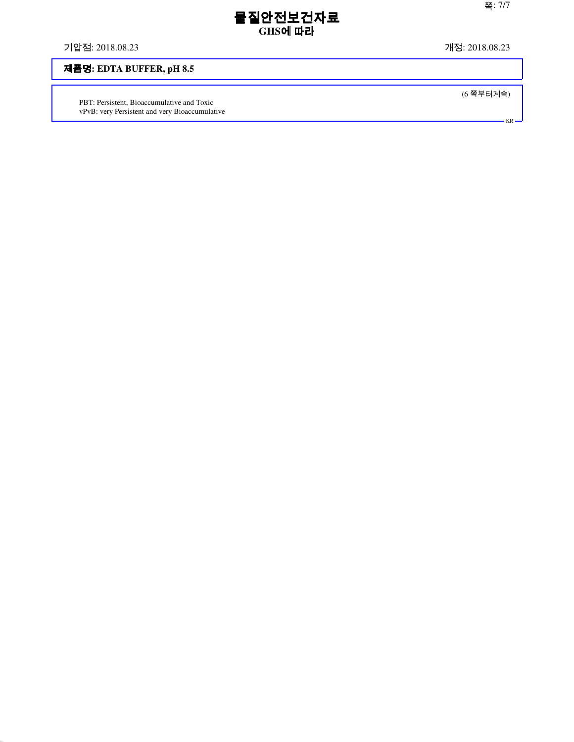# 물질안전보건자료

**GHS에 따라**

기압점: 2018.08.23

개정: 2018.08.23

**제품명: EDTA BUFFER, pH 8.5**

(6 쪽부터계속)

PBT: Persistent, Bioaccumulative and Toxic

vPvB: very Persistent and very Bioaccumulative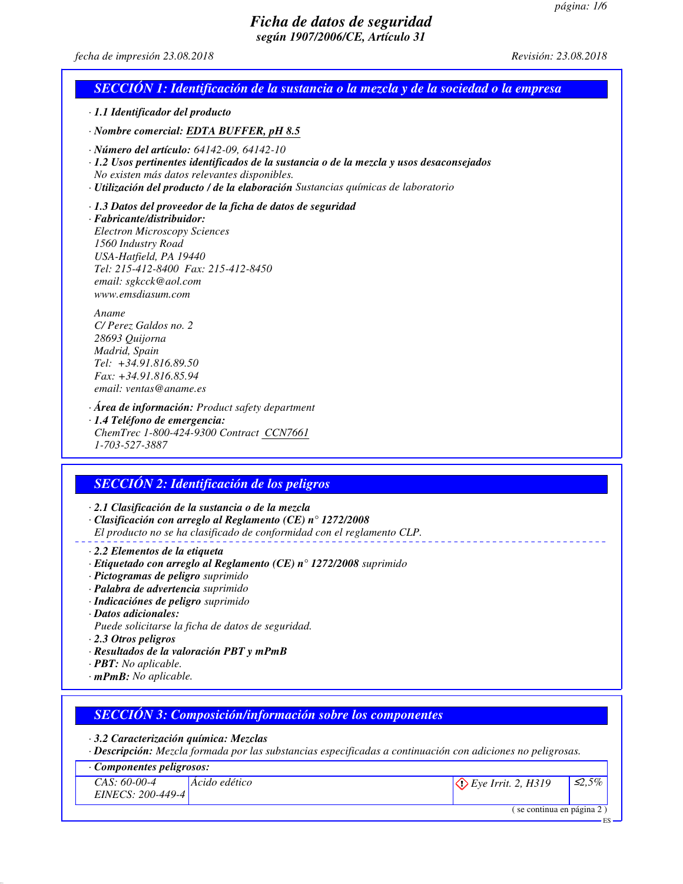# Ficha de datos de seguridad

**según 1907/2006/CE, Artículo 31**

*fecha de impresión 23.08.2018* — *Revisión: 23.08.2018*

## SECCIÓN 1: Identificación de la sustancia o la mezcla y de la sociedad o la empresa

· **1.1 Identificador del producto**

· **Nombre comercial:** **EDTA BUFFER, pH 8.5**

· **Número del artículo:** 64142-09, 64142-10

· **1.2 Usos pertinentes identificados de la sustancia o de la mezcla y usos desaconsejados**
No existen más datos relevantes disponibles.

· **Utilización del producto / de la elaboración** Sustancias químicas de laboratorio

· **1.3 Datos del proveedor de la ficha de datos de seguridad**

· **Fabricante/distribuidor:**
Electron Microscopy Sciences
1560 Industry Road
USA-Hatfield, PA 19440
Tel: 215-412-8400 Fax: 215-412-8450
email: sgkcck@aol.com
www.emsdiasum.com

Aname
C/ Perez Galdos no. 2
28693 Quijorna
Madrid, Spain
Tel: +34.91.816.89.50
Fax: +34.91.816.85.94
email: ventas@aname.es

· **Área de información:** Product safety department

· **1.4 Teléfono de emergencia:**
ChemTrec 1-800-424-9300 Contract CCN7661
1-703-527-3887

## SECCIÓN 2: Identificación de los peligros

· **2.1 Clasificación de la sustancia o de la mezcla**

· **Clasificación con arreglo al Reglamento (CE) n° 1272/2008**
El producto no se ha clasificado de conformidad con el reglamento CLP.

· **2.2 Elementos de la etiqueta**

· **Etiquetado con arreglo al Reglamento (CE) n° 1272/2008** suprimido

· **Pictogramas de peligro** suprimido

· **Palabra de advertencia** suprimido

· **Indicaciónes de peligro** suprimido

· **Datos adicionales:**
Puede solicitarse la ficha de datos de seguridad.

· **2.3 Otros peligros**

· **Resultados de la valoración PBT y mPmB**

· **PBT:** No aplicable.

· **mPmB:** No aplicable.

## SECCIÓN 3: Composición/información sobre los componentes

· **3.2 Caracterización química: Mezclas**

· **Descripción:** Mezcla formada por las substancias especificadas a continuación con adiciones no peligrosas.

· **Componentes peligrosos:**

| | | | |
|---|---|---|---|
| CAS: 60-00-4<br>EINECS: 200-449-4 | Ácido edético | Eye Irrit. 2, H319 | ≤2,5% |

( se continua en página 2 )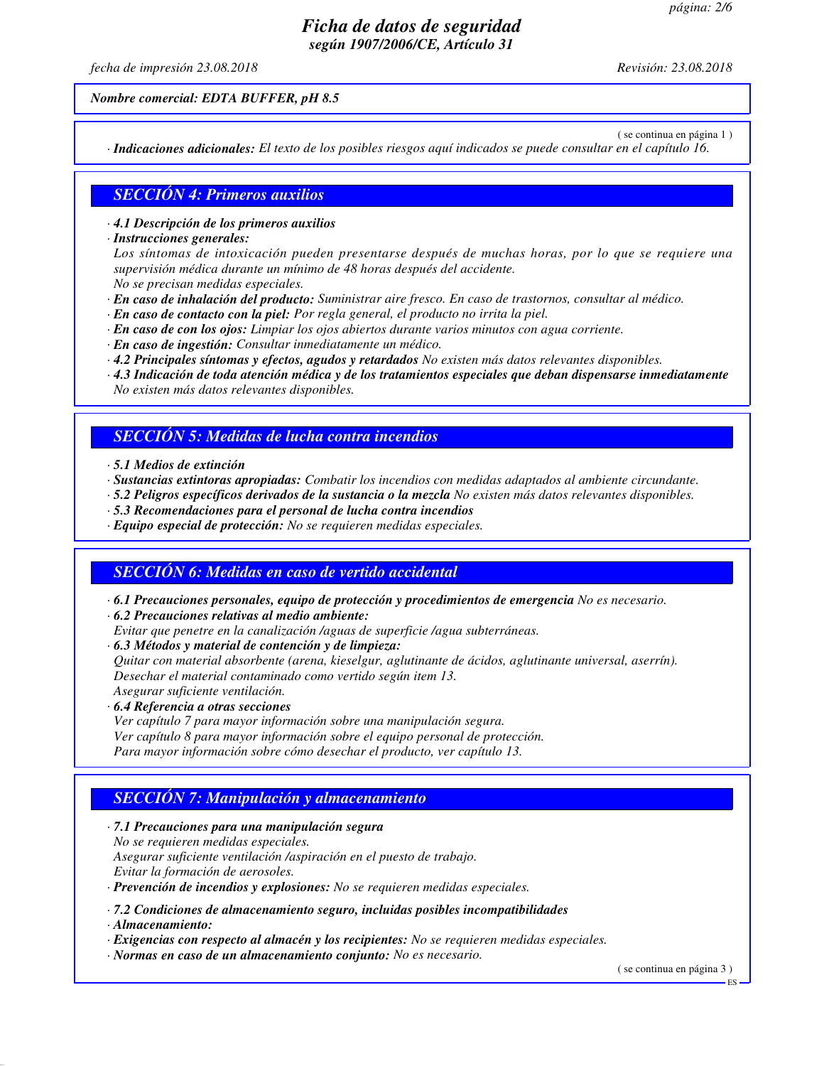*Nombre comercial: EDTA BUFFER, pH 8.5*

( se continua en página 1 )

· ***Indicaciones adicionales:*** *El texto de los posibles riesgos aquí indicados se puede consultar en el capítulo 16.*

## SECCIÓN 4: Primeros auxilios

· ***4.1 Descripción de los primeros auxilios***

· ***Instrucciones generales:***

*Los síntomas de intoxicación pueden presentarse después de muchas horas, por lo que se requiere una supervisión médica durante un mínimo de 48 horas después del accidente.*

*No se precisan medidas especiales.*

· ***En caso de inhalación del producto:*** *Suministrar aire fresco. En caso de trastornos, consultar al médico.*

· ***En caso de contacto con la piel:*** *Por regla general, el producto no irrita la piel.*

· ***En caso de con los ojos:*** *Limpiar los ojos abiertos durante varios minutos con agua corriente.*

· ***En caso de ingestión:*** *Consultar inmediatamente un médico.*

· ***4.2 Principales síntomas y efectos, agudos y retardados*** *No existen más datos relevantes disponibles.*

· ***4.3 Indicación de toda atención médica y de los tratamientos especiales que deban dispensarse inmediatamente***

*No existen más datos relevantes disponibles.*

## SECCIÓN 5: Medidas de lucha contra incendios

· ***5.1 Medios de extinción***

· ***Sustancias extintoras apropiadas:*** *Combatir los incendios con medidas adaptados al ambiente circundante.*

· ***5.2 Peligros específicos derivados de la sustancia o la mezcla*** *No existen más datos relevantes disponibles.*

· ***5.3 Recomendaciones para el personal de lucha contra incendios***

· ***Equipo especial de protección:*** *No se requieren medidas especiales.*

## SECCIÓN 6: Medidas en caso de vertido accidental

· ***6.1 Precauciones personales, equipo de protección y procedimientos de emergencia*** *No es necesario.*

· ***6.2 Precauciones relativas al medio ambiente:***

*Evitar que penetre en la canalización /aguas de superficie /agua subterráneas.*

· ***6.3 Métodos y material de contención y de limpieza:***

*Quitar con material absorbente (arena, kieselgur, aglutinante de ácidos, aglutinante universal, aserrín).*

*Desechar el material contaminado como vertido según item 13.*

*Asegurar suficiente ventilación.*

· ***6.4 Referencia a otras secciones***

*Ver capítulo 7 para mayor información sobre una manipulación segura.*

*Ver capítulo 8 para mayor información sobre el equipo personal de protección.*

*Para mayor información sobre cómo desechar el producto, ver capítulo 13.*

## SECCIÓN 7: Manipulación y almacenamiento

· ***7.1 Precauciones para una manipulación segura***

*No se requieren medidas especiales.*

*Asegurar suficiente ventilación /aspiración en el puesto de trabajo.*

*Evitar la formación de aerosoles.*

· ***Prevención de incendios y explosiones:*** *No se requieren medidas especiales.*

· ***7.2 Condiciones de almacenamiento seguro, incluidas posibles incompatibilidades***

· ***Almacenamiento:***

· ***Exigencias con respecto al almacén y los recipientes:*** *No se requieren medidas especiales.*

· ***Normas en caso de un almacenamiento conjunto:*** *No es necesario.*

( se continua en página 3 )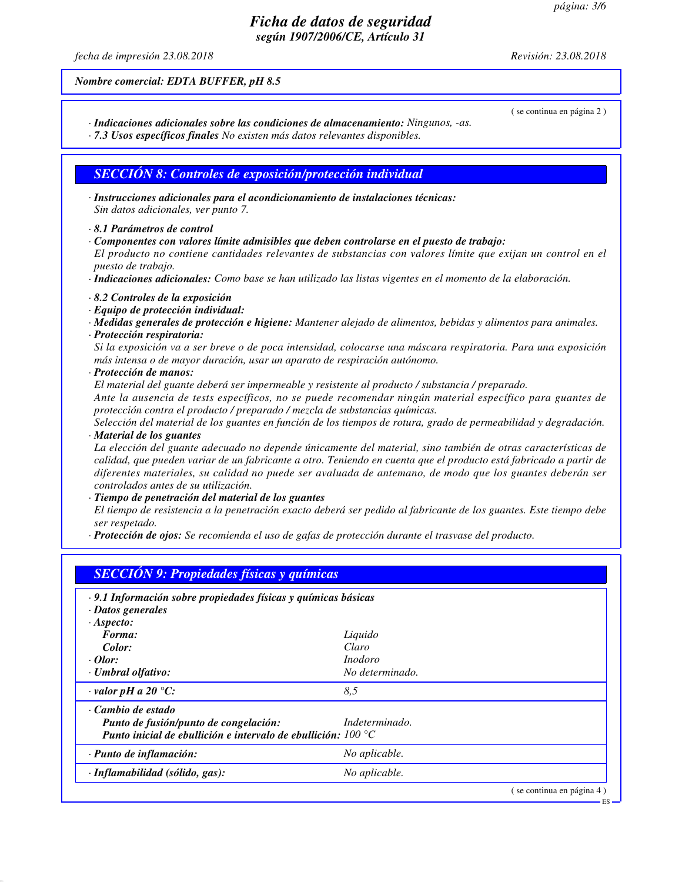*Nombre comercial: EDTA BUFFER, pH 8.5*

( se continua en página 2 )

· ***Indicaciones adicionales sobre las condiciones de almacenamiento:*** *Ningunos, -as.*
· ***7.3 Usos específicos finales*** *No existen más datos relevantes disponibles.*

## SECCIÓN 8: Controles de exposición/protección individual

· ***Instrucciones adicionales para el acondicionamiento de instalaciones técnicas:***
*Sin datos adicionales, ver punto 7.*

· ***8.1 Parámetros de control***
· ***Componentes con valores límite admisibles que deben controlarse en el puesto de trabajo:***
*El producto no contiene cantidades relevantes de substancias con valores límite que exijan un control en el puesto de trabajo.*
· ***Indicaciones adicionales:*** *Como base se han utilizado las listas vigentes en el momento de la elaboración.*

· ***8.2 Controles de la exposición***
· ***Equipo de protección individual:***
· ***Medidas generales de protección e higiene:*** *Mantener alejado de alimentos, bebidas y alimentos para animales.*
· ***Protección respiratoria:***
*Si la exposición va a ser breve o de poca intensidad, colocarse una máscara respiratoria. Para una exposición más intensa o de mayor duración, usar un aparato de respiración autónomo.*
· ***Protección de manos:***
*El material del guante deberá ser impermeable y resistente al producto / substancia / preparado.*
*Ante la ausencia de tests específicos, no se puede recomendar ningún material específico para guantes de protección contra el producto / preparado / mezcla de substancias químicas.*
*Selección del material de los guantes en función de los tiempos de rotura, grado de permeabilidad y degradación.*
· ***Material de los guantes***
*La elección del guante adecuado no depende únicamente del material, sino también de otras características de calidad, que pueden variar de un fabricante a otro. Teniendo en cuenta que el producto está fabricado a partir de diferentes materiales, su calidad no puede ser avaluada de antemano, de modo que los guantes deberán ser controlados antes de su utilización.*
· ***Tiempo de penetración del material de los guantes***
*El tiempo de resistencia a la penetración exacto deberá ser pedido al fabricante de los guantes. Este tiempo debe ser respetado.*
· ***Protección de ojos:*** *Se recomienda el uso de gafas de protección durante el trasvase del producto.*

## SECCIÓN 9: Propiedades físicas y químicas

· ***9.1 Información sobre propiedades físicas y químicas básicas***
· ***Datos generales***

| | |
|---|---|
| · **Aspecto:** | |
| **Forma:** | Liquido |
| **Color:** | Claro |
| · **Olor:** | Inodoro |
| · **Umbral olfativo:** | No determinado. |
| · **valor pH a 20 °C:** | 8,5 |
| · **Cambio de estado** | |
| **Punto de fusión/punto de congelación:** | Indeterminado. |
| **Punto inicial de ebullición e intervalo de ebullición:** | 100 °C |
| · **Punto de inflamación:** | No aplicable. |
| · **Inflamabilidad (sólido, gas):** | No aplicable. |

( se continua en página 4 )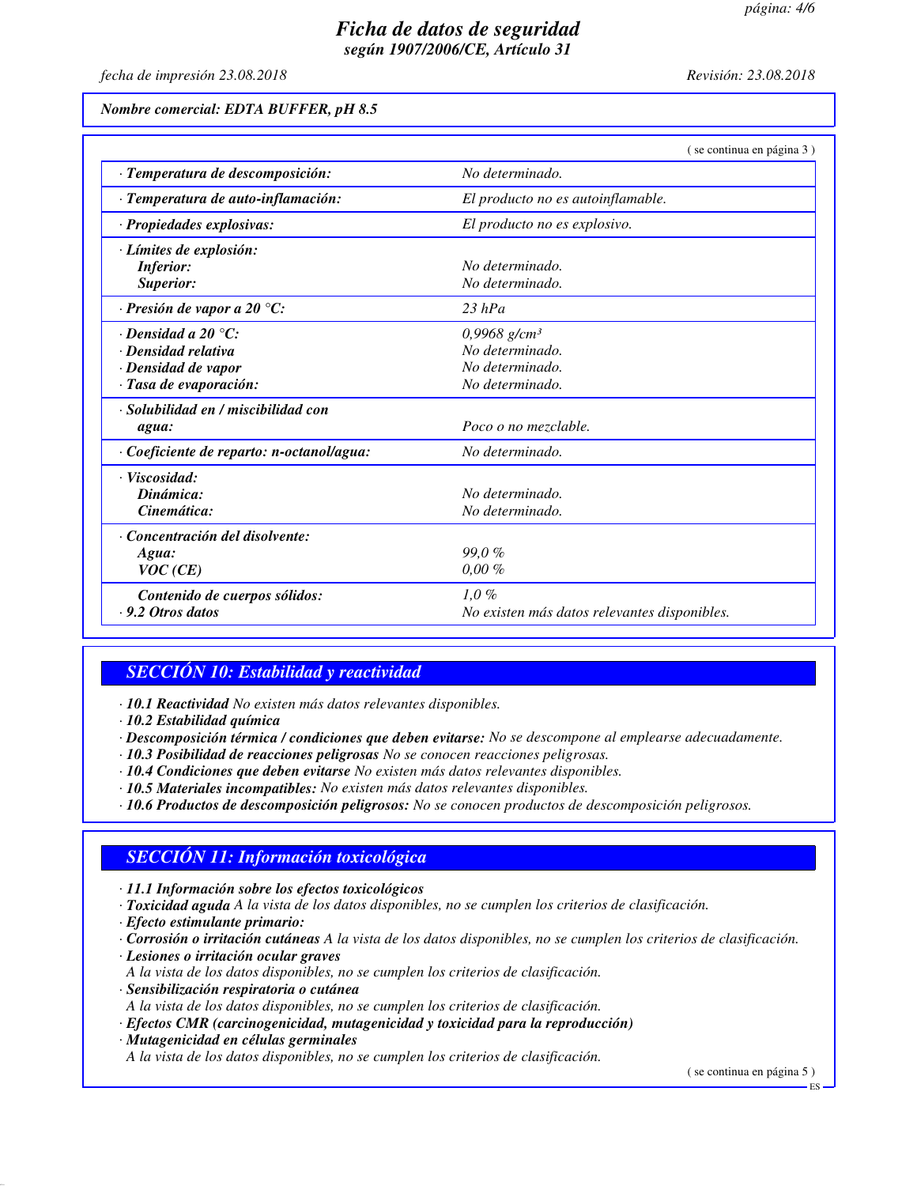*Nombre comercial: EDTA BUFFER, pH 8.5*

( se continua en página 3 )

| | |
|---|---|
| · **Temperatura de descomposición:** | No determinado. |
| · **Temperatura de auto-inflamación:** | El producto no es autoinflamable. |
| · **Propiedades explosivas:** | El producto no es explosivo. |
| · **Límites de explosión:** | |
| **Inferior:** | No determinado. |
| **Superior:** | No determinado. |
| · **Presión de vapor a 20 °C:** | 23 hPa |
| · **Densidad a 20 °C:** | 0,9968 g/cm³ |
| · **Densidad relativa** | No determinado. |
| · **Densidad de vapor** | No determinado. |
| · **Tasa de evaporación:** | No determinado. |
| · **Solubilidad en / miscibilidad con agua:** | Poco o no mezclable. |
| · **Coeficiente de reparto: n-octanol/agua:** | No determinado. |
| · **Viscosidad:** | |
| **Dinámica:** | No determinado. |
| **Cinemática:** | No determinado. |
| · **Concentración del disolvente:** | |
| **Agua:** | 99,0 % |
| **VOC (CE)** | 0,00 % |
| **Contenido de cuerpos sólidos:** | 1,0 % |
| · **9.2 Otros datos** | No existen más datos relevantes disponibles. |

## SECCIÓN 10: Estabilidad y reactividad

· **10.1 Reactividad** No existen más datos relevantes disponibles.
· **10.2 Estabilidad química**
· **Descomposición térmica / condiciones que deben evitarse:** No se descompone al emplearse adecuadamente.
· **10.3 Posibilidad de reacciones peligrosas** No se conocen reacciones peligrosas.
· **10.4 Condiciones que deben evitarse** No existen más datos relevantes disponibles.
· **10.5 Materiales incompatibles:** No existen más datos relevantes disponibles.
· **10.6 Productos de descomposición peligrosos:** No se conocen productos de descomposición peligrosos.

## SECCIÓN 11: Información toxicológica

· **11.1 Información sobre los efectos toxicológicos**
· **Toxicidad aguda** A la vista de los datos disponibles, no se cumplen los criterios de clasificación.
· **Efecto estimulante primario:**
· **Corrosión o irritación cutáneas** A la vista de los datos disponibles, no se cumplen los criterios de clasificación.
· **Lesiones o irritación ocular graves**
A la vista de los datos disponibles, no se cumplen los criterios de clasificación.
· **Sensibilización respiratoria o cutánea**
A la vista de los datos disponibles, no se cumplen los criterios de clasificación.
· **Efectos CMR (carcinogenicidad, mutagenicidad y toxicidad para la reproducción)**
· **Mutagenicidad en células germinales**
A la vista de los datos disponibles, no se cumplen los criterios de clasificación.

( se continua en página 5 )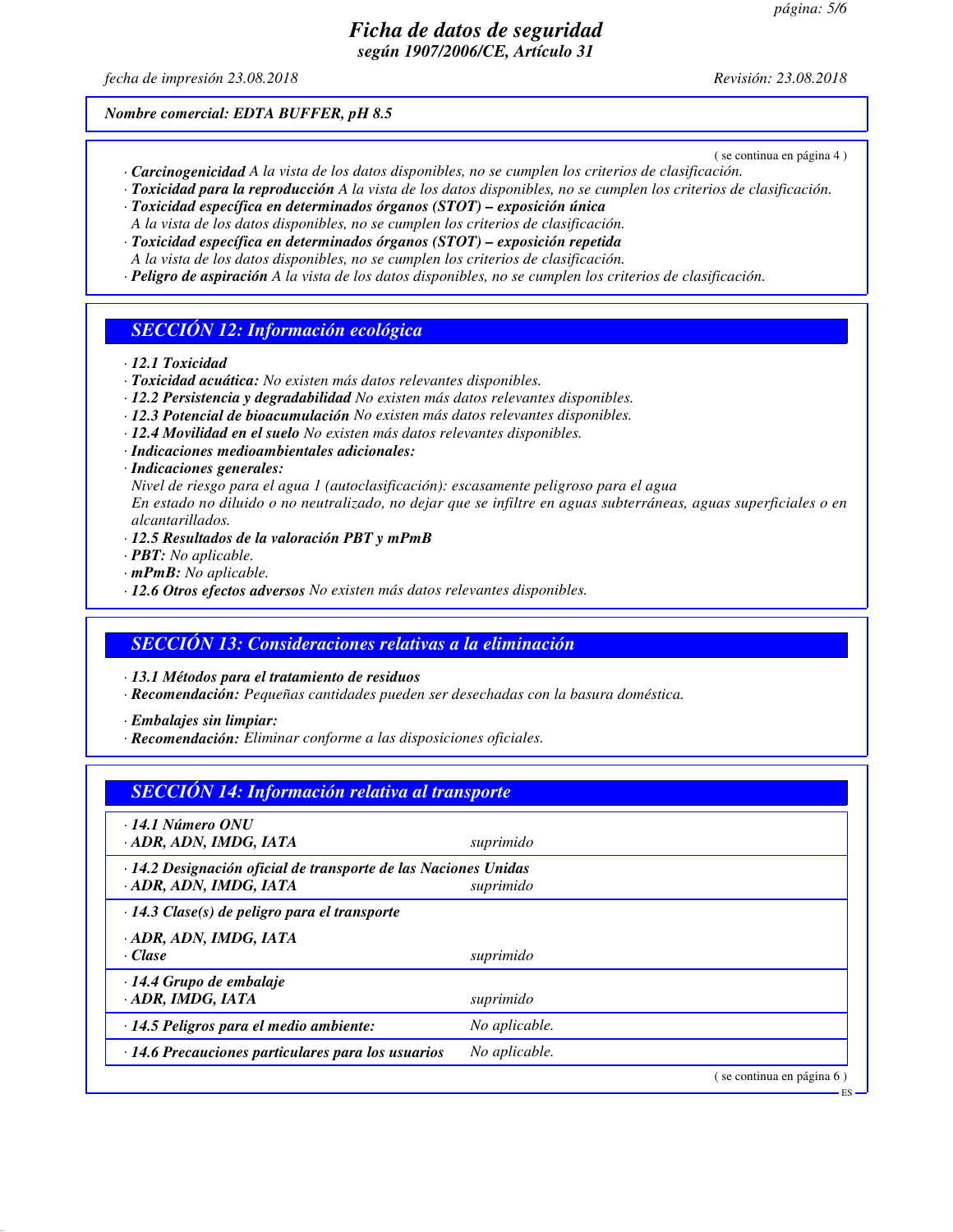## Ficha de datos de seguridad
### según 1907/2006/CE, Artículo 31

*fecha de impresión 23.08.2018* *Revisión: 23.08.2018*

**Nombre comercial: EDTA BUFFER, pH 8.5**

( se continua en página 4 )

· **Carcinogenicidad** A la vista de los datos disponibles, no se cumplen los criterios de clasificación.
· **Toxicidad para la reproducción** A la vista de los datos disponibles, no se cumplen los criterios de clasificación.
· **Toxicidad específica en determinados órganos (STOT) – exposición única**
A la vista de los datos disponibles, no se cumplen los criterios de clasificación.
· **Toxicidad específica en determinados órganos (STOT) – exposición repetida**
A la vista de los datos disponibles, no se cumplen los criterios de clasificación.
· **Peligro de aspiración** A la vista de los datos disponibles, no se cumplen los criterios de clasificación.

## SECCIÓN 12: Información ecológica

· **12.1 Toxicidad**
· **Toxicidad acuática:** No existen más datos relevantes disponibles.
· **12.2 Persistencia y degradabilidad** No existen más datos relevantes disponibles.
· **12.3 Potencial de bioacumulación** No existen más datos relevantes disponibles.
· **12.4 Movilidad en el suelo** No existen más datos relevantes disponibles.
· **Indicaciones medioambientales adicionales:**
· **Indicaciones generales:**
Nivel de riesgo para el agua 1 (autoclasificación): escasamente peligroso para el agua
En estado no diluido o no neutralizado, no dejar que se infiltre en aguas subterráneas, aguas superficiales o en alcantarillados.
· **12.5 Resultados de la valoración PBT y mPmB**
· **PBT:** No aplicable.
· **mPmB:** No aplicable.
· **12.6 Otros efectos adversos** No existen más datos relevantes disponibles.

## SECCIÓN 13: Consideraciones relativas a la eliminación

· **13.1 Métodos para el tratamiento de residuos**
· **Recomendación:** Pequeñas cantidades pueden ser desechadas con la basura doméstica.

· **Embalajes sin limpiar:**
· **Recomendación:** Eliminar conforme a las disposiciones oficiales.

## SECCIÓN 14: Información relativa al transporte

| | |
|---|---|
| · **14.1 Número ONU** | |
| · **ADR, ADN, IMDG, IATA** | suprimido |
| · **14.2 Designación oficial de transporte de las Naciones Unidas** | |
| · **ADR, ADN, IMDG, IATA** | suprimido |
| · **14.3 Clase(s) de peligro para el transporte** | |
| · **ADR, ADN, IMDG, IATA** | |
| · **Clase** | suprimido |
| · **14.4 Grupo de embalaje** | |
| · **ADR, IMDG, IATA** | suprimido |
| · **14.5 Peligros para el medio ambiente:** | No aplicable. |
| · **14.6 Precauciones particulares para los usuarios** | No aplicable. |

( se continua en página 6 )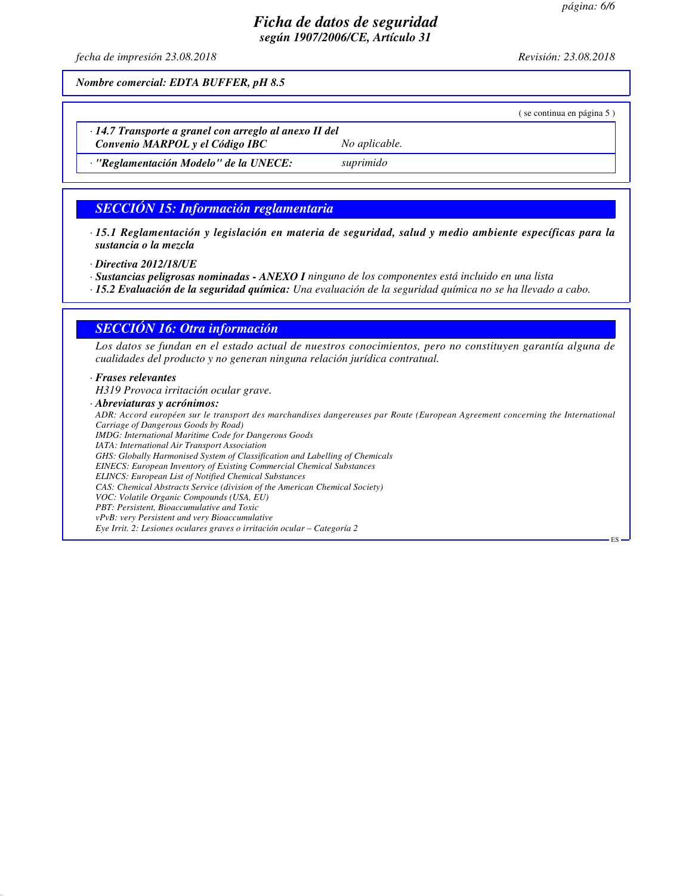( se continua en página 5 )

| | |
|---|---|
| · *14.7 Transporte a granel con arreglo al anexo II del Convenio MARPOL y el Código IBC* | *No aplicable.* |
| · *"Reglamentación Modelo" de la UNECE:* | *suprimido* |

## SECCIÓN 15: Información reglamentaria

· ***15.1 Reglamentación y legislación en materia de seguridad, salud y medio ambiente específicas para la sustancia o la mezcla***

· ***Directiva 2012/18/UE***

· ***Sustancias peligrosas nominadas - ANEXO I*** *ninguno de los componentes está incluido en una lista*

· ***15.2 Evaluación de la seguridad química:*** *Una evaluación de la seguridad química no se ha llevado a cabo.*

## SECCIÓN 16: Otra información

*Los datos se fundan en el estado actual de nuestros conocimientos, pero no constituyen garantía alguna de cualidades del producto y no generan ninguna relación jurídica contratual.*

· ***Frases relevantes***

*H319 Provoca irritación ocular grave.*

· ***Abreviaturas y acrónimos:***

*ADR: Accord européen sur le transport des marchandises dangereuses par Route (European Agreement concerning the International Carriage of Dangerous Goods by Road)*
*IMDG: International Maritime Code for Dangerous Goods*
*IATA: International Air Transport Association*
*GHS: Globally Harmonised System of Classification and Labelling of Chemicals*
*EINECS: European Inventory of Existing Commercial Chemical Substances*
*ELINCS: European List of Notified Chemical Substances*
*CAS: Chemical Abstracts Service (division of the American Chemical Society)*
*VOC: Volatile Organic Compounds (USA, EU)*
*PBT: Persistent, Bioaccumulative and Toxic*
*vPvB: very Persistent and very Bioaccumulative*
*Eye Irrit. 2: Lesiones oculares graves o irritación ocular – Categoría 2*